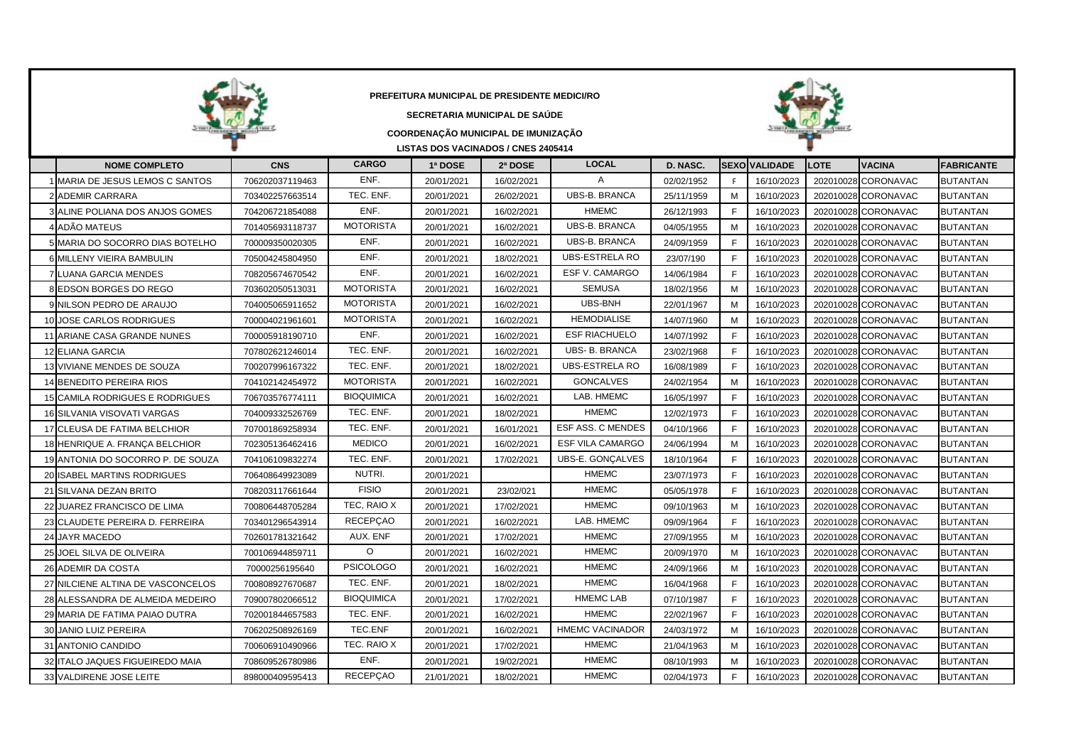**PREFEITURA MUNICIPAL DE PRESIDENTE MEDICI/RO**

**SECRETARIA MUNICIPAL DE SAÚDE**

**COORDENAÇÃO MUNICIPAL DE IMUNIZAÇÃO**

**LISTAS DOS VACINADOS / CNES 2405414**

| | NOME COMPLETO | CNS | CARGO | 1ª DOSE | 2ª DOSE | LOCAL | D. NASC. | SEXO | VALIDADE | LOTE | VACINA | FABRICANTE |
|---|---|---|---|---|---|---|---|---|---|---|---|---|
| 1 | MARIA DE JESUS LEMOS C SANTOS | 706202037119463 | ENF. | 20/01/2021 | 16/02/2021 | A | 02/02/1952 | F | 16/10/2023 | 202010028 | CORONAVAC | BUTANTAN |
| 2 | ADEMIR CARRARA | 703402257663514 | TEC. ENF. | 20/01/2021 | 26/02/2021 | UBS-B. BRANCA | 25/11/1959 | M | 16/10/2023 | 202010028 | CORONAVAC | BUTANTAN |
| 3 | ALINE POLIANA DOS ANJOS GOMES | 704206721854088 | ENF. | 20/01/2021 | 16/02/2021 | HMEMC | 26/12/1993 | F | 16/10/2023 | 202010028 | CORONAVAC | BUTANTAN |
| 4 | ADÃO MATEUS | 701405693118737 | MOTORISTA | 20/01/2021 | 16/02/2021 | UBS-B. BRANCA | 04/05/1955 | M | 16/10/2023 | 202010028 | CORONAVAC | BUTANTAN |
| 5 | MARIA DO SOCORRO DIAS BOTELHO | 700009350020305 | ENF. | 20/01/2021 | 16/02/2021 | UBS-B. BRANCA | 24/09/1959 | F | 16/10/2023 | 202010028 | CORONAVAC | BUTANTAN |
| 6 | MILLENY VIEIRA BAMBULIN | 705004245804950 | ENF. | 20/01/2021 | 18/02/2021 | UBS-ESTRELA RO | 23/07/190 | F | 16/10/2023 | 202010028 | CORONAVAC | BUTANTAN |
| 7 | LUANA GARCIA MENDES | 708205674670542 | ENF. | 20/01/2021 | 16/02/2021 | ESF V. CAMARGO | 14/06/1984 | F | 16/10/2023 | 202010028 | CORONAVAC | BUTANTAN |
| 8 | EDSON BORGES DO REGO | 703602050513031 | MOTORISTA | 20/01/2021 | 16/02/2021 | SEMUSA | 18/02/1956 | M | 16/10/2023 | 202010028 | CORONAVAC | BUTANTAN |
| 9 | NILSON PEDRO DE ARAUJO | 704005065911652 | MOTORISTA | 20/01/2021 | 16/02/2021 | UBS-BNH | 22/01/1967 | M | 16/10/2023 | 202010028 | CORONAVAC | BUTANTAN |
| 10 | JOSE CARLOS RODRIGUES | 700004021961601 | MOTORISTA | 20/01/2021 | 16/02/2021 | HEMODIALISE | 14/07/1960 | M | 16/10/2023 | 202010028 | CORONAVAC | BUTANTAN |
| 11 | ARIANE CASA GRANDE NUNES | 700005918190710 | ENF. | 20/01/2021 | 16/02/2021 | ESF RIACHUELO | 14/07/1992 | F | 16/10/2023 | 202010028 | CORONAVAC | BUTANTAN |
| 12 | ELIANA GARCIA | 707802621246014 | TEC. ENF. | 20/01/2021 | 16/02/2021 | UBS- B. BRANCA | 23/02/1968 | F | 16/10/2023 | 202010028 | CORONAVAC | BUTANTAN |
| 13 | VIVIANE MENDES DE SOUZA | 700207996167322 | TEC. ENF. | 20/01/2021 | 18/02/2021 | UBS-ESTRELA RO | 16/08/1989 | F | 16/10/2023 | 202010028 | CORONAVAC | BUTANTAN |
| 14 | BENEDITO PEREIRA RIOS | 704102142454972 | MOTORISTA | 20/01/2021 | 16/02/2021 | GONCALVES | 24/02/1954 | M | 16/10/2023 | 202010028 | CORONAVAC | BUTANTAN |
| 15 | CAMILA RODRIGUES E RODRIGUES | 706703576774111 | BIOQUIMICA | 20/01/2021 | 16/02/2021 | LAB. HMEMC | 16/05/1997 | F | 16/10/2023 | 202010028 | CORONAVAC | BUTANTAN |
| 16 | SILVANIA VISOVATI VARGAS | 704009332526769 | TEC. ENF. | 20/01/2021 | 18/02/2021 | HMEMC | 12/02/1973 | F | 16/10/2023 | 202010028 | CORONAVAC | BUTANTAN |
| 17 | CLEUSA DE FATIMA BELCHIOR | 707001869258934 | TEC. ENF. | 20/01/2021 | 16/01/2021 | ESF ASS. C MENDES | 04/10/1966 | F | 16/10/2023 | 202010028 | CORONAVAC | BUTANTAN |
| 18 | HENRIQUE A. FRANÇA BELCHIOR | 702305136462416 | MEDICO | 20/01/2021 | 16/02/2021 | ESF VILA CAMARGO | 24/06/1994 | M | 16/10/2023 | 202010028 | CORONAVAC | BUTANTAN |
| 19 | ANTONIA DO SOCORRO P. DE SOUZA | 704106109832274 | TEC. ENF. | 20/01/2021 | 17/02/2021 | UBS-E. GONÇALVES | 18/10/1964 | F | 16/10/2023 | 202010028 | CORONAVAC | BUTANTAN |
| 20 | ISABEL MARTINS RODRIGUES | 706408649923089 | NUTRI. | 20/01/2021 | | HMEMC | 23/07/1973 | F | 16/10/2023 | 202010028 | CORONAVAC | BUTANTAN |
| 21 | SILVANA DEZAN BRITO | 708203117661644 | FISIO | 20/01/2021 | 23/02/021 | HMEMC | 05/05/1978 | F | 16/10/2023 | 202010028 | CORONAVAC | BUTANTAN |
| 22 | JUAREZ FRANCISCO DE LIMA | 700806448705284 | TEC, RAIO X | 20/01/2021 | 17/02/2021 | HMEMC | 09/10/1963 | M | 16/10/2023 | 202010028 | CORONAVAC | BUTANTAN |
| 23 | CLAUDETE PEREIRA D. FERREIRA | 703401296543914 | RECEPÇAO | 20/01/2021 | 16/02/2021 | LAB. HMEMC | 09/09/1964 | F | 16/10/2023 | 202010028 | CORONAVAC | BUTANTAN |
| 24 | JAYR MACEDO | 702601781321642 | AUX. ENF | 20/01/2021 | 17/02/2021 | HMEMC | 27/09/1955 | M | 16/10/2023 | 202010028 | CORONAVAC | BUTANTAN |
| 25 | JOEL SILVA DE OLIVEIRA | 700106944859711 | O | 20/01/2021 | 16/02/2021 | HMEMC | 20/09/1970 | M | 16/10/2023 | 202010028 | CORONAVAC | BUTANTAN |
| 26 | ADEMIR DA COSTA | 70000256195640 | PSICOLOGO | 20/01/2021 | 16/02/2021 | HMEMC | 24/09/1966 | M | 16/10/2023 | 202010028 | CORONAVAC | BUTANTAN |
| 27 | NILCIENE ALTINA DE VASCONCELOS | 700808927670687 | TEC. ENF. | 20/01/2021 | 18/02/2021 | HMEMC | 16/04/1968 | F | 16/10/2023 | 202010028 | CORONAVAC | BUTANTAN |
| 28 | ALESSANDRA DE ALMEIDA MEDEIRO | 709007802066512 | BIOQUIMICA | 20/01/2021 | 17/02/2021 | HMEMC LAB | 07/10/1987 | F | 16/10/2023 | 202010028 | CORONAVAC | BUTANTAN |
| 29 | MARIA DE FATIMA PAIAO DUTRA | 702001844657583 | TEC. ENF. | 20/01/2021 | 16/02/2021 | HMEMC | 22/02/1967 | F | 16/10/2023 | 202010028 | CORONAVAC | BUTANTAN |
| 30 | JANIO LUIZ PEREIRA | 706202508926169 | TEC.ENF | 20/01/2021 | 16/02/2021 | HMEMC VACINADOR | 24/03/1972 | M | 16/10/2023 | 202010028 | CORONAVAC | BUTANTAN |
| 31 | ANTONIO CANDIDO | 700606910490966 | TEC. RAIO X | 20/01/2021 | 17/02/2021 | HMEMC | 21/04/1963 | M | 16/10/2023 | 202010028 | CORONAVAC | BUTANTAN |
| 32 | ITALO JAQUES FIGUEIREDO MAIA | 708609526780986 | ENF. | 20/01/2021 | 19/02/2021 | HMEMC | 08/10/1993 | M | 16/10/2023 | 202010028 | CORONAVAC | BUTANTAN |
| 33 | VALDIRENE JOSE LEITE | 898000409595413 | RECEPÇAO | 21/01/2021 | 18/02/2021 | HMEMC | 02/04/1973 | F | 16/10/2023 | 202010028 | CORONAVAC | BUTANTAN |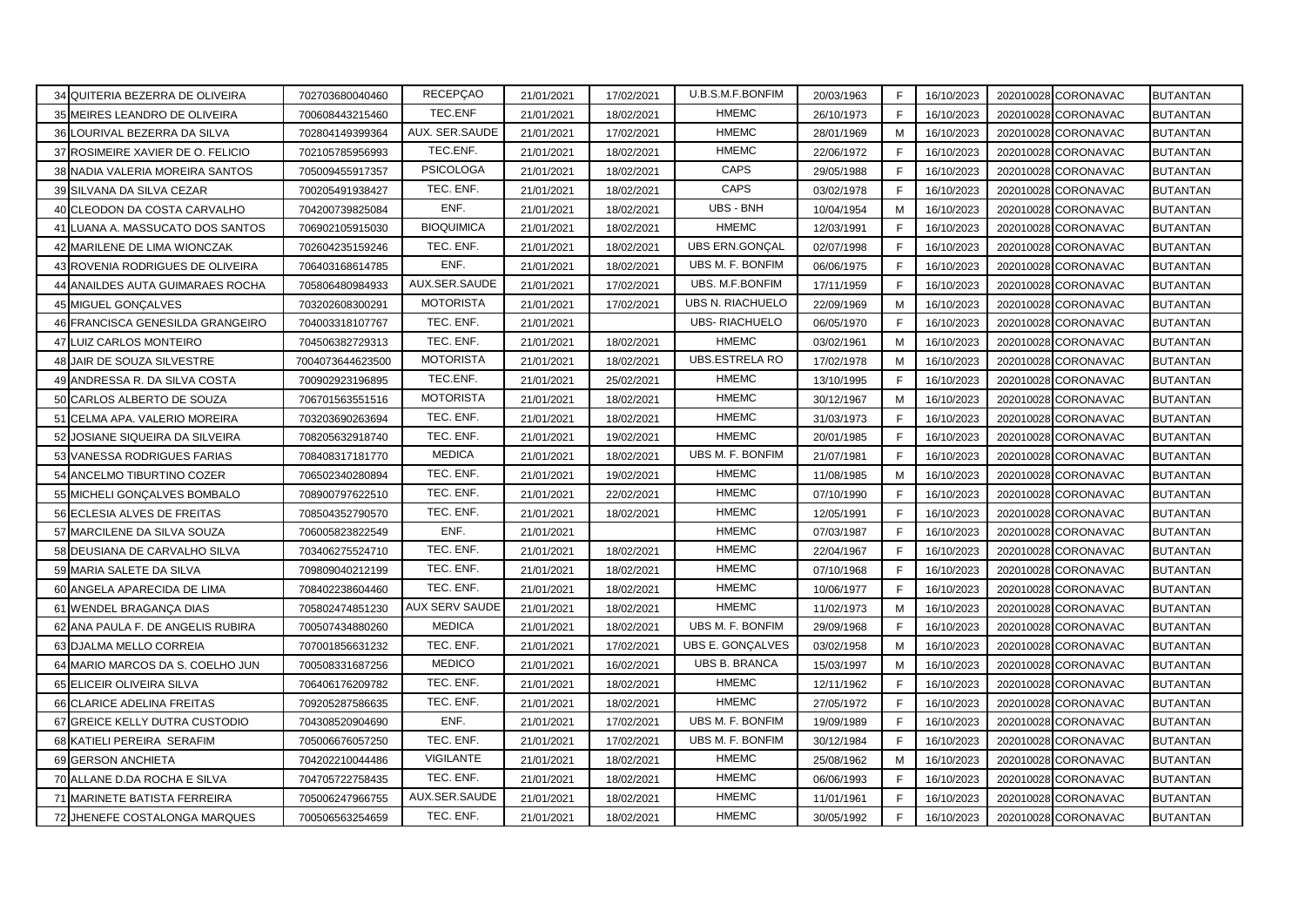| | | | | | | | | | | | | |
|---|---|---|---|---|---|---|---|---|---|---|---|---|
| 34 | QUITERIA BEZERRA DE OLIVEIRA | 702703680040460 | RECEPÇAO | 21/01/2021 | 17/02/2021 | U.B.S.M.F.BONFIM | 20/03/1963 | F | 16/10/2023 | 202010028 | CORONAVAC | BUTANTAN |
| 35 | MEIRES LEANDRO DE OLIVEIRA | 700608443215460 | TEC.ENF | 21/01/2021 | 18/02/2021 | HMEMC | 26/10/1973 | F | 16/10/2023 | 202010028 | CORONAVAC | BUTANTAN |
| 36 | LOURIVAL BEZERRA DA SILVA | 702804149399364 | AUX. SER.SAUDE | 21/01/2021 | 17/02/2021 | HMEMC | 28/01/1969 | M | 16/10/2023 | 202010028 | CORONAVAC | BUTANTAN |
| 37 | ROSIMEIRE XAVIER DE O. FELICIO | 702105785956993 | TEC.ENF. | 21/01/2021 | 18/02/2021 | HMEMC | 22/06/1972 | F | 16/10/2023 | 202010028 | CORONAVAC | BUTANTAN |
| 38 | NADIA VALERIA MOREIRA SANTOS | 705009455917357 | PSICOLOGA | 21/01/2021 | 18/02/2021 | CAPS | 29/05/1988 | F | 16/10/2023 | 202010028 | CORONAVAC | BUTANTAN |
| 39 | SILVANA DA SILVA CEZAR | 700205491938427 | TEC. ENF. | 21/01/2021 | 18/02/2021 | CAPS | 03/02/1978 | F | 16/10/2023 | 202010028 | CORONAVAC | BUTANTAN |
| 40 | CLEODON DA COSTA CARVALHO | 704200739825084 | ENF. | 21/01/2021 | 18/02/2021 | UBS - BNH | 10/04/1954 | M | 16/10/2023 | 202010028 | CORONAVAC | BUTANTAN |
| 41 | LUANA A. MASSUCATO DOS SANTOS | 706902105915030 | BIOQUIMICA | 21/01/2021 | 18/02/2021 | HMEMC | 12/03/1991 | F | 16/10/2023 | 202010028 | CORONAVAC | BUTANTAN |
| 42 | MARILENE DE LIMA WIONCZAK | 702604235159246 | TEC. ENF. | 21/01/2021 | 18/02/2021 | UBS ERN.GONÇAL | 02/07/1998 | F | 16/10/2023 | 202010028 | CORONAVAC | BUTANTAN |
| 43 | ROVENIA RODRIGUES DE OLIVEIRA | 706403168614785 | ENF. | 21/01/2021 | 18/02/2021 | UBS M. F. BONFIM | 06/06/1975 | F | 16/10/2023 | 202010028 | CORONAVAC | BUTANTAN |
| 44 | ANAILDES AUTA GUIMARAES ROCHA | 705806480984933 | AUX.SER.SAUDE | 21/01/2021 | 17/02/2021 | UBS. M.F.BONFIM | 17/11/1959 | F | 16/10/2023 | 202010028 | CORONAVAC | BUTANTAN |
| 45 | MIGUEL GONÇALVES | 703202608300291 | MOTORISTA | 21/01/2021 | 17/02/2021 | UBS N. RIACHUELO | 22/09/1969 | M | 16/10/2023 | 202010028 | CORONAVAC | BUTANTAN |
| 46 | FRANCISCA GENESILDA GRANGEIRO | 704003318107767 | TEC. ENF. | 21/01/2021 | | UBS- RIACHUELO | 06/05/1970 | F | 16/10/2023 | 202010028 | CORONAVAC | BUTANTAN |
| 47 | LUIZ CARLOS MONTEIRO | 704506382729313 | TEC. ENF. | 21/01/2021 | 18/02/2021 | HMEMC | 03/02/1961 | M | 16/10/2023 | 202010028 | CORONAVAC | BUTANTAN |
| 48 | JAIR DE SOUZA SILVESTRE | 7004073644623500 | MOTORISTA | 21/01/2021 | 18/02/2021 | UBS.ESTRELA RO | 17/02/1978 | M | 16/10/2023 | 202010028 | CORONAVAC | BUTANTAN |
| 49 | ANDRESSA R. DA SILVA COSTA | 700902923196895 | TEC.ENF. | 21/01/2021 | 25/02/2021 | HMEMC | 13/10/1995 | F | 16/10/2023 | 202010028 | CORONAVAC | BUTANTAN |
| 50 | CARLOS ALBERTO DE SOUZA | 706701563551516 | MOTORISTA | 21/01/2021 | 18/02/2021 | HMEMC | 30/12/1967 | M | 16/10/2023 | 202010028 | CORONAVAC | BUTANTAN |
| 51 | CELMA APA. VALERIO MOREIRA | 703203690263694 | TEC. ENF. | 21/01/2021 | 18/02/2021 | HMEMC | 31/03/1973 | F | 16/10/2023 | 202010028 | CORONAVAC | BUTANTAN |
| 52 | JOSIANE SIQUEIRA DA SILVEIRA | 708205632918740 | TEC. ENF. | 21/01/2021 | 19/02/2021 | HMEMC | 20/01/1985 | F | 16/10/2023 | 202010028 | CORONAVAC | BUTANTAN |
| 53 | VANESSA RODRIGUES FARIAS | 708408317181770 | MEDICA | 21/01/2021 | 18/02/2021 | UBS M. F. BONFIM | 21/07/1981 | F | 16/10/2023 | 202010028 | CORONAVAC | BUTANTAN |
| 54 | ANCELMO TIBURTINO COZER | 706502340280894 | TEC. ENF. | 21/01/2021 | 19/02/2021 | HMEMC | 11/08/1985 | M | 16/10/2023 | 202010028 | CORONAVAC | BUTANTAN |
| 55 | MICHELI GONÇALVES BOMBALO | 708900797622510 | TEC. ENF. | 21/01/2021 | 22/02/2021 | HMEMC | 07/10/1990 | F | 16/10/2023 | 202010028 | CORONAVAC | BUTANTAN |
| 56 | ECLESIA ALVES DE FREITAS | 708504352790570 | TEC. ENF. | 21/01/2021 | 18/02/2021 | HMEMC | 12/05/1991 | F | 16/10/2023 | 202010028 | CORONAVAC | BUTANTAN |
| 57 | MARCILENE DA SILVA SOUZA | 706005823822549 | ENF. | 21/01/2021 | | HMEMC | 07/03/1987 | F | 16/10/2023 | 202010028 | CORONAVAC | BUTANTAN |
| 58 | DEUSIANA DE CARVALHO SILVA | 703406275524710 | TEC. ENF. | 21/01/2021 | 18/02/2021 | HMEMC | 22/04/1967 | F | 16/10/2023 | 202010028 | CORONAVAC | BUTANTAN |
| 59 | MARIA SALETE DA SILVA | 709809040212199 | TEC. ENF. | 21/01/2021 | 18/02/2021 | HMEMC | 07/10/1968 | F | 16/10/2023 | 202010028 | CORONAVAC | BUTANTAN |
| 60 | ANGELA APARECIDA DE LIMA | 708402238604460 | TEC. ENF. | 21/01/2021 | 18/02/2021 | HMEMC | 10/06/1977 | F | 16/10/2023 | 202010028 | CORONAVAC | BUTANTAN |
| 61 | WENDEL BRAGANÇA DIAS | 705802474851230 | AUX SERV SAUDE | 21/01/2021 | 18/02/2021 | HMEMC | 11/02/1973 | M | 16/10/2023 | 202010028 | CORONAVAC | BUTANTAN |
| 62 | ANA PAULA F. DE ANGELIS RUBIRA | 700507434880260 | MEDICA | 21/01/2021 | 18/02/2021 | UBS M. F. BONFIM | 29/09/1968 | F | 16/10/2023 | 202010028 | CORONAVAC | BUTANTAN |
| 63 | DJALMA MELLO CORREIA | 707001856631232 | TEC. ENF. | 21/01/2021 | 17/02/2021 | UBS E. GONÇALVES | 03/02/1958 | M | 16/10/2023 | 202010028 | CORONAVAC | BUTANTAN |
| 64 | MARIO MARCOS DA S. COELHO JUN | 700508331687256 | MEDICO | 21/01/2021 | 16/02/2021 | UBS B. BRANCA | 15/03/1997 | M | 16/10/2023 | 202010028 | CORONAVAC | BUTANTAN |
| 65 | ELICEIR OLIVEIRA SILVA | 706406176209782 | TEC. ENF. | 21/01/2021 | 18/02/2021 | HMEMC | 12/11/1962 | F | 16/10/2023 | 202010028 | CORONAVAC | BUTANTAN |
| 66 | CLARICE ADELINA FREITAS | 709205287586635 | TEC. ENF. | 21/01/2021 | 18/02/2021 | HMEMC | 27/05/1972 | F | 16/10/2023 | 202010028 | CORONAVAC | BUTANTAN |
| 67 | GREICE KELLY DUTRA CUSTODIO | 704308520904690 | ENF. | 21/01/2021 | 17/02/2021 | UBS M. F. BONFIM | 19/09/1989 | F | 16/10/2023 | 202010028 | CORONAVAC | BUTANTAN |
| 68 | KATIELI PEREIRA SERAFIM | 705006676057250 | TEC. ENF. | 21/01/2021 | 17/02/2021 | UBS M. F. BONFIM | 30/12/1984 | F | 16/10/2023 | 202010028 | CORONAVAC | BUTANTAN |
| 69 | GERSON ANCHIETA | 704202210044486 | VIGILANTE | 21/01/2021 | 18/02/2021 | HMEMC | 25/08/1962 | M | 16/10/2023 | 202010028 | CORONAVAC | BUTANTAN |
| 70 | ALLANE D.DA ROCHA E SILVA | 704705722758435 | TEC. ENF. | 21/01/2021 | 18/02/2021 | HMEMC | 06/06/1993 | F | 16/10/2023 | 202010028 | CORONAVAC | BUTANTAN |
| 71 | MARINETE BATISTA FERREIRA | 705006247966755 | AUX.SER.SAUDE | 21/01/2021 | 18/02/2021 | HMEMC | 11/01/1961 | F | 16/10/2023 | 202010028 | CORONAVAC | BUTANTAN |
| 72 | JHENEFE COSTALONGA MARQUES | 700506563254659 | TEC. ENF. | 21/01/2021 | 18/02/2021 | HMEMC | 30/05/1992 | F | 16/10/2023 | 202010028 | CORONAVAC | BUTANTAN |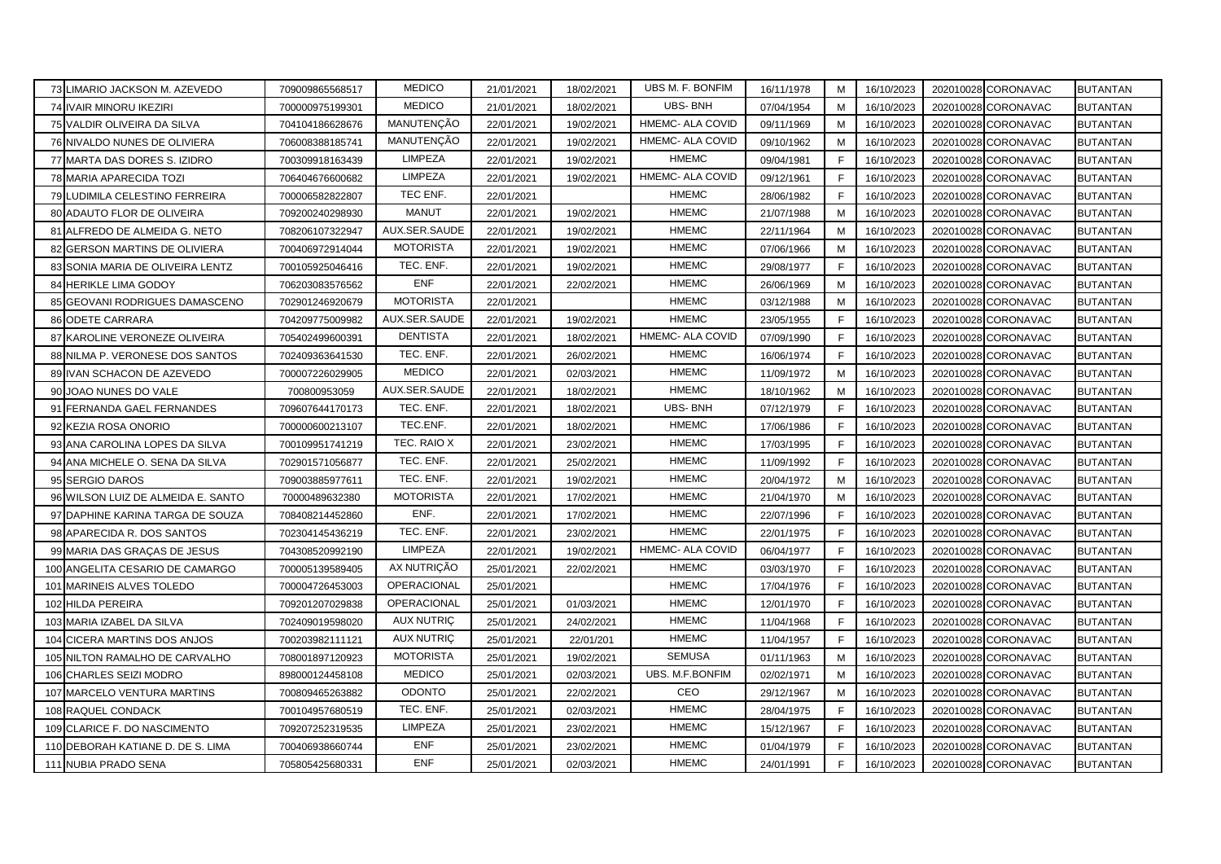| | | | | | | | | | | | | |
|---|---|---|---|---|---|---|---|---|---|---|---|---|
| 73 | LIMARIO JACKSON M. AZEVEDO | 709009865568517 | MEDICO | 21/01/2021 | 18/02/2021 | UBS M. F. BONFIM | 16/11/1978 | M | 16/10/2023 | 202010028 | CORONAVAC | BUTANTAN |
| 74 | IVAIR MINORU IKEZIRI | 700000975199301 | MEDICO | 21/01/2021 | 18/02/2021 | UBS- BNH | 07/04/1954 | M | 16/10/2023 | 202010028 | CORONAVAC | BUTANTAN |
| 75 | VALDIR OLIVEIRA DA SILVA | 704104186628676 | MANUTENÇÃO | 22/01/2021 | 19/02/2021 | HMEMC- ALA COVID | 09/11/1969 | M | 16/10/2023 | 202010028 | CORONAVAC | BUTANTAN |
| 76 | NIVALDO NUNES DE OLIVIERA | 706008388185741 | MANUTENÇÃO | 22/01/2021 | 19/02/2021 | HMEMC- ALA COVID | 09/10/1962 | M | 16/10/2023 | 202010028 | CORONAVAC | BUTANTAN |
| 77 | MARTA DAS DORES S. IZIDRO | 700309918163439 | LIMPEZA | 22/01/2021 | 19/02/2021 | HMEMC | 09/04/1981 | F | 16/10/2023 | 202010028 | CORONAVAC | BUTANTAN |
| 78 | MARIA APARECIDA TOZI | 706404676600682 | LIMPEZA | 22/01/2021 | 19/02/2021 | HMEMC- ALA COVID | 09/12/1961 | F | 16/10/2023 | 202010028 | CORONAVAC | BUTANTAN |
| 79 | LUDIMILA CELESTINO FERREIRA | 700006582822807 | TEC ENF. | 22/01/2021 | | HMEMC | 28/06/1982 | F | 16/10/2023 | 202010028 | CORONAVAC | BUTANTAN |
| 80 | ADAUTO FLOR DE OLIVEIRA | 709200240298930 | MANUT | 22/01/2021 | 19/02/2021 | HMEMC | 21/07/1988 | M | 16/10/2023 | 202010028 | CORONAVAC | BUTANTAN |
| 81 | ALFREDO DE ALMEIDA G. NETO | 708206107322947 | AUX.SER.SAUDE | 22/01/2021 | 19/02/2021 | HMEMC | 22/11/1964 | M | 16/10/2023 | 202010028 | CORONAVAC | BUTANTAN |
| 82 | GERSON MARTINS DE OLIVIERA | 700406972914044 | MOTORISTA | 22/01/2021 | 19/02/2021 | HMEMC | 07/06/1966 | M | 16/10/2023 | 202010028 | CORONAVAC | BUTANTAN |
| 83 | SONIA MARIA DE OLIVEIRA LENTZ | 700105925046416 | TEC. ENF. | 22/01/2021 | 19/02/2021 | HMEMC | 29/08/1977 | F | 16/10/2023 | 202010028 | CORONAVAC | BUTANTAN |
| 84 | HERIKLE LIMA GODOY | 706203083576562 | ENF | 22/01/2021 | 22/02/2021 | HMEMC | 26/06/1969 | M | 16/10/2023 | 202010028 | CORONAVAC | BUTANTAN |
| 85 | GEOVANI RODRIGUES DAMASCENO | 702901246920679 | MOTORISTA | 22/01/2021 | | HMEMC | 03/12/1988 | M | 16/10/2023 | 202010028 | CORONAVAC | BUTANTAN |
| 86 | ODETE CARRARA | 704209775009982 | AUX.SER.SAUDE | 22/01/2021 | 19/02/2021 | HMEMC | 23/05/1955 | F | 16/10/2023 | 202010028 | CORONAVAC | BUTANTAN |
| 87 | KAROLINE VERONEZE OLIVEIRA | 705402499600391 | DENTISTA | 22/01/2021 | 18/02/2021 | HMEMC- ALA COVID | 07/09/1990 | F | 16/10/2023 | 202010028 | CORONAVAC | BUTANTAN |
| 88 | NILMA P. VERONESE DOS SANTOS | 702409363641530 | TEC. ENF. | 22/01/2021 | 26/02/2021 | HMEMC | 16/06/1974 | F | 16/10/2023 | 202010028 | CORONAVAC | BUTANTAN |
| 89 | IVAN SCHACON DE AZEVEDO | 700007226029905 | MEDICO | 22/01/2021 | 02/03/2021 | HMEMC | 11/09/1972 | M | 16/10/2023 | 202010028 | CORONAVAC | BUTANTAN |
| 90 | JOAO NUNES DO VALE | 700800953059 | AUX.SER.SAUDE | 22/01/2021 | 18/02/2021 | HMEMC | 18/10/1962 | M | 16/10/2023 | 202010028 | CORONAVAC | BUTANTAN |
| 91 | FERNANDA GAEL FERNANDES | 709607644170173 | TEC. ENF. | 22/01/2021 | 18/02/2021 | UBS- BNH | 07/12/1979 | F | 16/10/2023 | 202010028 | CORONAVAC | BUTANTAN |
| 92 | KEZIA ROSA ONORIO | 700000600213107 | TEC.ENF. | 22/01/2021 | 18/02/2021 | HMEMC | 17/06/1986 | F | 16/10/2023 | 202010028 | CORONAVAC | BUTANTAN |
| 93 | ANA CAROLINA LOPES DA SILVA | 700109951741219 | TEC. RAIO X | 22/01/2021 | 23/02/2021 | HMEMC | 17/03/1995 | F | 16/10/2023 | 202010028 | CORONAVAC | BUTANTAN |
| 94 | ANA MICHELE O. SENA DA SILVA | 702901571056877 | TEC. ENF. | 22/01/2021 | 25/02/2021 | HMEMC | 11/09/1992 | F | 16/10/2023 | 202010028 | CORONAVAC | BUTANTAN |
| 95 | SERGIO DAROS | 709003885977611 | TEC. ENF. | 22/01/2021 | 19/02/2021 | HMEMC | 20/04/1972 | M | 16/10/2023 | 202010028 | CORONAVAC | BUTANTAN |
| 96 | WILSON LUIZ DE ALMEIDA E. SANTO | 70000489632380 | MOTORISTA | 22/01/2021 | 17/02/2021 | HMEMC | 21/04/1970 | M | 16/10/2023 | 202010028 | CORONAVAC | BUTANTAN |
| 97 | DAPHINE KARINA TARGA DE SOUZA | 708408214452860 | ENF. | 22/01/2021 | 17/02/2021 | HMEMC | 22/07/1996 | F | 16/10/2023 | 202010028 | CORONAVAC | BUTANTAN |
| 98 | APARECIDA R. DOS SANTOS | 702304145436219 | TEC. ENF. | 22/01/2021 | 23/02/2021 | HMEMC | 22/01/1975 | F | 16/10/2023 | 202010028 | CORONAVAC | BUTANTAN |
| 99 | MARIA DAS GRAÇAS DE JESUS | 704308520992190 | LIMPEZA | 22/01/2021 | 19/02/2021 | HMEMC- ALA COVID | 06/04/1977 | F | 16/10/2023 | 202010028 | CORONAVAC | BUTANTAN |
| 100 | ANGELITA CESARIO DE CAMARGO | 700005139589405 | AX NUTRIÇÃO | 25/01/2021 | 22/02/2021 | HMEMC | 03/03/1970 | F | 16/10/2023 | 202010028 | CORONAVAC | BUTANTAN |
| 101 | MARINEIS ALVES TOLEDO | 700004726453003 | OPERACIONAL | 25/01/2021 | | HMEMC | 17/04/1976 | F | 16/10/2023 | 202010028 | CORONAVAC | BUTANTAN |
| 102 | HILDA PEREIRA | 709201207029838 | OPERACIONAL | 25/01/2021 | 01/03/2021 | HMEMC | 12/01/1970 | F | 16/10/2023 | 202010028 | CORONAVAC | BUTANTAN |
| 103 | MARIA IZABEL DA SILVA | 702409019598020 | AUX NUTRIÇ | 25/01/2021 | 24/02/2021 | HMEMC | 11/04/1968 | F | 16/10/2023 | 202010028 | CORONAVAC | BUTANTAN |
| 104 | CICERA MARTINS DOS ANJOS | 700203982111121 | AUX NUTRIÇ | 25/01/2021 | 22/01/201 | HMEMC | 11/04/1957 | F | 16/10/2023 | 202010028 | CORONAVAC | BUTANTAN |
| 105 | NILTON RAMALHO DE CARVALHO | 708001897120923 | MOTORISTA | 25/01/2021 | 19/02/2021 | SEMUSA | 01/11/1963 | M | 16/10/2023 | 202010028 | CORONAVAC | BUTANTAN |
| 106 | CHARLES SEIZI MODRO | 898000124458108 | MEDICO | 25/01/2021 | 02/03/2021 | UBS. M.F.BONFIM | 02/02/1971 | M | 16/10/2023 | 202010028 | CORONAVAC | BUTANTAN |
| 107 | MARCELO VENTURA MARTINS | 700809465263882 | ODONTO | 25/01/2021 | 22/02/2021 | CEO | 29/12/1967 | M | 16/10/2023 | 202010028 | CORONAVAC | BUTANTAN |
| 108 | RAQUEL CONDACK | 700104957680519 | TEC. ENF. | 25/01/2021 | 02/03/2021 | HMEMC | 28/04/1975 | F | 16/10/2023 | 202010028 | CORONAVAC | BUTANTAN |
| 109 | CLARICE F. DO NASCIMENTO | 709207252319535 | LIMPEZA | 25/01/2021 | 23/02/2021 | HMEMC | 15/12/1967 | F | 16/10/2023 | 202010028 | CORONAVAC | BUTANTAN |
| 110 | DEBORAH KATIANE D. DE S. LIMA | 700406938660744 | ENF | 25/01/2021 | 23/02/2021 | HMEMC | 01/04/1979 | F | 16/10/2023 | 202010028 | CORONAVAC | BUTANTAN |
| 111 | NUBIA PRADO SENA | 705805425680331 | ENF | 25/01/2021 | 02/03/2021 | HMEMC | 24/01/1991 | F | 16/10/2023 | 202010028 | CORONAVAC | BUTANTAN |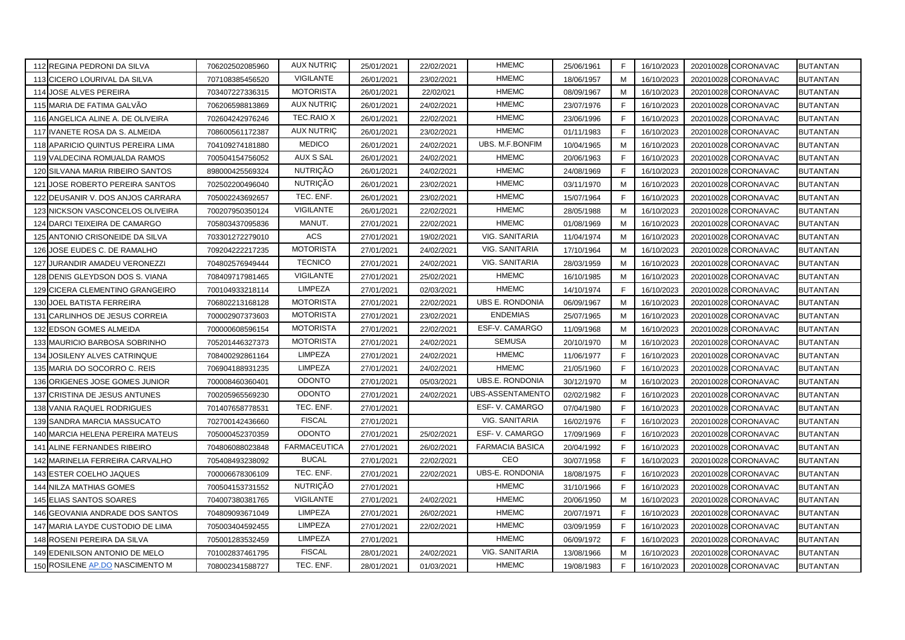| 112 | REGINA PEDRONI DA SILVA | 706202502085960 | AUX NUTRIÇ | 25/01/2021 | 22/02/2021 | HMEMC | 25/06/1961 | F | 16/10/2023 | 202010028 | CORONAVAC | BUTANTAN |
|---|---|---|---|---|---|---|---|---|---|---|---|---|
| 113 | CICERO LOURIVAL DA SILVA | 707108385456520 | VIGILANTE | 26/01/2021 | 23/02/2021 | HMEMC | 18/06/1957 | M | 16/10/2023 | 202010028 | CORONAVAC | BUTANTAN |
| 114 | JOSE ALVES PEREIRA | 703407227336315 | MOTORISTA | 26/01/2021 | 22/02/2021 | HMEMC | 08/09/1967 | M | 16/10/2023 | 202010028 | CORONAVAC | BUTANTAN |
| 115 | MARIA DE FATIMA GALVÃO | 706206598813869 | AUX NUTRIÇ | 26/01/2021 | 24/02/2021 | HMEMC | 23/07/1976 | F | 16/10/2023 | 202010028 | CORONAVAC | BUTANTAN |
| 116 | ANGELICA ALINE A. DE OLIVEIRA | 702604242976246 | TEC.RAIO X | 26/01/2021 | 22/02/2021 | HMEMC | 23/06/1996 | F | 16/10/2023 | 202010028 | CORONAVAC | BUTANTAN |
| 117 | IVANETE ROSA DA S. ALMEIDA | 708600561172387 | AUX NUTRIÇ | 26/01/2021 | 23/02/2021 | HMEMC | 01/11/1983 | F | 16/10/2023 | 202010028 | CORONAVAC | BUTANTAN |
| 118 | APARICIO QUINTUS PEREIRA LIMA | 704109274181880 | MEDICO | 26/01/2021 | 24/02/2021 | UBS. M.F.BONFIM | 10/04/1965 | M | 16/10/2023 | 202010028 | CORONAVAC | BUTANTAN |
| 119 | VALDECINA ROMUALDA RAMOS | 700504154756052 | AUX S SAL | 26/01/2021 | 24/02/2021 | HMEMC | 20/06/1963 | F | 16/10/2023 | 202010028 | CORONAVAC | BUTANTAN |
| 120 | SILVANA MARIA RIBEIRO SANTOS | 898000425569324 | NUTRIÇÃO | 26/01/2021 | 24/02/2021 | HMEMC | 24/08/1969 | F | 16/10/2023 | 202010028 | CORONAVAC | BUTANTAN |
| 121 | JOSE ROBERTO PEREIRA SANTOS | 702502200496040 | NUTRIÇÃO | 26/01/2021 | 23/02/2021 | HMEMC | 03/11/1970 | M | 16/10/2023 | 202010028 | CORONAVAC | BUTANTAN |
| 122 | DEUSANIR V. DOS ANJOS CARRARA | 705002243692657 | TEC. ENF. | 26/01/2021 | 23/02/2021 | HMEMC | 15/07/1964 | F | 16/10/2023 | 202010028 | CORONAVAC | BUTANTAN |
| 123 | NICKSON VASCONCELOS OLIVEIRA | 700207950350124 | VIGILANTE | 26/01/2021 | 22/02/2021 | HMEMC | 28/05/1988 | M | 16/10/2023 | 202010028 | CORONAVAC | BUTANTAN |
| 124 | DARCI TEIXEIRA DE CAMARGO | 705803437095836 | MANUT. | 27/01/2021 | 22/02/2021 | HMEMC | 01/08/1969 | M | 16/10/2023 | 202010028 | CORONAVAC | BUTANTAN |
| 125 | ANTONIO CRISONEIDE DA SILVA | 703301272279010 | ACS | 27/01/2021 | 19/02/2021 | VIG. SANITARIA | 11/04/1974 | M | 16/10/2023 | 202010028 | CORONAVAC | BUTANTAN |
| 126 | JOSE EUDES C. DE RAMALHO | 709204222217235 | MOTORISTA | 27/01/2021 | 24/02/2021 | VIG. SANITARIA | 17/10/1964 | M | 16/10/2023 | 202010028 | CORONAVAC | BUTANTAN |
| 127 | JURANDIR AMADEU VERONEZZI | 704802576949444 | TECNICO | 27/01/2021 | 24/02/2021 | VIG. SANITARIA | 28/03/1959 | M | 16/10/2023 | 202010028 | CORONAVAC | BUTANTAN |
| 128 | DENIS GLEYDSON DOS S. VIANA | 708409717981465 | VIGILANTE | 27/01/2021 | 25/02/2021 | HMEMC | 16/10/1985 | M | 16/10/2023 | 202010028 | CORONAVAC | BUTANTAN |
| 129 | CICERA CLEMENTINO GRANGEIRO | 700104933218114 | LIMPEZA | 27/01/2021 | 02/03/2021 | HMEMC | 14/10/1974 | F | 16/10/2023 | 202010028 | CORONAVAC | BUTANTAN |
| 130 | JOEL BATISTA FERREIRA | 706802213168128 | MOTORISTA | 27/01/2021 | 22/02/2021 | UBS E. RONDONIA | 06/09/1967 | M | 16/10/2023 | 202010028 | CORONAVAC | BUTANTAN |
| 131 | CARLINHOS DE JESUS CORREIA | 700002907373603 | MOTORISTA | 27/01/2021 | 23/02/2021 | ENDEMIAS | 25/07/1965 | M | 16/10/2023 | 202010028 | CORONAVAC | BUTANTAN |
| 132 | EDSON GOMES ALMEIDA | 700000608596154 | MOTORISTA | 27/01/2021 | 22/02/2021 | ESF-V. CAMARGO | 11/09/1968 | M | 16/10/2023 | 202010028 | CORONAVAC | BUTANTAN |
| 133 | MAURICIO BARBOSA SOBRINHO | 705201446327373 | MOTORISTA | 27/01/2021 | 24/02/2021 | SEMUSA | 20/10/1970 | M | 16/10/2023 | 202010028 | CORONAVAC | BUTANTAN |
| 134 | JOSILENY ALVES CATRINQUE | 708400292861164 | LIMPEZA | 27/01/2021 | 24/02/2021 | HMEMC | 11/06/1977 | F | 16/10/2023 | 202010028 | CORONAVAC | BUTANTAN |
| 135 | MARIA DO SOCORRO C. REIS | 706904188931235 | LIMPEZA | 27/01/2021 | 24/02/2021 | HMEMC | 21/05/1960 | F | 16/10/2023 | 202010028 | CORONAVAC | BUTANTAN |
| 136 | ORIGENES JOSE GOMES JUNIOR | 700008460360401 | ODONTO | 27/01/2021 | 05/03/2021 | UBS.E. RONDONIA | 30/12/1970 | M | 16/10/2023 | 202010028 | CORONAVAC | BUTANTAN |
| 137 | CRISTINA DE JESUS ANTUNES | 700205965569230 | ODONTO | 27/01/2021 | 24/02/2021 | UBS-ASSENTAMENTO | 02/02/1982 | F | 16/10/2023 | 202010028 | CORONAVAC | BUTANTAN |
| 138 | VANIA RAQUEL RODRIGUES | 701407658778531 | TEC. ENF. | 27/01/2021 | | ESF- V. CAMARGO | 07/04/1980 | F | 16/10/2023 | 202010028 | CORONAVAC | BUTANTAN |
| 139 | SANDRA MARCIA MASSUCATO | 702700142436660 | FISCAL | 27/01/2021 | | VIG. SANITARIA | 16/02/1976 | F | 16/10/2023 | 202010028 | CORONAVAC | BUTANTAN |
| 140 | MARCIA HELENA PEREIRA MATEUS | 705000452370359 | ODONTO | 27/01/2021 | 25/02/2021 | ESF- V. CAMARGO | 17/09/1969 | F | 16/10/2023 | 202010028 | CORONAVAC | BUTANTAN |
| 141 | ALINE FERNANDES RIBEIRO | 704806088023848 | FARMACEUTICA | 27/01/2021 | 26/02/2021 | FARMACIA BASICA | 20/04/1992 | F | 16/10/2023 | 202010028 | CORONAVAC | BUTANTAN |
| 142 | MARINELIA FERREIRA CARVALHO | 705408493238092 | BUCAL | 27/01/2021 | 22/02/2021 | CEO | 30/07/1958 | F | 16/10/2023 | 202010028 | CORONAVAC | BUTANTAN |
| 143 | ESTER COELHO JAQUES | 700006678306109 | TEC. ENF. | 27/01/2021 | 22/02/2021 | UBS-E. RONDONIA | 18/08/1975 | F | 16/10/2023 | 202010028 | CORONAVAC | BUTANTAN |
| 144 | NILZA MATHIAS GOMES | 700504153731552 | NUTRIÇÃO | 27/01/2021 | | HMEMC | 31/10/1966 | F | 16/10/2023 | 202010028 | CORONAVAC | BUTANTAN |
| 145 | ELIAS SANTOS SOARES | 704007380381765 | VIGILANTE | 27/01/2021 | 24/02/2021 | HMEMC | 20/06/1950 | M | 16/10/2023 | 202010028 | CORONAVAC | BUTANTAN |
| 146 | GEOVANIA ANDRADE DOS SANTOS | 704809093671049 | LIMPEZA | 27/01/2021 | 26/02/2021 | HMEMC | 20/07/1971 | F | 16/10/2023 | 202010028 | CORONAVAC | BUTANTAN |
| 147 | MARIA LAYDE CUSTODIO DE LIMA | 705003404592455 | LIMPEZA | 27/01/2021 | 22/02/2021 | HMEMC | 03/09/1959 | F | 16/10/2023 | 202010028 | CORONAVAC | BUTANTAN |
| 148 | ROSENI PEREIRA DA SILVA | 705001283532459 | LIMPEZA | 27/01/2021 | | HMEMC | 06/09/1972 | F | 16/10/2023 | 202010028 | CORONAVAC | BUTANTAN |
| 149 | EDENILSON ANTONIO DE MELO | 701002837461795 | FISCAL | 28/01/2021 | 24/02/2021 | VIG. SANITARIA | 13/08/1966 | M | 16/10/2023 | 202010028 | CORONAVAC | BUTANTAN |
| 150 | ROSILENE AP.DO NASCIMENTO M | 708002341588727 | TEC. ENF. | 28/01/2021 | 01/03/2021 | HMEMC | 19/08/1983 | F | 16/10/2023 | 202010028 | CORONAVAC | BUTANTAN |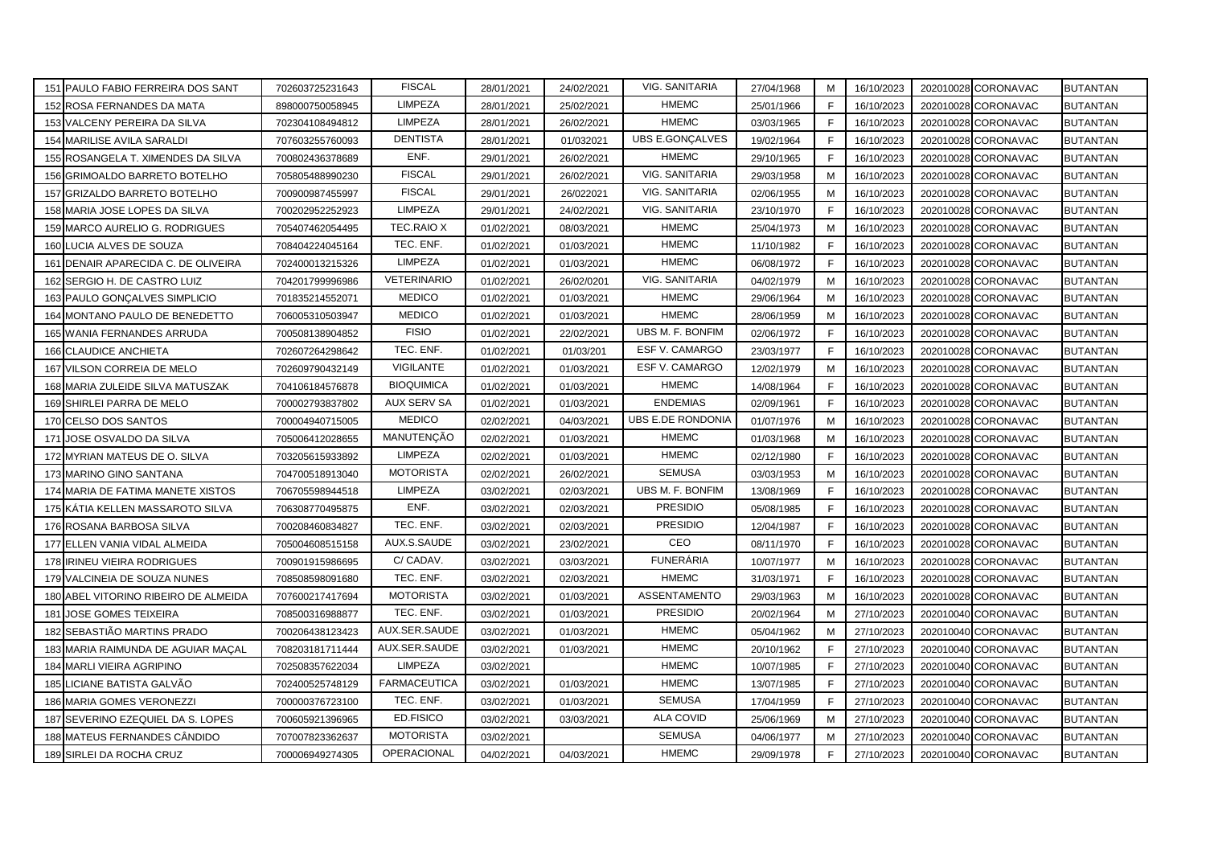| 151 | PAULO FABIO FERREIRA DOS SANT | 702603725231643 | FISCAL | 28/01/2021 | 24/02/2021 | VIG. SANITARIA | 27/04/1968 | M | 16/10/2023 | 202010028 | CORONAVAC | BUTANTAN |
|---|---|---|---|---|---|---|---|---|---|---|---|---|
| 152 | ROSA FERNANDES DA MATA | 898000750058945 | LIMPEZA | 28/01/2021 | 25/02/2021 | HMEMC | 25/01/1966 | F | 16/10/2023 | 202010028 | CORONAVAC | BUTANTAN |
| 153 | VALCENY PEREIRA DA SILVA | 702304108494812 | LIMPEZA | 28/01/2021 | 26/02/2021 | HMEMC | 03/03/1965 | F | 16/10/2023 | 202010028 | CORONAVAC | BUTANTAN |
| 154 | MARILISE AVILA SARALDI | 707603255760093 | DENTISTA | 28/01/2021 | 01/032021 | UBS E.GONÇALVES | 19/02/1964 | F | 16/10/2023 | 202010028 | CORONAVAC | BUTANTAN |
| 155 | ROSANGELA T. XIMENDES DA SILVA | 700802436378689 | ENF. | 29/01/2021 | 26/02/2021 | HMEMC | 29/10/1965 | F | 16/10/2023 | 202010028 | CORONAVAC | BUTANTAN |
| 156 | GRIMOALDO BARRETO BOTELHO | 705805488990230 | FISCAL | 29/01/2021 | 26/02/2021 | VIG. SANITARIA | 29/03/1958 | M | 16/10/2023 | 202010028 | CORONAVAC | BUTANTAN |
| 157 | GRIZALDO BARRETO BOTELHO | 700900987455997 | FISCAL | 29/01/2021 | 26/022021 | VIG. SANITARIA | 02/06/1955 | M | 16/10/2023 | 202010028 | CORONAVAC | BUTANTAN |
| 158 | MARIA JOSE LOPES DA SILVA | 700202952252923 | LIMPEZA | 29/01/2021 | 24/02/2021 | VIG. SANITARIA | 23/10/1970 | F | 16/10/2023 | 202010028 | CORONAVAC | BUTANTAN |
| 159 | MARCO AURELIO G. RODRIGUES | 705407462054495 | TEC.RAIO X | 01/02/2021 | 08/03/2021 | HMEMC | 25/04/1973 | M | 16/10/2023 | 202010028 | CORONAVAC | BUTANTAN |
| 160 | LUCIA ALVES DE SOUZA | 708404224045164 | TEC. ENF. | 01/02/2021 | 01/03/2021 | HMEMC | 11/10/1982 | F | 16/10/2023 | 202010028 | CORONAVAC | BUTANTAN |
| 161 | DENAIR APARECIDA C. DE OLIVEIRA | 702400013215326 | LIMPEZA | 01/02/2021 | 01/03/2021 | HMEMC | 06/08/1972 | F | 16/10/2023 | 202010028 | CORONAVAC | BUTANTAN |
| 162 | SERGIO H. DE CASTRO LUIZ | 704201799996986 | VETERINARIO | 01/02/2021 | 26/02/0201 | VIG. SANITARIA | 04/02/1979 | M | 16/10/2023 | 202010028 | CORONAVAC | BUTANTAN |
| 163 | PAULO GONÇALVES SIMPLICIO | 701835214552071 | MEDICO | 01/02/2021 | 01/03/2021 | HMEMC | 29/06/1964 | M | 16/10/2023 | 202010028 | CORONAVAC | BUTANTAN |
| 164 | MONTANO PAULO DE BENEDETTO | 706005310503947 | MEDICO | 01/02/2021 | 01/03/2021 | HMEMC | 28/06/1959 | M | 16/10/2023 | 202010028 | CORONAVAC | BUTANTAN |
| 165 | WANIA FERNANDES ARRUDA | 700508138904852 | FISIO | 01/02/2021 | 22/02/2021 | UBS M. F. BONFIM | 02/06/1972 | F | 16/10/2023 | 202010028 | CORONAVAC | BUTANTAN |
| 166 | CLAUDICE ANCHIETA | 702607264298642 | TEC. ENF. | 01/02/2021 | 01/03/201 | ESF V. CAMARGO | 23/03/1977 | F | 16/10/2023 | 202010028 | CORONAVAC | BUTANTAN |
| 167 | VILSON CORREIA DE MELO | 702609790432149 | VIGILANTE | 01/02/2021 | 01/03/2021 | ESF V. CAMARGO | 12/02/1979 | M | 16/10/2023 | 202010028 | CORONAVAC | BUTANTAN |
| 168 | MARIA ZULEIDE SILVA MATUSZAK | 704106184576878 | BIOQUIMICA | 01/02/2021 | 01/03/2021 | HMEMC | 14/08/1964 | F | 16/10/2023 | 202010028 | CORONAVAC | BUTANTAN |
| 169 | SHIRLEI PARRA DE MELO | 700002793837802 | AUX SERV SA | 01/02/2021 | 01/03/2021 | ENDEMIAS | 02/09/1961 | F | 16/10/2023 | 202010028 | CORONAVAC | BUTANTAN |
| 170 | CELSO DOS SANTOS | 700004940715005 | MEDICO | 02/02/2021 | 04/03/2021 | UBS E.DE RONDONIA | 01/07/1976 | M | 16/10/2023 | 202010028 | CORONAVAC | BUTANTAN |
| 171 | JOSE OSVALDO DA SILVA | 705006412028655 | MANUTENÇÃO | 02/02/2021 | 01/03/2021 | HMEMC | 01/03/1968 | M | 16/10/2023 | 202010028 | CORONAVAC | BUTANTAN |
| 172 | MYRIAN MATEUS DE O. SILVA | 703205615933892 | LIMPEZA | 02/02/2021 | 01/03/2021 | HMEMC | 02/12/1980 | F | 16/10/2023 | 202010028 | CORONAVAC | BUTANTAN |
| 173 | MARINO GINO SANTANA | 704700518913040 | MOTORISTA | 02/02/2021 | 26/02/2021 | SEMUSA | 03/03/1953 | M | 16/10/2023 | 202010028 | CORONAVAC | BUTANTAN |
| 174 | MARIA DE FATIMA MANETE XISTOS | 706705598944518 | LIMPEZA | 03/02/2021 | 02/03/2021 | UBS M. F. BONFIM | 13/08/1969 | F | 16/10/2023 | 202010028 | CORONAVAC | BUTANTAN |
| 175 | KÁTIA KELLEN MASSAROTO SILVA | 706308770495875 | ENF. | 03/02/2021 | 02/03/2021 | PRESIDIO | 05/08/1985 | F | 16/10/2023 | 202010028 | CORONAVAC | BUTANTAN |
| 176 | ROSANA BARBOSA SILVA | 700208460834827 | TEC. ENF. | 03/02/2021 | 02/03/2021 | PRESIDIO | 12/04/1987 | F | 16/10/2023 | 202010028 | CORONAVAC | BUTANTAN |
| 177 | ELLEN VANIA VIDAL ALMEIDA | 705004608515158 | AUX.S.SAUDE | 03/02/2021 | 23/02/2021 | CEO | 08/11/1970 | F | 16/10/2023 | 202010028 | CORONAVAC | BUTANTAN |
| 178 | IRINEU VIEIRA RODRIGUES | 700901915986695 | C/ CADAV. | 03/02/2021 | 03/03/2021 | FUNERÁRIA | 10/07/1977 | M | 16/10/2023 | 202010028 | CORONAVAC | BUTANTAN |
| 179 | VALCINEIA DE SOUZA NUNES | 708508598091680 | TEC. ENF. | 03/02/2021 | 02/03/2021 | HMEMC | 31/03/1971 | F | 16/10/2023 | 202010028 | CORONAVAC | BUTANTAN |
| 180 | ABEL VITORINO RIBEIRO DE ALMEIDA | 707600217417694 | MOTORISTA | 03/02/2021 | 01/03/2021 | ASSENTAMENTO | 29/03/1963 | M | 16/10/2023 | 202010028 | CORONAVAC | BUTANTAN |
| 181 | JOSE GOMES TEIXEIRA | 708500316988877 | TEC. ENF. | 03/02/2021 | 01/03/2021 | PRESIDIO | 20/02/1964 | M | 27/10/2023 | 202010040 | CORONAVAC | BUTANTAN |
| 182 | SEBASTIÃO MARTINS PRADO | 700206438123423 | AUX.SER.SAUDE | 03/02/2021 | 01/03/2021 | HMEMC | 05/04/1962 | M | 27/10/2023 | 202010040 | CORONAVAC | BUTANTAN |
| 183 | MARIA RAIMUNDA DE AGUIAR MAÇAL | 708203181711444 | AUX.SER.SAUDE | 03/02/2021 | 01/03/2021 | HMEMC | 20/10/1962 | F | 27/10/2023 | 202010040 | CORONAVAC | BUTANTAN |
| 184 | MARLI VIEIRA AGRIPINO | 702508357622034 | LIMPEZA | 03/02/2021 | | HMEMC | 10/07/1985 | F | 27/10/2023 | 202010040 | CORONAVAC | BUTANTAN |
| 185 | LICIANE BATISTA GALVÃO | 702400525748129 | FARMACEUTICA | 03/02/2021 | 01/03/2021 | HMEMC | 13/07/1985 | F | 27/10/2023 | 202010040 | CORONAVAC | BUTANTAN |
| 186 | MARIA GOMES VERONEZZI | 700000376723100 | TEC. ENF. | 03/02/2021 | 01/03/2021 | SEMUSA | 17/04/1959 | F | 27/10/2023 | 202010040 | CORONAVAC | BUTANTAN |
| 187 | SEVERINO EZEQUIEL DA S. LOPES | 700605921396965 | ED.FISICO | 03/02/2021 | 03/03/2021 | ALA COVID | 25/06/1969 | M | 27/10/2023 | 202010040 | CORONAVAC | BUTANTAN |
| 188 | MATEUS FERNANDES CÂNDIDO | 707007823362637 | MOTORISTA | 03/02/2021 | | SEMUSA | 04/06/1977 | M | 27/10/2023 | 202010040 | CORONAVAC | BUTANTAN |
| 189 | SIRLEI DA ROCHA CRUZ | 700006949274305 | OPERACIONAL | 04/02/2021 | 04/03/2021 | HMEMC | 29/09/1978 | F | 27/10/2023 | 202010040 | CORONAVAC | BUTANTAN |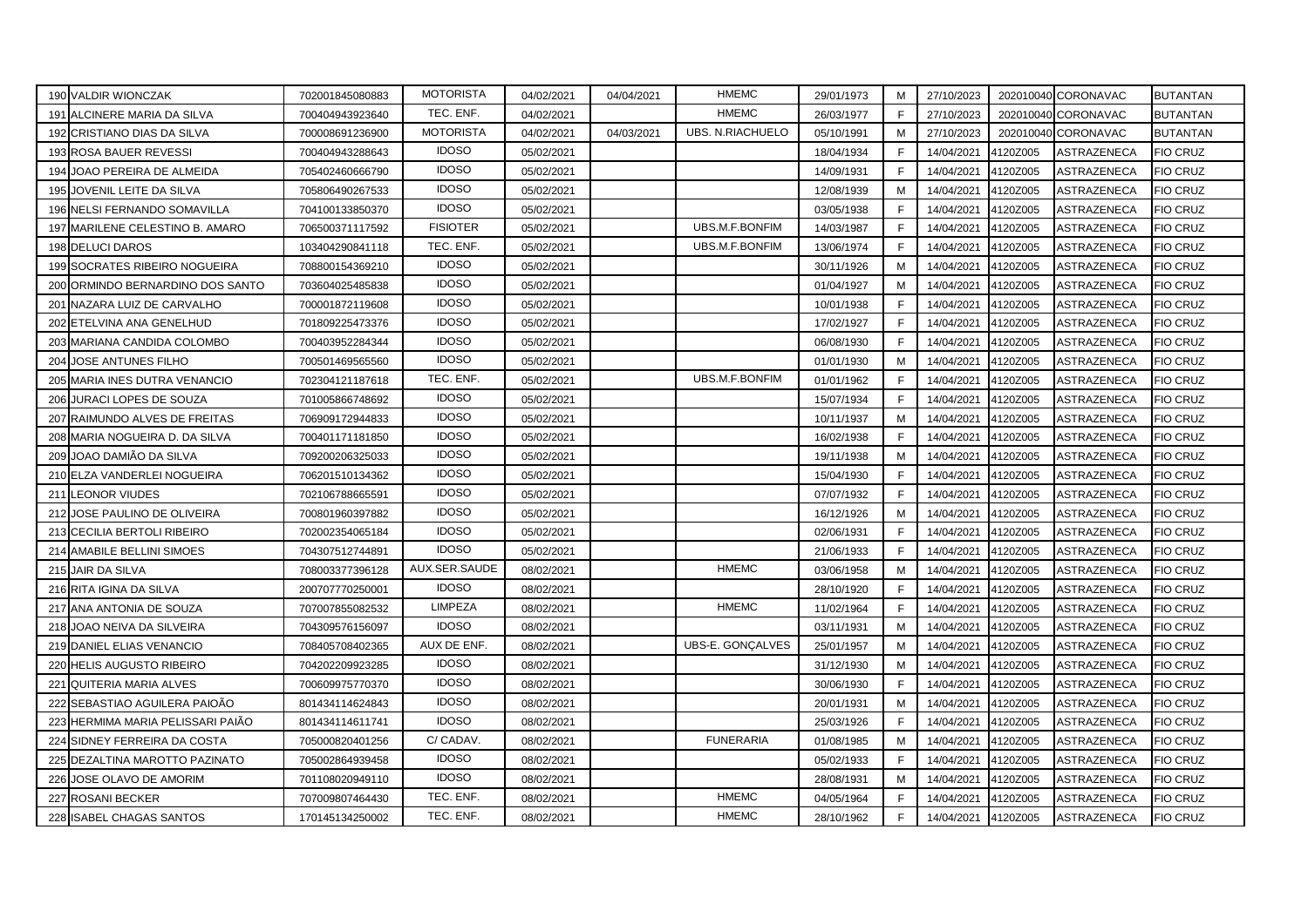| | | | | | | | | | | | |
|---|---|---|---|---|---|---|---|---|---|---|---|
| 190 | VALDIR WIONCZAK | 702001845080883 | MOTORISTA | 04/02/2021 | 04/04/2021 | HMEMC | 29/01/1973 | M | 27/10/2023 | 202010040 | CORONAVAC | BUTANTAN |
| 191 | ALCINERE MARIA DA SILVA | 700404943923640 | TEC. ENF. | 04/02/2021 | | HMEMC | 26/03/1977 | F | 27/10/2023 | 202010040 | CORONAVAC | BUTANTAN |
| 192 | CRISTIANO DIAS DA SILVA | 700008691236900 | MOTORISTA | 04/02/2021 | 04/03/2021 | UBS. N.RIACHUELO | 05/10/1991 | M | 27/10/2023 | 202010040 | CORONAVAC | BUTANTAN |
| 193 | ROSA BAUER REVESSI | 700404943288643 | IDOSO | 05/02/2021 | | | 18/04/1934 | F | 14/04/2021 | 4120Z005 | ASTRAZENECA | FIO CRUZ |
| 194 | JOAO PEREIRA DE ALMEIDA | 705402460666790 | IDOSO | 05/02/2021 | | | 14/09/1931 | F | 14/04/2021 | 4120Z005 | ASTRAZENECA | FIO CRUZ |
| 195 | JOVENIL LEITE DA SILVA | 705806490267533 | IDOSO | 05/02/2021 | | | 12/08/1939 | M | 14/04/2021 | 4120Z005 | ASTRAZENECA | FIO CRUZ |
| 196 | NELSI FERNANDO SOMAVILLA | 704100133850370 | IDOSO | 05/02/2021 | | | 03/05/1938 | F | 14/04/2021 | 4120Z005 | ASTRAZENECA | FIO CRUZ |
| 197 | MARILENE CELESTINO B. AMARO | 706500371117592 | FISIOTER | 05/02/2021 | | UBS.M.F.BONFIM | 14/03/1987 | F | 14/04/2021 | 4120Z005 | ASTRAZENECA | FIO CRUZ |
| 198 | DELUCI DAROS | 103404290841118 | TEC. ENF. | 05/02/2021 | | UBS.M.F.BONFIM | 13/06/1974 | F | 14/04/2021 | 4120Z005 | ASTRAZENECA | FIO CRUZ |
| 199 | SOCRATES RIBEIRO NOGUEIRA | 708800154369210 | IDOSO | 05/02/2021 | | | 30/11/1926 | M | 14/04/2021 | 4120Z005 | ASTRAZENECA | FIO CRUZ |
| 200 | ORMINDO BERNARDINO DOS SANTO | 703604025485838 | IDOSO | 05/02/2021 | | | 01/04/1927 | M | 14/04/2021 | 4120Z005 | ASTRAZENECA | FIO CRUZ |
| 201 | NAZARA LUIZ DE CARVALHO | 700001872119608 | IDOSO | 05/02/2021 | | | 10/01/1938 | F | 14/04/2021 | 4120Z005 | ASTRAZENECA | FIO CRUZ |
| 202 | ETELVINA ANA GENELHUD | 701809225473376 | IDOSO | 05/02/2021 | | | 17/02/1927 | F | 14/04/2021 | 4120Z005 | ASTRAZENECA | FIO CRUZ |
| 203 | MARIANA CANDIDA COLOMBO | 700403952284344 | IDOSO | 05/02/2021 | | | 06/08/1930 | F | 14/04/2021 | 4120Z005 | ASTRAZENECA | FIO CRUZ |
| 204 | JOSE ANTUNES FILHO | 700501469565560 | IDOSO | 05/02/2021 | | | 01/01/1930 | M | 14/04/2021 | 4120Z005 | ASTRAZENECA | FIO CRUZ |
| 205 | MARIA INES DUTRA VENANCIO | 702304121187618 | TEC. ENF. | 05/02/2021 | | UBS.M.F.BONFIM | 01/01/1962 | F | 14/04/2021 | 4120Z005 | ASTRAZENECA | FIO CRUZ |
| 206 | JURACI LOPES DE SOUZA | 701005866748692 | IDOSO | 05/02/2021 | | | 15/07/1934 | F | 14/04/2021 | 4120Z005 | ASTRAZENECA | FIO CRUZ |
| 207 | RAIMUNDO ALVES DE FREITAS | 706909172944833 | IDOSO | 05/02/2021 | | | 10/11/1937 | M | 14/04/2021 | 4120Z005 | ASTRAZENECA | FIO CRUZ |
| 208 | MARIA NOGUEIRA D. DA SILVA | 700401171181850 | IDOSO | 05/02/2021 | | | 16/02/1938 | F | 14/04/2021 | 4120Z005 | ASTRAZENECA | FIO CRUZ |
| 209 | JOAO DAMIÃO DA SILVA | 709200206325033 | IDOSO | 05/02/2021 | | | 19/11/1938 | M | 14/04/2021 | 4120Z005 | ASTRAZENECA | FIO CRUZ |
| 210 | ELZA VANDERLEI NOGUEIRA | 706201510134362 | IDOSO | 05/02/2021 | | | 15/04/1930 | F | 14/04/2021 | 4120Z005 | ASTRAZENECA | FIO CRUZ |
| 211 | LEONOR VIUDES | 702106788665591 | IDOSO | 05/02/2021 | | | 07/07/1932 | F | 14/04/2021 | 4120Z005 | ASTRAZENECA | FIO CRUZ |
| 212 | JOSE PAULINO DE OLIVEIRA | 700801960397882 | IDOSO | 05/02/2021 | | | 16/12/1926 | M | 14/04/2021 | 4120Z005 | ASTRAZENECA | FIO CRUZ |
| 213 | CECILIA BERTOLI RIBEIRO | 702002354065184 | IDOSO | 05/02/2021 | | | 02/06/1931 | F | 14/04/2021 | 4120Z005 | ASTRAZENECA | FIO CRUZ |
| 214 | AMABILE BELLINI SIMOES | 704307512744891 | IDOSO | 05/02/2021 | | | 21/06/1933 | F | 14/04/2021 | 4120Z005 | ASTRAZENECA | FIO CRUZ |
| 215 | JAIR DA SILVA | 708003377396128 | AUX.SER.SAUDE | 08/02/2021 | | HMEMC | 03/06/1958 | M | 14/04/2021 | 4120Z005 | ASTRAZENECA | FIO CRUZ |
| 216 | RITA IGINA DA SILVA | 200707770250001 | IDOSO | 08/02/2021 | | | 28/10/1920 | F | 14/04/2021 | 4120Z005 | ASTRAZENECA | FIO CRUZ |
| 217 | ANA ANTONIA DE SOUZA | 707007855082532 | LIMPEZA | 08/02/2021 | | HMEMC | 11/02/1964 | F | 14/04/2021 | 4120Z005 | ASTRAZENECA | FIO CRUZ |
| 218 | JOAO NEIVA DA SILVEIRA | 704309576156097 | IDOSO | 08/02/2021 | | | 03/11/1931 | M | 14/04/2021 | 4120Z005 | ASTRAZENECA | FIO CRUZ |
| 219 | DANIEL ELIAS VENANCIO | 708405708402365 | AUX DE ENF. | 08/02/2021 | | UBS-E. GONÇALVES | 25/01/1957 | M | 14/04/2021 | 4120Z005 | ASTRAZENECA | FIO CRUZ |
| 220 | HELIS AUGUSTO RIBEIRO | 704202209923285 | IDOSO | 08/02/2021 | | | 31/12/1930 | M | 14/04/2021 | 4120Z005 | ASTRAZENECA | FIO CRUZ |
| 221 | QUITERIA MARIA ALVES | 700609975770370 | IDOSO | 08/02/2021 | | | 30/06/1930 | F | 14/04/2021 | 4120Z005 | ASTRAZENECA | FIO CRUZ |
| 222 | SEBASTIAO AGUILERA PAIOÃO | 801434114624843 | IDOSO | 08/02/2021 | | | 20/01/1931 | M | 14/04/2021 | 4120Z005 | ASTRAZENECA | FIO CRUZ |
| 223 | HERMIMA MARIA PELISSARI PAIÃO | 801434114611741 | IDOSO | 08/02/2021 | | | 25/03/1926 | F | 14/04/2021 | 4120Z005 | ASTRAZENECA | FIO CRUZ |
| 224 | SIDNEY FERREIRA DA COSTA | 705000820401256 | C/ CADAV. | 08/02/2021 | | FUNERARIA | 01/08/1985 | M | 14/04/2021 | 4120Z005 | ASTRAZENECA | FIO CRUZ |
| 225 | DEZALTINA MAROTTO PAZINATO | 705002864939458 | IDOSO | 08/02/2021 | | | 05/02/1933 | F | 14/04/2021 | 4120Z005 | ASTRAZENECA | FIO CRUZ |
| 226 | JOSE OLAVO DE AMORIM | 701108020949110 | IDOSO | 08/02/2021 | | | 28/08/1931 | M | 14/04/2021 | 4120Z005 | ASTRAZENECA | FIO CRUZ |
| 227 | ROSANI BECKER | 707009807464430 | TEC. ENF. | 08/02/2021 | | HMEMC | 04/05/1964 | F | 14/04/2021 | 4120Z005 | ASTRAZENECA | FIO CRUZ |
| 228 | ISABEL CHAGAS SANTOS | 170145134250002 | TEC. ENF. | 08/02/2021 | | HMEMC | 28/10/1962 | F | 14/04/2021 | 4120Z005 | ASTRAZENECA | FIO CRUZ |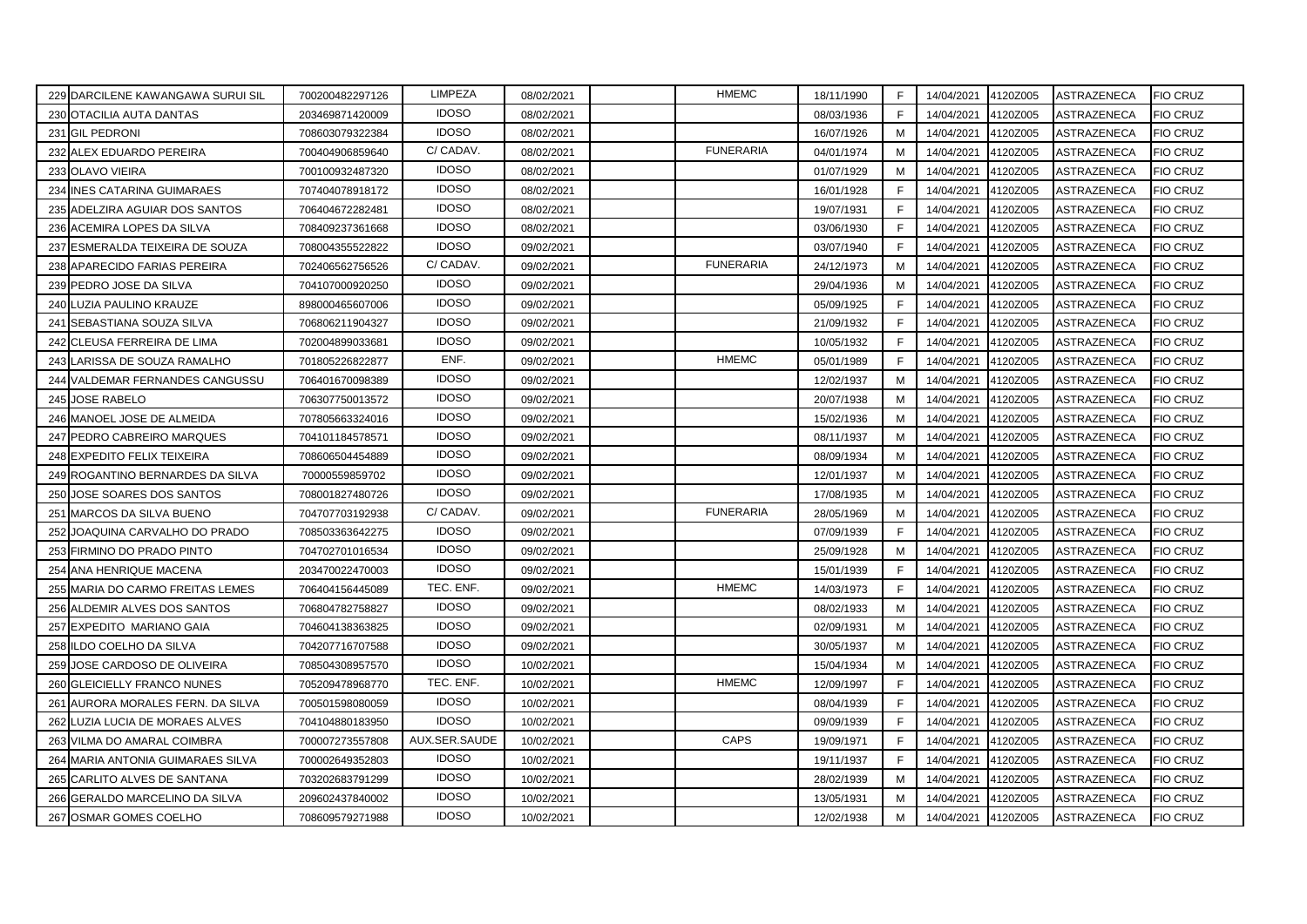| | | | | | | | | | | | | |
|---|---|---|---|---|---|---|---|---|---|---|---|---|
| 229 | DARCILENE KAWANGAWA SURUI SIL | 700200482297126 | LIMPEZA | 08/02/2021 | | HMEMC | 18/11/1990 | F | 14/04/2021 | 4120Z005 | ASTRAZENECA | FIO CRUZ |
| 230 | OTACILIA AUTA DANTAS | 203469871420009 | IDOSO | 08/02/2021 | | | 08/03/1936 | F | 14/04/2021 | 4120Z005 | ASTRAZENECA | FIO CRUZ |
| 231 | GIL PEDRONI | 708603079322384 | IDOSO | 08/02/2021 | | | 16/07/1926 | M | 14/04/2021 | 4120Z005 | ASTRAZENECA | FIO CRUZ |
| 232 | ALEX EDUARDO PEREIRA | 700404906859640 | C/ CADAV. | 08/02/2021 | | FUNERARIA | 04/01/1974 | M | 14/04/2021 | 4120Z005 | ASTRAZENECA | FIO CRUZ |
| 233 | OLAVO VIEIRA | 700100932487320 | IDOSO | 08/02/2021 | | | 01/07/1929 | M | 14/04/2021 | 4120Z005 | ASTRAZENECA | FIO CRUZ |
| 234 | INES CATARINA GUIMARAES | 707404078918172 | IDOSO | 08/02/2021 | | | 16/01/1928 | F | 14/04/2021 | 4120Z005 | ASTRAZENECA | FIO CRUZ |
| 235 | ADELZIRA AGUIAR DOS SANTOS | 706404672282481 | IDOSO | 08/02/2021 | | | 19/07/1931 | F | 14/04/2021 | 4120Z005 | ASTRAZENECA | FIO CRUZ |
| 236 | ACEMIRA LOPES DA SILVA | 708409237361668 | IDOSO | 08/02/2021 | | | 03/06/1930 | F | 14/04/2021 | 4120Z005 | ASTRAZENECA | FIO CRUZ |
| 237 | ESMERALDA TEIXEIRA DE SOUZA | 708004355522822 | IDOSO | 09/02/2021 | | | 03/07/1940 | F | 14/04/2021 | 4120Z005 | ASTRAZENECA | FIO CRUZ |
| 238 | APARECIDO FARIAS PEREIRA | 702406562756526 | C/ CADAV. | 09/02/2021 | | FUNERARIA | 24/12/1973 | M | 14/04/2021 | 4120Z005 | ASTRAZENECA | FIO CRUZ |
| 239 | PEDRO JOSE DA SILVA | 704107000920250 | IDOSO | 09/02/2021 | | | 29/04/1936 | M | 14/04/2021 | 4120Z005 | ASTRAZENECA | FIO CRUZ |
| 240 | LUZIA PAULINO KRAUZE | 898000465607006 | IDOSO | 09/02/2021 | | | 05/09/1925 | F | 14/04/2021 | 4120Z005 | ASTRAZENECA | FIO CRUZ |
| 241 | SEBASTIANA SOUZA SILVA | 706806211904327 | IDOSO | 09/02/2021 | | | 21/09/1932 | F | 14/04/2021 | 4120Z005 | ASTRAZENECA | FIO CRUZ |
| 242 | CLEUSA FERREIRA DE LIMA | 702004899033681 | IDOSO | 09/02/2021 | | | 10/05/1932 | F | 14/04/2021 | 4120Z005 | ASTRAZENECA | FIO CRUZ |
| 243 | LARISSA DE SOUZA RAMALHO | 701805226822877 | ENF. | 09/02/2021 | | HMEMC | 05/01/1989 | F | 14/04/2021 | 4120Z005 | ASTRAZENECA | FIO CRUZ |
| 244 | VALDEMAR FERNANDES CANGUSSU | 706401670098389 | IDOSO | 09/02/2021 | | | 12/02/1937 | M | 14/04/2021 | 4120Z005 | ASTRAZENECA | FIO CRUZ |
| 245 | JOSE RABELO | 706307750013572 | IDOSO | 09/02/2021 | | | 20/07/1938 | M | 14/04/2021 | 4120Z005 | ASTRAZENECA | FIO CRUZ |
| 246 | MANOEL JOSE DE ALMEIDA | 707805663324016 | IDOSO | 09/02/2021 | | | 15/02/1936 | M | 14/04/2021 | 4120Z005 | ASTRAZENECA | FIO CRUZ |
| 247 | PEDRO CABREIRO MARQUES | 704101184578571 | IDOSO | 09/02/2021 | | | 08/11/1937 | M | 14/04/2021 | 4120Z005 | ASTRAZENECA | FIO CRUZ |
| 248 | EXPEDITO FELIX TEIXEIRA | 708606504454889 | IDOSO | 09/02/2021 | | | 08/09/1934 | M | 14/04/2021 | 4120Z005 | ASTRAZENECA | FIO CRUZ |
| 249 | ROGANTINO BERNARDES DA SILVA | 70000559859702 | IDOSO | 09/02/2021 | | | 12/01/1937 | M | 14/04/2021 | 4120Z005 | ASTRAZENECA | FIO CRUZ |
| 250 | JOSE SOARES DOS SANTOS | 708001827480726 | IDOSO | 09/02/2021 | | | 17/08/1935 | M | 14/04/2021 | 4120Z005 | ASTRAZENECA | FIO CRUZ |
| 251 | MARCOS DA SILVA BUENO | 704707703192938 | C/ CADAV. | 09/02/2021 | | FUNERARIA | 28/05/1969 | M | 14/04/2021 | 4120Z005 | ASTRAZENECA | FIO CRUZ |
| 252 | JOAQUINA CARVALHO DO PRADO | 708503363642275 | IDOSO | 09/02/2021 | | | 07/09/1939 | F | 14/04/2021 | 4120Z005 | ASTRAZENECA | FIO CRUZ |
| 253 | FIRMINO DO PRADO PINTO | 704702701016534 | IDOSO | 09/02/2021 | | | 25/09/1928 | M | 14/04/2021 | 4120Z005 | ASTRAZENECA | FIO CRUZ |
| 254 | ANA HENRIQUE MACENA | 203470022470003 | IDOSO | 09/02/2021 | | | 15/01/1939 | F | 14/04/2021 | 4120Z005 | ASTRAZENECA | FIO CRUZ |
| 255 | MARIA DO CARMO FREITAS LEMES | 706404156445089 | TEC. ENF. | 09/02/2021 | | HMEMC | 14/03/1973 | F | 14/04/2021 | 4120Z005 | ASTRAZENECA | FIO CRUZ |
| 256 | ALDEMIR ALVES DOS SANTOS | 706804782758827 | IDOSO | 09/02/2021 | | | 08/02/1933 | M | 14/04/2021 | 4120Z005 | ASTRAZENECA | FIO CRUZ |
| 257 | EXPEDITO MARIANO GAIA | 704604138363825 | IDOSO | 09/02/2021 | | | 02/09/1931 | M | 14/04/2021 | 4120Z005 | ASTRAZENECA | FIO CRUZ |
| 258 | ILDO COELHO DA SILVA | 704207716707588 | IDOSO | 09/02/2021 | | | 30/05/1937 | M | 14/04/2021 | 4120Z005 | ASTRAZENECA | FIO CRUZ |
| 259 | JOSE CARDOSO DE OLIVEIRA | 708504308957570 | IDOSO | 10/02/2021 | | | 15/04/1934 | M | 14/04/2021 | 4120Z005 | ASTRAZENECA | FIO CRUZ |
| 260 | GLEICIELLY FRANCO NUNES | 705209478968770 | TEC. ENF. | 10/02/2021 | | HMEMC | 12/09/1997 | F | 14/04/2021 | 4120Z005 | ASTRAZENECA | FIO CRUZ |
| 261 | AURORA MORALES FERN. DA SILVA | 700501598080059 | IDOSO | 10/02/2021 | | | 08/04/1939 | F | 14/04/2021 | 4120Z005 | ASTRAZENECA | FIO CRUZ |
| 262 | LUZIA LUCIA DE MORAES ALVES | 704104880183950 | IDOSO | 10/02/2021 | | | 09/09/1939 | F | 14/04/2021 | 4120Z005 | ASTRAZENECA | FIO CRUZ |
| 263 | VILMA DO AMARAL COIMBRA | 700007273557808 | AUX.SER.SAUDE | 10/02/2021 | | CAPS | 19/09/1971 | F | 14/04/2021 | 4120Z005 | ASTRAZENECA | FIO CRUZ |
| 264 | MARIA ANTONIA GUIMARAES SILVA | 700002649352803 | IDOSO | 10/02/2021 | | | 19/11/1937 | F | 14/04/2021 | 4120Z005 | ASTRAZENECA | FIO CRUZ |
| 265 | CARLITO ALVES DE SANTANA | 703202683791299 | IDOSO | 10/02/2021 | | | 28/02/1939 | M | 14/04/2021 | 4120Z005 | ASTRAZENECA | FIO CRUZ |
| 266 | GERALDO MARCELINO DA SILVA | 209602437840002 | IDOSO | 10/02/2021 | | | 13/05/1931 | M | 14/04/2021 | 4120Z005 | ASTRAZENECA | FIO CRUZ |
| 267 | OSMAR GOMES COELHO | 708609579271988 | IDOSO | 10/02/2021 | | | 12/02/1938 | M | 14/04/2021 | 4120Z005 | ASTRAZENECA | FIO CRUZ |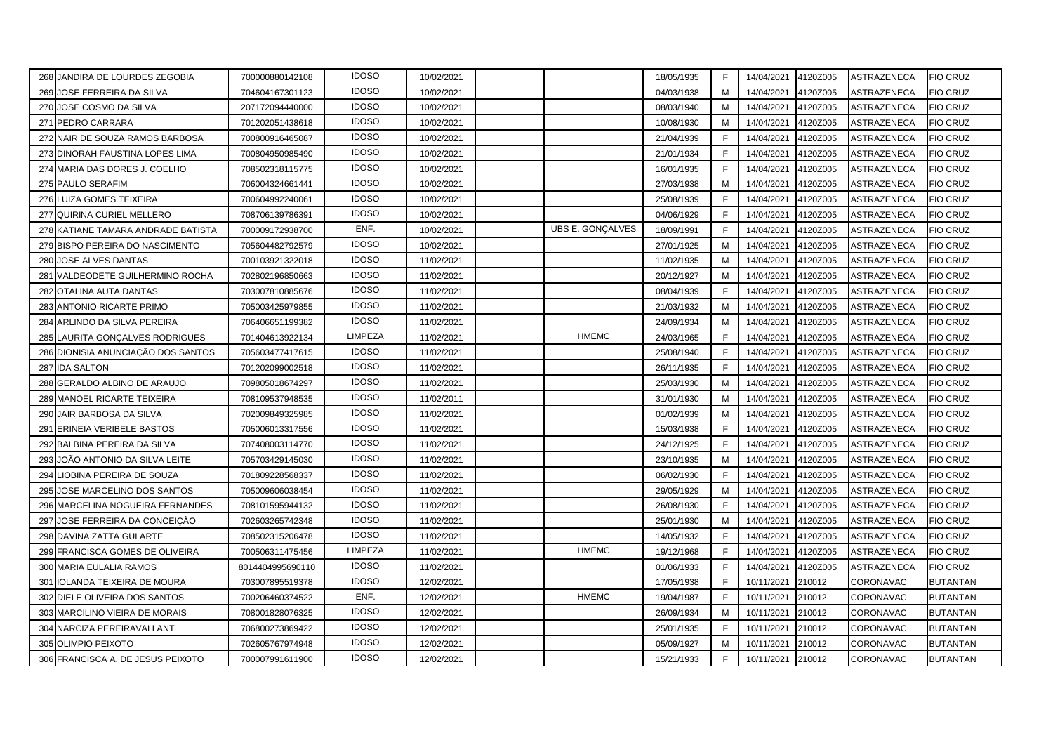| | | | | | | | | | | | |
|---|---|---|---|---|---|---|---|---|---|---|---|
| 268 | JANDIRA DE LOURDES ZEGOBIA | 700000880142108 | IDOSO | 10/02/2021 | | | 18/05/1935 | F | 14/04/2021 | 4120Z005 | ASTRAZENECA | FIO CRUZ |
| 269 | JOSE FERREIRA DA SILVA | 704604167301123 | IDOSO | 10/02/2021 | | | 04/03/1938 | M | 14/04/2021 | 4120Z005 | ASTRAZENECA | FIO CRUZ |
| 270 | JOSE COSMO DA SILVA | 207172094440000 | IDOSO | 10/02/2021 | | | 08/03/1940 | M | 14/04/2021 | 4120Z005 | ASTRAZENECA | FIO CRUZ |
| 271 | PEDRO CARRARA | 701202051438618 | IDOSO | 10/02/2021 | | | 10/08/1930 | M | 14/04/2021 | 4120Z005 | ASTRAZENECA | FIO CRUZ |
| 272 | NAIR DE SOUZA RAMOS BARBOSA | 700800916465087 | IDOSO | 10/02/2021 | | | 21/04/1939 | F | 14/04/2021 | 4120Z005 | ASTRAZENECA | FIO CRUZ |
| 273 | DINORAH FAUSTINA LOPES LIMA | 700804950985490 | IDOSO | 10/02/2021 | | | 21/01/1934 | F | 14/04/2021 | 4120Z005 | ASTRAZENECA | FIO CRUZ |
| 274 | MARIA DAS DORES J. COELHO | 708502318115775 | IDOSO | 10/02/2021 | | | 16/01/1935 | F | 14/04/2021 | 4120Z005 | ASTRAZENECA | FIO CRUZ |
| 275 | PAULO SERAFIM | 706004324661441 | IDOSO | 10/02/2021 | | | 27/03/1938 | M | 14/04/2021 | 4120Z005 | ASTRAZENECA | FIO CRUZ |
| 276 | LUIZA GOMES TEIXEIRA | 700604992240061 | IDOSO | 10/02/2021 | | | 25/08/1939 | F | 14/04/2021 | 4120Z005 | ASTRAZENECA | FIO CRUZ |
| 277 | QUIRINA CURIEL MELLERO | 708706139786391 | IDOSO | 10/02/2021 | | | 04/06/1929 | F | 14/04/2021 | 4120Z005 | ASTRAZENECA | FIO CRUZ |
| 278 | KATIANE TAMARA ANDRADE BATISTA | 700009172938700 | ENF. | 10/02/2021 | | UBS E. GONÇALVES | 18/09/1991 | F | 14/04/2021 | 4120Z005 | ASTRAZENECA | FIO CRUZ |
| 279 | BISPO PEREIRA DO NASCIMENTO | 705604482792579 | IDOSO | 10/02/2021 | | | 27/01/1925 | M | 14/04/2021 | 4120Z005 | ASTRAZENECA | FIO CRUZ |
| 280 | JOSE ALVES DANTAS | 700103921322018 | IDOSO | 11/02/2021 | | | 11/02/1935 | M | 14/04/2021 | 4120Z005 | ASTRAZENECA | FIO CRUZ |
| 281 | VALDEODETE GUILHERMINO ROCHA | 702802196850663 | IDOSO | 11/02/2021 | | | 20/12/1927 | M | 14/04/2021 | 4120Z005 | ASTRAZENECA | FIO CRUZ |
| 282 | OTALINA AUTA DANTAS | 703007810885676 | IDOSO | 11/02/2021 | | | 08/04/1939 | F | 14/04/2021 | 4120Z005 | ASTRAZENECA | FIO CRUZ |
| 283 | ANTONIO RICARTE PRIMO | 705003425979855 | IDOSO | 11/02/2021 | | | 21/03/1932 | M | 14/04/2021 | 4120Z005 | ASTRAZENECA | FIO CRUZ |
| 284 | ARLINDO DA SILVA PEREIRA | 706406651199382 | IDOSO | 11/02/2021 | | | 24/09/1934 | M | 14/04/2021 | 4120Z005 | ASTRAZENECA | FIO CRUZ |
| 285 | LAURITA GONÇALVES RODRIGUES | 701404613922134 | LIMPEZA | 11/02/2021 | | HMEMC | 24/03/1965 | F | 14/04/2021 | 4120Z005 | ASTRAZENECA | FIO CRUZ |
| 286 | DIONISIA ANUNCIAÇÃO DOS SANTOS | 705603477417615 | IDOSO | 11/02/2021 | | | 25/08/1940 | F | 14/04/2021 | 4120Z005 | ASTRAZENECA | FIO CRUZ |
| 287 | IDA SALTON | 701202099002518 | IDOSO | 11/02/2021 | | | 26/11/1935 | F | 14/04/2021 | 4120Z005 | ASTRAZENECA | FIO CRUZ |
| 288 | GERALDO ALBINO DE ARAUJO | 709805018674297 | IDOSO | 11/02/2021 | | | 25/03/1930 | M | 14/04/2021 | 4120Z005 | ASTRAZENECA | FIO CRUZ |
| 289 | MANOEL RICARTE TEIXEIRA | 708109537948535 | IDOSO | 11/02/2011 | | | 31/01/1930 | M | 14/04/2021 | 4120Z005 | ASTRAZENECA | FIO CRUZ |
| 290 | JAIR BARBOSA DA SILVA | 702009849325985 | IDOSO | 11/02/2021 | | | 01/02/1939 | M | 14/04/2021 | 4120Z005 | ASTRAZENECA | FIO CRUZ |
| 291 | ERINEIA VERIBELE BASTOS | 705006013317556 | IDOSO | 11/02/2021 | | | 15/03/1938 | F | 14/04/2021 | 4120Z005 | ASTRAZENECA | FIO CRUZ |
| 292 | BALBINA PEREIRA DA SILVA | 707408003114770 | IDOSO | 11/02/2021 | | | 24/12/1925 | F | 14/04/2021 | 4120Z005 | ASTRAZENECA | FIO CRUZ |
| 293 | JOÃO ANTONIO DA SILVA LEITE | 705703429145030 | IDOSO | 11/02/2021 | | | 23/10/1935 | M | 14/04/2021 | 4120Z005 | ASTRAZENECA | FIO CRUZ |
| 294 | LIOBINA PEREIRA DE SOUZA | 701809228568337 | IDOSO | 11/02/2021 | | | 06/02/1930 | F | 14/04/2021 | 4120Z005 | ASTRAZENECA | FIO CRUZ |
| 295 | JOSE MARCELINO DOS SANTOS | 705009606038454 | IDOSO | 11/02/2021 | | | 29/05/1929 | M | 14/04/2021 | 4120Z005 | ASTRAZENECA | FIO CRUZ |
| 296 | MARCELINA NOGUEIRA FERNANDES | 708101595944132 | IDOSO | 11/02/2021 | | | 26/08/1930 | F | 14/04/2021 | 4120Z005 | ASTRAZENECA | FIO CRUZ |
| 297 | JOSE FERREIRA DA CONCEIÇÃO | 702603265742348 | IDOSO | 11/02/2021 | | | 25/01/1930 | M | 14/04/2021 | 4120Z005 | ASTRAZENECA | FIO CRUZ |
| 298 | DAVINA ZATTA GULARTE | 708502315206478 | IDOSO | 11/02/2021 | | | 14/05/1932 | F | 14/04/2021 | 4120Z005 | ASTRAZENECA | FIO CRUZ |
| 299 | FRANCISCA GOMES DE OLIVEIRA | 700506311475456 | LIMPEZA | 11/02/2021 | | HMEMC | 19/12/1968 | F | 14/04/2021 | 4120Z005 | ASTRAZENECA | FIO CRUZ |
| 300 | MARIA EULALIA RAMOS | 8014404995690110 | IDOSO | 11/02/2021 | | | 01/06/1933 | F | 14/04/2021 | 4120Z005 | ASTRAZENECA | FIO CRUZ |
| 301 | IOLANDA TEIXEIRA DE MOURA | 703007895519378 | IDOSO | 12/02/2021 | | | 17/05/1938 | F | 10/11/2021 | 210012 | CORONAVAC | BUTANTAN |
| 302 | DIELE OLIVEIRA DOS SANTOS | 700206460374522 | ENF. | 12/02/2021 | | HMEMC | 19/04/1987 | F | 10/11/2021 | 210012 | CORONAVAC | BUTANTAN |
| 303 | MARCILINO VIEIRA DE MORAIS | 708001828076325 | IDOSO | 12/02/2021 | | | 26/09/1934 | M | 10/11/2021 | 210012 | CORONAVAC | BUTANTAN |
| 304 | NARCIZA PEREIRAVALLANT | 706800273869422 | IDOSO | 12/02/2021 | | | 25/01/1935 | F | 10/11/2021 | 210012 | CORONAVAC | BUTANTAN |
| 305 | OLIMPIO PEIXOTO | 702605767974948 | IDOSO | 12/02/2021 | | | 05/09/1927 | M | 10/11/2021 | 210012 | CORONAVAC | BUTANTAN |
| 306 | FRANCISCA A. DE JESUS PEIXOTO | 700007991611900 | IDOSO | 12/02/2021 | | | 15/21/1933 | F | 10/11/2021 | 210012 | CORONAVAC | BUTANTAN |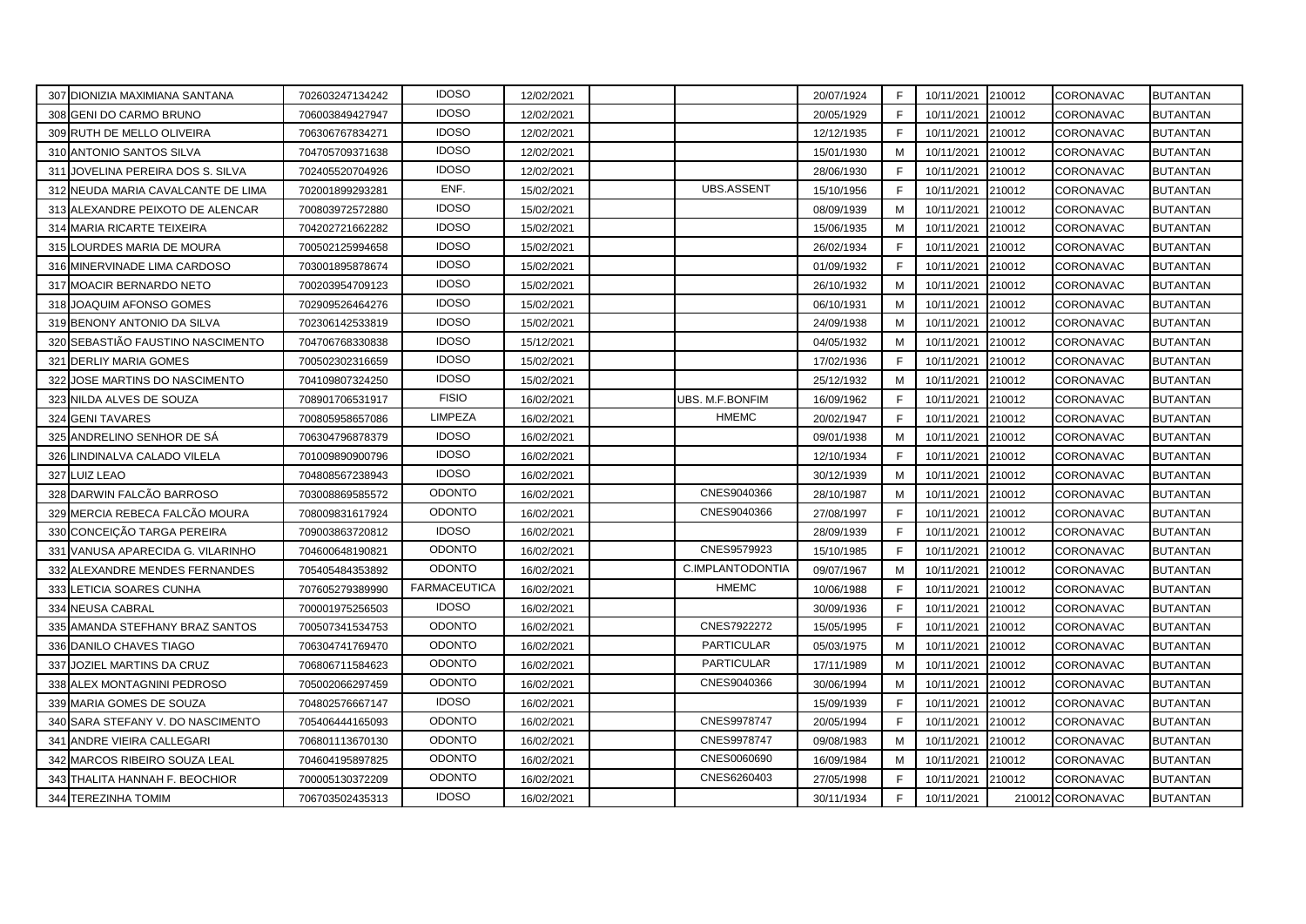| | | | | | | | | | | | | |
|---|---|---|---|---|---|---|---|---|---|---|---|---|
| 307 | DIONIZIA MAXIMIANA SANTANA | 702603247134242 | IDOSO | 12/02/2021 | | | 20/07/1924 | F | 10/11/2021 | 210012 | CORONAVAC | BUTANTAN |
| 308 | GENI DO CARMO BRUNO | 706003849427947 | IDOSO | 12/02/2021 | | | 20/05/1929 | F | 10/11/2021 | 210012 | CORONAVAC | BUTANTAN |
| 309 | RUTH DE MELLO OLIVEIRA | 706306767834271 | IDOSO | 12/02/2021 | | | 12/12/1935 | F | 10/11/2021 | 210012 | CORONAVAC | BUTANTAN |
| 310 | ANTONIO SANTOS SILVA | 704705709371638 | IDOSO | 12/02/2021 | | | 15/01/1930 | M | 10/11/2021 | 210012 | CORONAVAC | BUTANTAN |
| 311 | JOVELINA PEREIRA DOS S. SILVA | 702405520704926 | IDOSO | 12/02/2021 | | | 28/06/1930 | F | 10/11/2021 | 210012 | CORONAVAC | BUTANTAN |
| 312 | NEUDA MARIA CAVALCANTE DE LIMA | 702001899293281 | ENF. | 15/02/2021 | | UBS.ASSENT | 15/10/1956 | F | 10/11/2021 | 210012 | CORONAVAC | BUTANTAN |
| 313 | ALEXANDRE PEIXOTO DE ALENCAR | 700803972572880 | IDOSO | 15/02/2021 | | | 08/09/1939 | M | 10/11/2021 | 210012 | CORONAVAC | BUTANTAN |
| 314 | MARIA RICARTE TEIXEIRA | 704202721662282 | IDOSO | 15/02/2021 | | | 15/06/1935 | M | 10/11/2021 | 210012 | CORONAVAC | BUTANTAN |
| 315 | LOURDES MARIA DE MOURA | 700502125994658 | IDOSO | 15/02/2021 | | | 26/02/1934 | F | 10/11/2021 | 210012 | CORONAVAC | BUTANTAN |
| 316 | MINERVINADE LIMA CARDOSO | 703001895878674 | IDOSO | 15/02/2021 | | | 01/09/1932 | F | 10/11/2021 | 210012 | CORONAVAC | BUTANTAN |
| 317 | MOACIR BERNARDO NETO | 700203954709123 | IDOSO | 15/02/2021 | | | 26/10/1932 | M | 10/11/2021 | 210012 | CORONAVAC | BUTANTAN |
| 318 | JOAQUIM AFONSO GOMES | 702909526464276 | IDOSO | 15/02/2021 | | | 06/10/1931 | M | 10/11/2021 | 210012 | CORONAVAC | BUTANTAN |
| 319 | BENONY ANTONIO DA SILVA | 702306142533819 | IDOSO | 15/02/2021 | | | 24/09/1938 | M | 10/11/2021 | 210012 | CORONAVAC | BUTANTAN |
| 320 | SEBASTIÃO FAUSTINO NASCIMENTO | 704706768330838 | IDOSO | 15/12/2021 | | | 04/05/1932 | M | 10/11/2021 | 210012 | CORONAVAC | BUTANTAN |
| 321 | DERLIY MARIA GOMES | 700502302316659 | IDOSO | 15/02/2021 | | | 17/02/1936 | F | 10/11/2021 | 210012 | CORONAVAC | BUTANTAN |
| 322 | JOSE MARTINS DO NASCIMENTO | 704109807324250 | IDOSO | 15/02/2021 | | | 25/12/1932 | M | 10/11/2021 | 210012 | CORONAVAC | BUTANTAN |
| 323 | NILDA ALVES DE SOUZA | 708901706531917 | FISIO | 16/02/2021 | | UBS. M.F.BONFIM | 16/09/1962 | F | 10/11/2021 | 210012 | CORONAVAC | BUTANTAN |
| 324 | GENI TAVARES | 700805958657086 | LIMPEZA | 16/02/2021 | | HMEMC | 20/02/1947 | F | 10/11/2021 | 210012 | CORONAVAC | BUTANTAN |
| 325 | ANDRELINO SENHOR DE SÁ | 706304796878379 | IDOSO | 16/02/2021 | | | 09/01/1938 | M | 10/11/2021 | 210012 | CORONAVAC | BUTANTAN |
| 326 | LINDINALVA CALADO VILELA | 701009890900796 | IDOSO | 16/02/2021 | | | 12/10/1934 | F | 10/11/2021 | 210012 | CORONAVAC | BUTANTAN |
| 327 | LUIZ LEAO | 704808567238943 | IDOSO | 16/02/2021 | | | 30/12/1939 | M | 10/11/2021 | 210012 | CORONAVAC | BUTANTAN |
| 328 | DARWIN FALCÃO BARROSO | 703008869585572 | ODONTO | 16/02/2021 | | CNES9040366 | 28/10/1987 | M | 10/11/2021 | 210012 | CORONAVAC | BUTANTAN |
| 329 | MERCIA REBECA FALCÃO MOURA | 708009831617924 | ODONTO | 16/02/2021 | | CNES9040366 | 27/08/1997 | F | 10/11/2021 | 210012 | CORONAVAC | BUTANTAN |
| 330 | CONCEIÇÃO TARGA PEREIRA | 709003863720812 | IDOSO | 16/02/2021 | | | 28/09/1939 | F | 10/11/2021 | 210012 | CORONAVAC | BUTANTAN |
| 331 | VANUSA APARECIDA G. VILARINHO | 704600648190821 | ODONTO | 16/02/2021 | | CNES9579923 | 15/10/1985 | F | 10/11/2021 | 210012 | CORONAVAC | BUTANTAN |
| 332 | ALEXANDRE MENDES FERNANDES | 705405484353892 | ODONTO | 16/02/2021 | | C.IMPLANTODONTIA | 09/07/1967 | M | 10/11/2021 | 210012 | CORONAVAC | BUTANTAN |
| 333 | LETICIA SOARES CUNHA | 707605279389990 | FARMACEUTICA | 16/02/2021 | | HMEMC | 10/06/1988 | F | 10/11/2021 | 210012 | CORONAVAC | BUTANTAN |
| 334 | NEUSA CABRAL | 700001975256503 | IDOSO | 16/02/2021 | | | 30/09/1936 | F | 10/11/2021 | 210012 | CORONAVAC | BUTANTAN |
| 335 | AMANDA STEFHANY BRAZ SANTOS | 700507341534753 | ODONTO | 16/02/2021 | | CNES7922272 | 15/05/1995 | F | 10/11/2021 | 210012 | CORONAVAC | BUTANTAN |
| 336 | DANILO CHAVES TIAGO | 706304741769470 | ODONTO | 16/02/2021 | | PARTICULAR | 05/03/1975 | M | 10/11/2021 | 210012 | CORONAVAC | BUTANTAN |
| 337 | JOZIEL MARTINS DA CRUZ | 706806711584623 | ODONTO | 16/02/2021 | | PARTICULAR | 17/11/1989 | M | 10/11/2021 | 210012 | CORONAVAC | BUTANTAN |
| 338 | ALEX MONTAGNINI PEDROSO | 705002066297459 | ODONTO | 16/02/2021 | | CNES9040366 | 30/06/1994 | M | 10/11/2021 | 210012 | CORONAVAC | BUTANTAN |
| 339 | MARIA GOMES DE SOUZA | 704802576667147 | IDOSO | 16/02/2021 | | | 15/09/1939 | F | 10/11/2021 | 210012 | CORONAVAC | BUTANTAN |
| 340 | SARA STEFANY V. DO NASCIMENTO | 705406444165093 | ODONTO | 16/02/2021 | | CNES9978747 | 20/05/1994 | F | 10/11/2021 | 210012 | CORONAVAC | BUTANTAN |
| 341 | ANDRE VIEIRA CALLEGARI | 706801113670130 | ODONTO | 16/02/2021 | | CNES9978747 | 09/08/1983 | M | 10/11/2021 | 210012 | CORONAVAC | BUTANTAN |
| 342 | MARCOS RIBEIRO SOUZA LEAL | 704604195897825 | ODONTO | 16/02/2021 | | CNES0060690 | 16/09/1984 | M | 10/11/2021 | 210012 | CORONAVAC | BUTANTAN |
| 343 | THALITA HANNAH F. BEOCHIOR | 700005130372209 | ODONTO | 16/02/2021 | | CNES6260403 | 27/05/1998 | F | 10/11/2021 | 210012 | CORONAVAC | BUTANTAN |
| 344 | TEREZINHA TOMIM | 706703502435313 | IDOSO | 16/02/2021 | | | 30/11/1934 | F | 10/11/2021 | 210012 | CORONAVAC | BUTANTAN |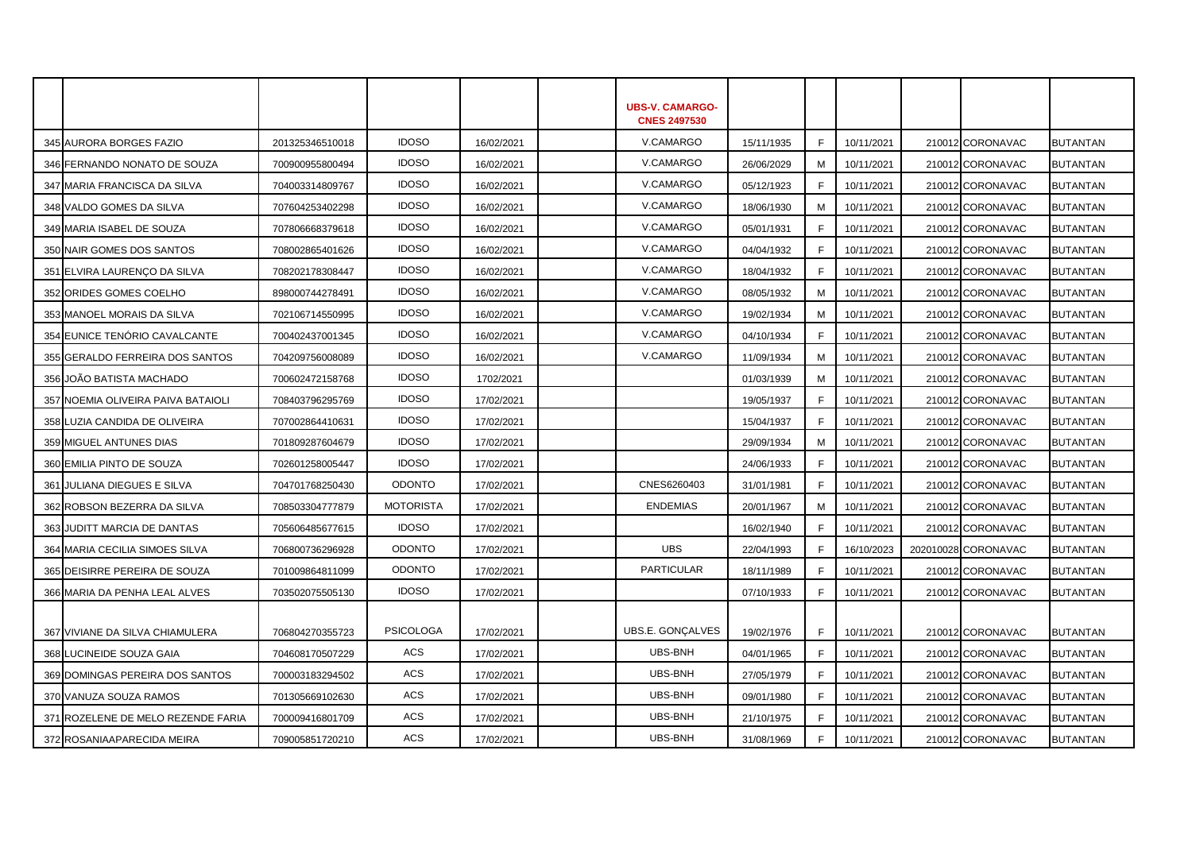| | | | | | UBS-V. CAMARGO-CNES 2497530 | | | | | |
|---|---|---|---|---|---|---|---|---|---|---|
| 345 AURORA BORGES FAZIO | 201325346510018 | IDOSO | 16/02/2021 | | V.CAMARGO | 15/11/1935 | F | 10/11/2021 | 210012 CORONAVAC | BUTANTAN |
| 346 FERNANDO NONATO DE SOUZA | 700900955800494 | IDOSO | 16/02/2021 | | V.CAMARGO | 26/06/2029 | M | 10/11/2021 | 210012 CORONAVAC | BUTANTAN |
| 347 MARIA FRANCISCA DA SILVA | 704003314809767 | IDOSO | 16/02/2021 | | V.CAMARGO | 05/12/1923 | F | 10/11/2021 | 210012 CORONAVAC | BUTANTAN |
| 348 VALDO GOMES DA SILVA | 707604253402298 | IDOSO | 16/02/2021 | | V.CAMARGO | 18/06/1930 | M | 10/11/2021 | 210012 CORONAVAC | BUTANTAN |
| 349 MARIA ISABEL DE SOUZA | 707806668379618 | IDOSO | 16/02/2021 | | V.CAMARGO | 05/01/1931 | F | 10/11/2021 | 210012 CORONAVAC | BUTANTAN |
| 350 NAIR GOMES DOS SANTOS | 708002865401626 | IDOSO | 16/02/2021 | | V.CAMARGO | 04/04/1932 | F | 10/11/2021 | 210012 CORONAVAC | BUTANTAN |
| 351 ELVIRA LAURENÇO DA SILVA | 708202178308447 | IDOSO | 16/02/2021 | | V.CAMARGO | 18/04/1932 | F | 10/11/2021 | 210012 CORONAVAC | BUTANTAN |
| 352 ORIDES GOMES COELHO | 898000744278491 | IDOSO | 16/02/2021 | | V.CAMARGO | 08/05/1932 | M | 10/11/2021 | 210012 CORONAVAC | BUTANTAN |
| 353 MANOEL MORAIS DA SILVA | 702106714550995 | IDOSO | 16/02/2021 | | V.CAMARGO | 19/02/1934 | M | 10/11/2021 | 210012 CORONAVAC | BUTANTAN |
| 354 EUNICE TENÓRIO CAVALCANTE | 700402437001345 | IDOSO | 16/02/2021 | | V.CAMARGO | 04/10/1934 | F | 10/11/2021 | 210012 CORONAVAC | BUTANTAN |
| 355 GERALDO FERREIRA DOS SANTOS | 704209756008089 | IDOSO | 16/02/2021 | | V.CAMARGO | 11/09/1934 | M | 10/11/2021 | 210012 CORONAVAC | BUTANTAN |
| 356 JOÃO BATISTA MACHADO | 700602472158768 | IDOSO | 1702/2021 | | | 01/03/1939 | M | 10/11/2021 | 210012 CORONAVAC | BUTANTAN |
| 357 NOEMIA OLIVEIRA PAIVA BATAIOLI | 708403796295769 | IDOSO | 17/02/2021 | | | 19/05/1937 | F | 10/11/2021 | 210012 CORONAVAC | BUTANTAN |
| 358 LUZIA CANDIDA DE OLIVEIRA | 707002864410631 | IDOSO | 17/02/2021 | | | 15/04/1937 | F | 10/11/2021 | 210012 CORONAVAC | BUTANTAN |
| 359 MIGUEL ANTUNES DIAS | 701809287604679 | IDOSO | 17/02/2021 | | | 29/09/1934 | M | 10/11/2021 | 210012 CORONAVAC | BUTANTAN |
| 360 EMILIA PINTO DE SOUZA | 702601258005447 | IDOSO | 17/02/2021 | | | 24/06/1933 | F | 10/11/2021 | 210012 CORONAVAC | BUTANTAN |
| 361 JULIANA DIEGUES E SILVA | 704701768250430 | ODONTO | 17/02/2021 | | CNES6260403 | 31/01/1981 | F | 10/11/2021 | 210012 CORONAVAC | BUTANTAN |
| 362 ROBSON BEZERRA DA SILVA | 708503304777879 | MOTORISTA | 17/02/2021 | | ENDEMIAS | 20/01/1967 | M | 10/11/2021 | 210012 CORONAVAC | BUTANTAN |
| 363 JUDITT MARCIA DE DANTAS | 705606485677615 | IDOSO | 17/02/2021 | | | 16/02/1940 | F | 10/11/2021 | 210012 CORONAVAC | BUTANTAN |
| 364 MARIA CECILIA SIMOES SILVA | 706800736296928 | ODONTO | 17/02/2021 | | UBS | 22/04/1993 | F | 16/10/2023 | 202010028 CORONAVAC | BUTANTAN |
| 365 DEISIRRE PEREIRA DE SOUZA | 701009864811099 | ODONTO | 17/02/2021 | | PARTICULAR | 18/11/1989 | F | 10/11/2021 | 210012 CORONAVAC | BUTANTAN |
| 366 MARIA DA PENHA LEAL ALVES | 703502075505130 | IDOSO | 17/02/2021 | | | 07/10/1933 | F | 10/11/2021 | 210012 CORONAVAC | BUTANTAN |
| 367 VIVIANE DA SILVA CHIAMULERA | 706804270355723 | PSICOLOGA | 17/02/2021 | | UBS.E. GONÇALVES | 19/02/1976 | F | 10/11/2021 | 210012 CORONAVAC | BUTANTAN |
| 368 LUCINEIDE SOUZA GAIA | 704608170507229 | ACS | 17/02/2021 | | UBS-BNH | 04/01/1965 | F | 10/11/2021 | 210012 CORONAVAC | BUTANTAN |
| 369 DOMINGAS PEREIRA DOS SANTOS | 700003183294502 | ACS | 17/02/2021 | | UBS-BNH | 27/05/1979 | F | 10/11/2021 | 210012 CORONAVAC | BUTANTAN |
| 370 VANUZA SOUZA RAMOS | 701305669102630 | ACS | 17/02/2021 | | UBS-BNH | 09/01/1980 | F | 10/11/2021 | 210012 CORONAVAC | BUTANTAN |
| 371 ROZELENE DE MELO REZENDE FARIA | 700009416801709 | ACS | 17/02/2021 | | UBS-BNH | 21/10/1975 | F | 10/11/2021 | 210012 CORONAVAC | BUTANTAN |
| 372 ROSANIAAPARECIDA MEIRA | 709005851720210 | ACS | 17/02/2021 | | UBS-BNH | 31/08/1969 | F | 10/11/2021 | 210012 CORONAVAC | BUTANTAN |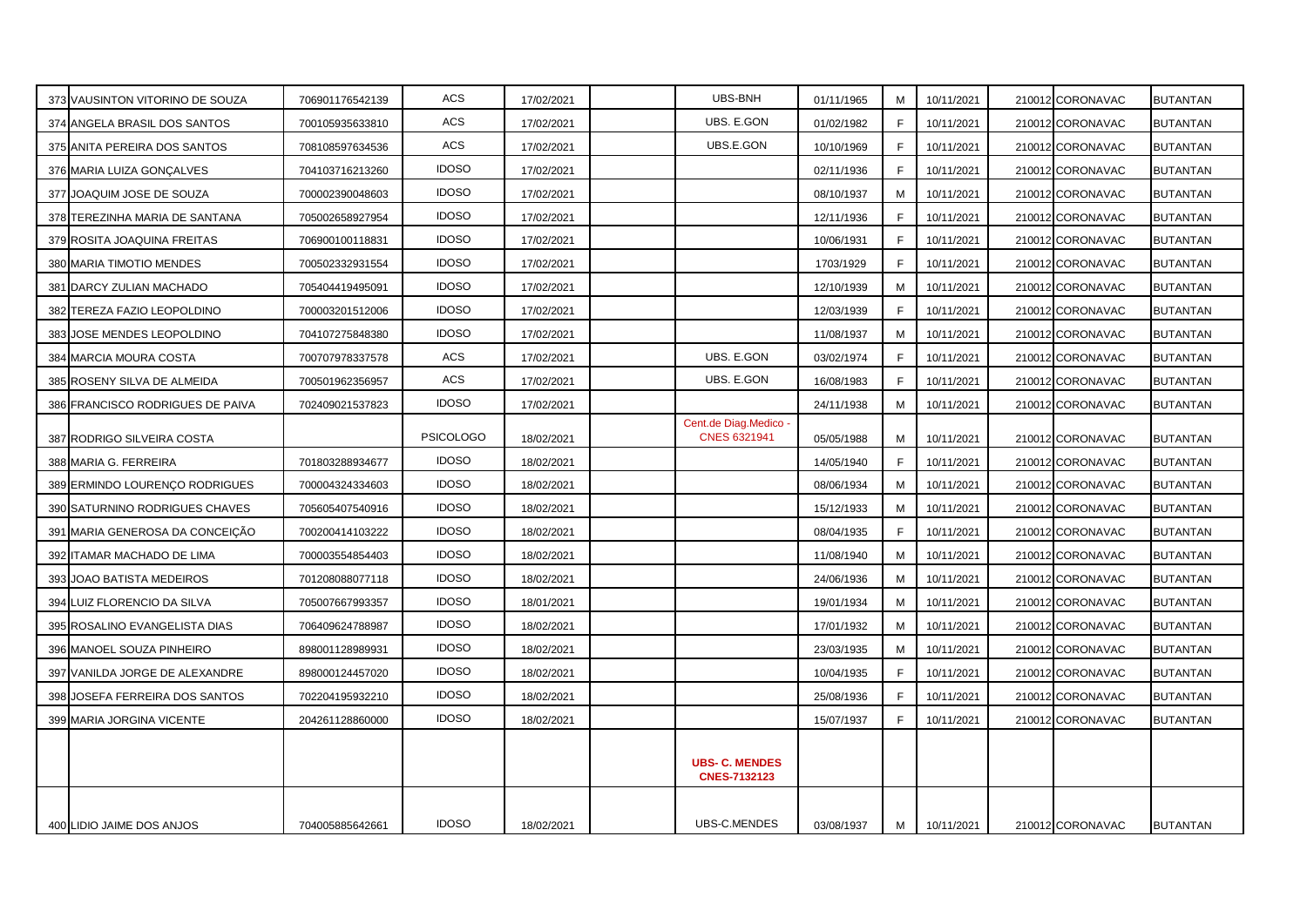| | | | | | | | | | | | |
|---|---|---|---|---|---|---|---|---|---|---|---|
| 373 | VAUSINTON VITORINO DE SOUZA | 706901176542139 | ACS | 17/02/2021 | | UBS-BNH | 01/11/1965 | M | 10/11/2021 | 210012 CORONAVAC | BUTANTAN |
| 374 | ANGELA BRASIL DOS SANTOS | 700105935633810 | ACS | 17/02/2021 | | UBS. E.GON | 01/02/1982 | F | 10/11/2021 | 210012 CORONAVAC | BUTANTAN |
| 375 | ANITA PEREIRA DOS SANTOS | 708108597634536 | ACS | 17/02/2021 | | UBS.E.GON | 10/10/1969 | F | 10/11/2021 | 210012 CORONAVAC | BUTANTAN |
| 376 | MARIA LUIZA GONÇALVES | 704103716213260 | IDOSO | 17/02/2021 | | | 02/11/1936 | F | 10/11/2021 | 210012 CORONAVAC | BUTANTAN |
| 377 | JOAQUIM JOSE DE SOUZA | 700002390048603 | IDOSO | 17/02/2021 | | | 08/10/1937 | M | 10/11/2021 | 210012 CORONAVAC | BUTANTAN |
| 378 | TEREZINHA MARIA DE SANTANA | 705002658927954 | IDOSO | 17/02/2021 | | | 12/11/1936 | F | 10/11/2021 | 210012 CORONAVAC | BUTANTAN |
| 379 | ROSITA JOAQUINA FREITAS | 706900100118831 | IDOSO | 17/02/2021 | | | 10/06/1931 | F | 10/11/2021 | 210012 CORONAVAC | BUTANTAN |
| 380 | MARIA TIMOTIO MENDES | 700502332931554 | IDOSO | 17/02/2021 | | | 1703/1929 | F | 10/11/2021 | 210012 CORONAVAC | BUTANTAN |
| 381 | DARCY ZULIAN MACHADO | 705404419495091 | IDOSO | 17/02/2021 | | | 12/10/1939 | M | 10/11/2021 | 210012 CORONAVAC | BUTANTAN |
| 382 | TEREZA FAZIO LEOPOLDINO | 700003201512006 | IDOSO | 17/02/2021 | | | 12/03/1939 | F | 10/11/2021 | 210012 CORONAVAC | BUTANTAN |
| 383 | JOSE MENDES LEOPOLDINO | 704107275848380 | IDOSO | 17/02/2021 | | | 11/08/1937 | M | 10/11/2021 | 210012 CORONAVAC | BUTANTAN |
| 384 | MARCIA MOURA COSTA | 700707978337578 | ACS | 17/02/2021 | | UBS. E.GON | 03/02/1974 | F | 10/11/2021 | 210012 CORONAVAC | BUTANTAN |
| 385 | ROSENY SILVA DE ALMEIDA | 700501962356957 | ACS | 17/02/2021 | | UBS. E.GON | 16/08/1983 | F | 10/11/2021 | 210012 CORONAVAC | BUTANTAN |
| 386 | FRANCISCO RODRIGUES DE PAIVA | 702409021537823 | IDOSO | 17/02/2021 | | | 24/11/1938 | M | 10/11/2021 | 210012 CORONAVAC | BUTANTAN |
| 387 | RODRIGO SILVEIRA COSTA | | PSICOLOGO | 18/02/2021 | | Cent.de Diag.Medico - CNES 6321941 | 05/05/1988 | M | 10/11/2021 | 210012 CORONAVAC | BUTANTAN |
| 388 | MARIA G. FERREIRA | 701803288934677 | IDOSO | 18/02/2021 | | | 14/05/1940 | F | 10/11/2021 | 210012 CORONAVAC | BUTANTAN |
| 389 | ERMINDO LOURENÇO RODRIGUES | 700004324334603 | IDOSO | 18/02/2021 | | | 08/06/1934 | M | 10/11/2021 | 210012 CORONAVAC | BUTANTAN |
| 390 | SATURNINO RODRIGUES CHAVES | 705605407540916 | IDOSO | 18/02/2021 | | | 15/12/1933 | M | 10/11/2021 | 210012 CORONAVAC | BUTANTAN |
| 391 | MARIA GENEROSA DA CONCEIÇÃO | 700200414103222 | IDOSO | 18/02/2021 | | | 08/04/1935 | F | 10/11/2021 | 210012 CORONAVAC | BUTANTAN |
| 392 | ITAMAR MACHADO DE LIMA | 700003554854403 | IDOSO | 18/02/2021 | | | 11/08/1940 | M | 10/11/2021 | 210012 CORONAVAC | BUTANTAN |
| 393 | JOAO BATISTA MEDEIROS | 701208088077118 | IDOSO | 18/02/2021 | | | 24/06/1936 | M | 10/11/2021 | 210012 CORONAVAC | BUTANTAN |
| 394 | LUIZ FLORENCIO DA SILVA | 705007667993357 | IDOSO | 18/01/2021 | | | 19/01/1934 | M | 10/11/2021 | 210012 CORONAVAC | BUTANTAN |
| 395 | ROSALINO EVANGELISTA DIAS | 706409624788987 | IDOSO | 18/02/2021 | | | 17/01/1932 | M | 10/11/2021 | 210012 CORONAVAC | BUTANTAN |
| 396 | MANOEL SOUZA PINHEIRO | 898001128989931 | IDOSO | 18/02/2021 | | | 23/03/1935 | M | 10/11/2021 | 210012 CORONAVAC | BUTANTAN |
| 397 | VANILDA JORGE DE ALEXANDRE | 898000124457020 | IDOSO | 18/02/2021 | | | 10/04/1935 | F | 10/11/2021 | 210012 CORONAVAC | BUTANTAN |
| 398 | JOSEFA FERREIRA DOS SANTOS | 702204195932210 | IDOSO | 18/02/2021 | | | 25/08/1936 | F | 10/11/2021 | 210012 CORONAVAC | BUTANTAN |
| 399 | MARIA JORGINA VICENTE | 204261128860000 | IDOSO | 18/02/2021 | | | 15/07/1937 | F | 10/11/2021 | 210012 CORONAVAC | BUTANTAN |
| | | | | | | **UBS- C. MENDES CNES-7132123** | | | | | |
| 400 | LIDIO JAIME DOS ANJOS | 704005885642661 | IDOSO | 18/02/2021 | | UBS-C.MENDES | 03/08/1937 | M | 10/11/2021 | 210012 CORONAVAC | BUTANTAN |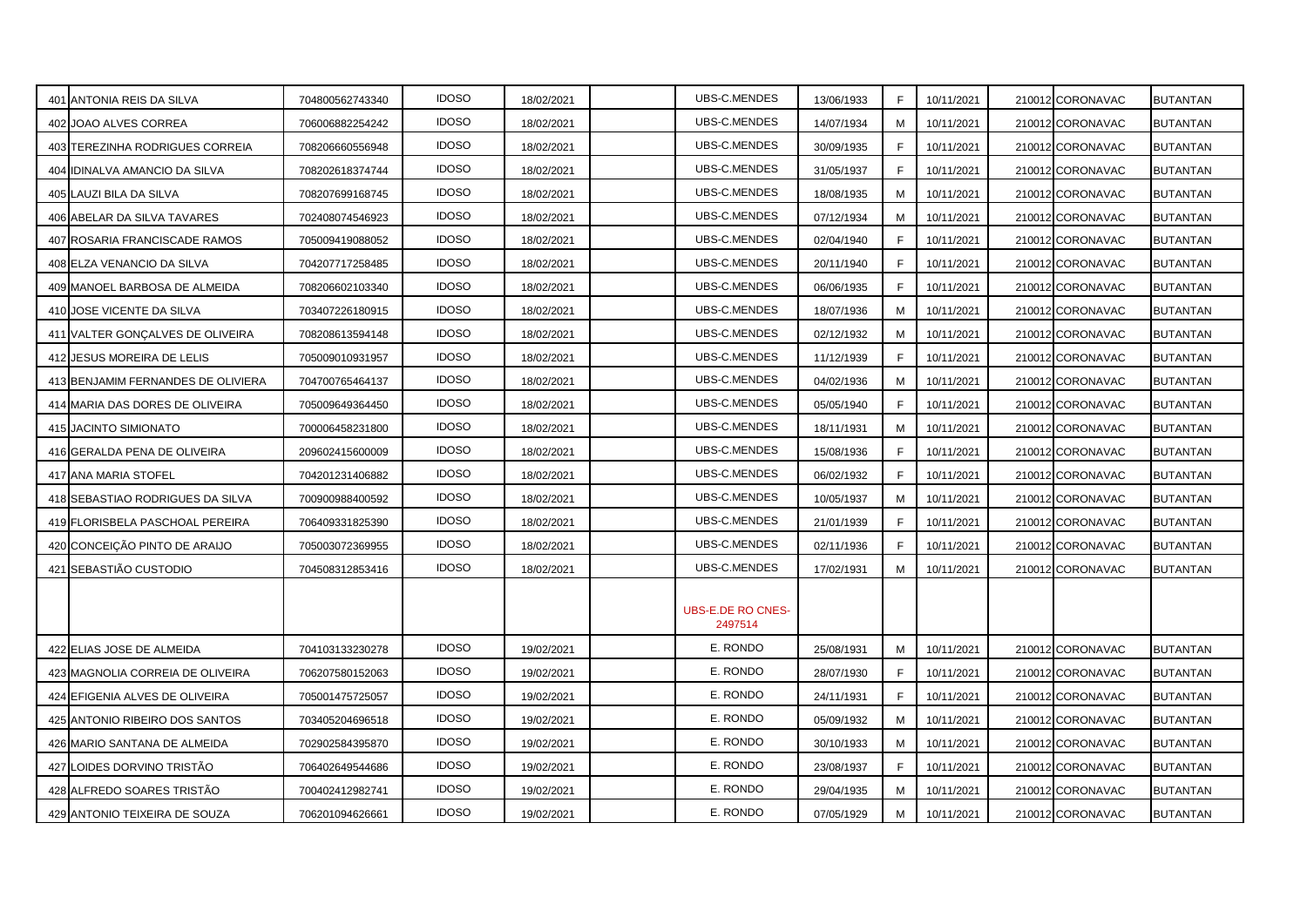| | | | | | | | | | | | |
|---|---|---|---|---|---|---|---|---|---|---|---|
| 401 | ANTONIA REIS DA SILVA | 704800562743340 | IDOSO | 18/02/2021 | | UBS-C.MENDES | 13/06/1933 | F | 10/11/2021 | 210012 CORONAVAC | BUTANTAN |
| 402 | JOAO ALVES CORREA | 706006882254242 | IDOSO | 18/02/2021 | | UBS-C.MENDES | 14/07/1934 | M | 10/11/2021 | 210012 CORONAVAC | BUTANTAN |
| 403 | TEREZINHA RODRIGUES CORREIA | 708206660556948 | IDOSO | 18/02/2021 | | UBS-C.MENDES | 30/09/1935 | F | 10/11/2021 | 210012 CORONAVAC | BUTANTAN |
| 404 | IDINALVA AMANCIO DA SILVA | 708202618374744 | IDOSO | 18/02/2021 | | UBS-C.MENDES | 31/05/1937 | F | 10/11/2021 | 210012 CORONAVAC | BUTANTAN |
| 405 | LAUZI BILA DA SILVA | 708207699168745 | IDOSO | 18/02/2021 | | UBS-C.MENDES | 18/08/1935 | M | 10/11/2021 | 210012 CORONAVAC | BUTANTAN |
| 406 | ABELAR DA SILVA TAVARES | 702408074546923 | IDOSO | 18/02/2021 | | UBS-C.MENDES | 07/12/1934 | M | 10/11/2021 | 210012 CORONAVAC | BUTANTAN |
| 407 | ROSARIA FRANCISCADE RAMOS | 705009419088052 | IDOSO | 18/02/2021 | | UBS-C.MENDES | 02/04/1940 | F | 10/11/2021 | 210012 CORONAVAC | BUTANTAN |
| 408 | ELZA VENANCIO DA SILVA | 704207717258485 | IDOSO | 18/02/2021 | | UBS-C.MENDES | 20/11/1940 | F | 10/11/2021 | 210012 CORONAVAC | BUTANTAN |
| 409 | MANOEL BARBOSA DE ALMEIDA | 708206602103340 | IDOSO | 18/02/2021 | | UBS-C.MENDES | 06/06/1935 | F | 10/11/2021 | 210012 CORONAVAC | BUTANTAN |
| 410 | JOSE VICENTE DA SILVA | 703407226180915 | IDOSO | 18/02/2021 | | UBS-C.MENDES | 18/07/1936 | M | 10/11/2021 | 210012 CORONAVAC | BUTANTAN |
| 411 | VALTER GONÇALVES DE OLIVEIRA | 708208613594148 | IDOSO | 18/02/2021 | | UBS-C.MENDES | 02/12/1932 | M | 10/11/2021 | 210012 CORONAVAC | BUTANTAN |
| 412 | JESUS MOREIRA DE LELIS | 705009010931957 | IDOSO | 18/02/2021 | | UBS-C.MENDES | 11/12/1939 | F | 10/11/2021 | 210012 CORONAVAC | BUTANTAN |
| 413 | BENJAMIM FERNANDES DE OLIVIERA | 704700765464137 | IDOSO | 18/02/2021 | | UBS-C.MENDES | 04/02/1936 | M | 10/11/2021 | 210012 CORONAVAC | BUTANTAN |
| 414 | MARIA DAS DORES DE OLIVEIRA | 705009649364450 | IDOSO | 18/02/2021 | | UBS-C.MENDES | 05/05/1940 | F | 10/11/2021 | 210012 CORONAVAC | BUTANTAN |
| 415 | JACINTO SIMIONATO | 700006458231800 | IDOSO | 18/02/2021 | | UBS-C.MENDES | 18/11/1931 | M | 10/11/2021 | 210012 CORONAVAC | BUTANTAN |
| 416 | GERALDA PENA DE OLIVEIRA | 209602415600009 | IDOSO | 18/02/2021 | | UBS-C.MENDES | 15/08/1936 | F | 10/11/2021 | 210012 CORONAVAC | BUTANTAN |
| 417 | ANA MARIA STOFEL | 704201231406882 | IDOSO | 18/02/2021 | | UBS-C.MENDES | 06/02/1932 | F | 10/11/2021 | 210012 CORONAVAC | BUTANTAN |
| 418 | SEBASTIAO RODRIGUES DA SILVA | 700900988400592 | IDOSO | 18/02/2021 | | UBS-C.MENDES | 10/05/1937 | M | 10/11/2021 | 210012 CORONAVAC | BUTANTAN |
| 419 | FLORISBELA PASCHOAL PEREIRA | 706409331825390 | IDOSO | 18/02/2021 | | UBS-C.MENDES | 21/01/1939 | F | 10/11/2021 | 210012 CORONAVAC | BUTANTAN |
| 420 | CONCEIÇÃO PINTO DE ARAIJO | 705003072369955 | IDOSO | 18/02/2021 | | UBS-C.MENDES | 02/11/1936 | F | 10/11/2021 | 210012 CORONAVAC | BUTANTAN |
| 421 | SEBASTIÃO CUSTODIO | 704508312853416 | IDOSO | 18/02/2021 | | UBS-C.MENDES | 17/02/1931 | M | 10/11/2021 | 210012 CORONAVAC | BUTANTAN |
| | | | | | | UBS-E.DE RO CNES-2497514 | | | | | |
| 422 | ELIAS JOSE DE ALMEIDA | 704103133230278 | IDOSO | 19/02/2021 | | E. RONDO | 25/08/1931 | M | 10/11/2021 | 210012 CORONAVAC | BUTANTAN |
| 423 | MAGNOLIA CORREIA DE OLIVEIRA | 706207580152063 | IDOSO | 19/02/2021 | | E. RONDO | 28/07/1930 | F | 10/11/2021 | 210012 CORONAVAC | BUTANTAN |
| 424 | EFIGENIA ALVES DE OLIVEIRA | 705001475725057 | IDOSO | 19/02/2021 | | E. RONDO | 24/11/1931 | F | 10/11/2021 | 210012 CORONAVAC | BUTANTAN |
| 425 | ANTONIO RIBEIRO DOS SANTOS | 703405204696518 | IDOSO | 19/02/2021 | | E. RONDO | 05/09/1932 | M | 10/11/2021 | 210012 CORONAVAC | BUTANTAN |
| 426 | MARIO SANTANA DE ALMEIDA | 702902584395870 | IDOSO | 19/02/2021 | | E. RONDO | 30/10/1933 | M | 10/11/2021 | 210012 CORONAVAC | BUTANTAN |
| 427 | LOIDES DORVINO TRISTÃO | 706402649544686 | IDOSO | 19/02/2021 | | E. RONDO | 23/08/1937 | F | 10/11/2021 | 210012 CORONAVAC | BUTANTAN |
| 428 | ALFREDO SOARES TRISTÃO | 700402412982741 | IDOSO | 19/02/2021 | | E. RONDO | 29/04/1935 | M | 10/11/2021 | 210012 CORONAVAC | BUTANTAN |
| 429 | ANTONIO TEIXEIRA DE SOUZA | 706201094626661 | IDOSO | 19/02/2021 | | E. RONDO | 07/05/1929 | M | 10/11/2021 | 210012 CORONAVAC | BUTANTAN |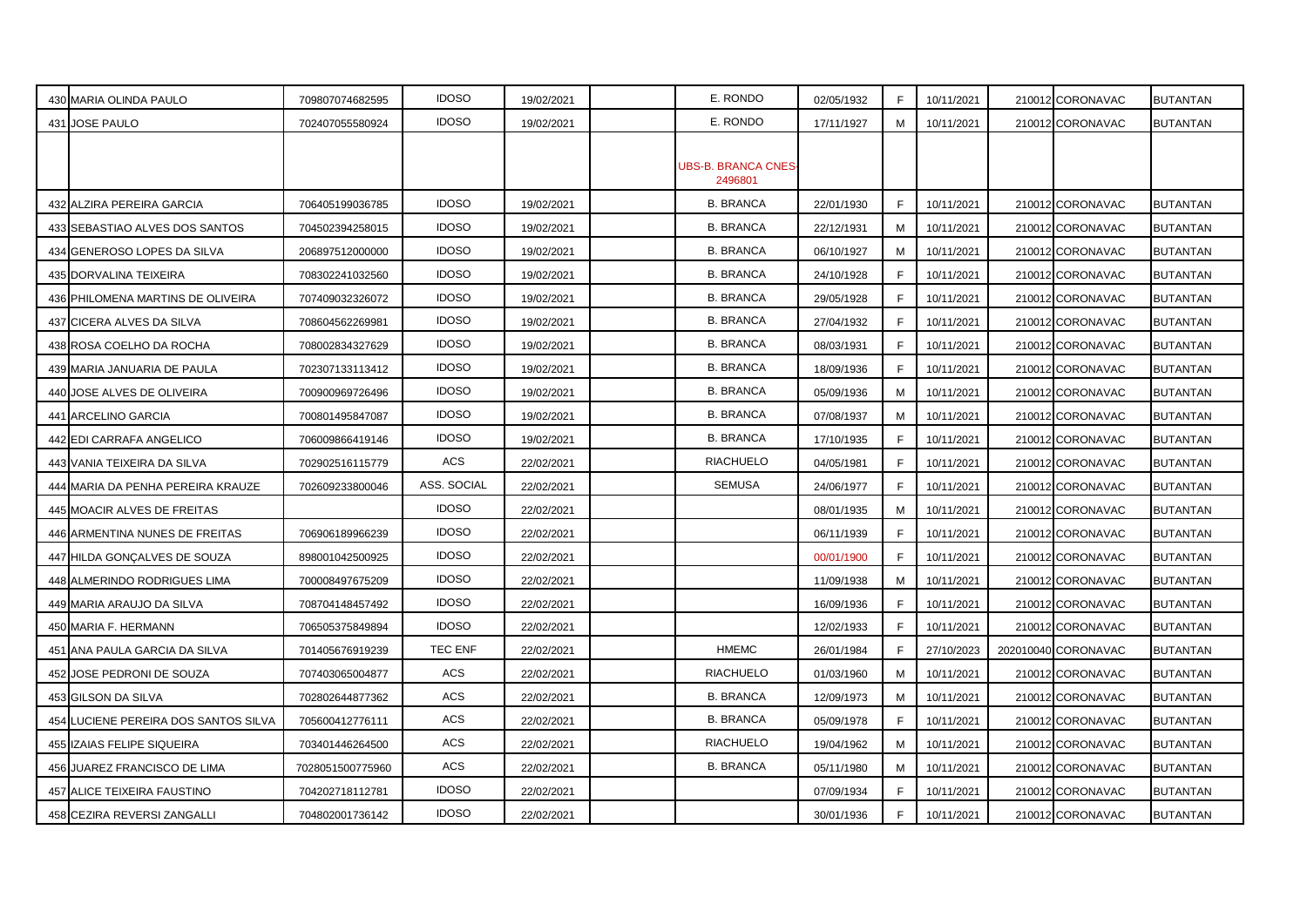| | | | | | | | | | | | | |
|---|---|---|---|---|---|---|---|---|---|---|---|---|
| 430 | MARIA OLINDA PAULO | 709807074682595 | IDOSO | 19/02/2021 | | E. RONDO | 02/05/1932 | F | 10/11/2021 | 210012 | CORONAVAC | BUTANTAN |
| 431 | JOSE PAULO | 702407055580924 | IDOSO | 19/02/2021 | | E. RONDO | 17/11/1927 | M | 10/11/2021 | 210012 | CORONAVAC | BUTANTAN |
| | | | | | | UBS-B. BRANCA CNES-2496801 | | | | | | |
| 432 | ALZIRA PEREIRA GARCIA | 706405199036785 | IDOSO | 19/02/2021 | | B. BRANCA | 22/01/1930 | F | 10/11/2021 | 210012 | CORONAVAC | BUTANTAN |
| 433 | SEBASTIAO ALVES DOS SANTOS | 704502394258015 | IDOSO | 19/02/2021 | | B. BRANCA | 22/12/1931 | M | 10/11/2021 | 210012 | CORONAVAC | BUTANTAN |
| 434 | GENEROSO LOPES DA SILVA | 206897512000000 | IDOSO | 19/02/2021 | | B. BRANCA | 06/10/1927 | M | 10/11/2021 | 210012 | CORONAVAC | BUTANTAN |
| 435 | DORVALINA TEIXEIRA | 708302241032560 | IDOSO | 19/02/2021 | | B. BRANCA | 24/10/1928 | F | 10/11/2021 | 210012 | CORONAVAC | BUTANTAN |
| 436 | PHILOMENA MARTINS DE OLIVEIRA | 707409032326072 | IDOSO | 19/02/2021 | | B. BRANCA | 29/05/1928 | F | 10/11/2021 | 210012 | CORONAVAC | BUTANTAN |
| 437 | CICERA ALVES DA SILVA | 708604562269981 | IDOSO | 19/02/2021 | | B. BRANCA | 27/04/1932 | F | 10/11/2021 | 210012 | CORONAVAC | BUTANTAN |
| 438 | ROSA COELHO DA ROCHA | 708002834327629 | IDOSO | 19/02/2021 | | B. BRANCA | 08/03/1931 | F | 10/11/2021 | 210012 | CORONAVAC | BUTANTAN |
| 439 | MARIA JANUARIA DE PAULA | 702307133113412 | IDOSO | 19/02/2021 | | B. BRANCA | 18/09/1936 | F | 10/11/2021 | 210012 | CORONAVAC | BUTANTAN |
| 440 | JOSE ALVES DE OLIVEIRA | 700900969726496 | IDOSO | 19/02/2021 | | B. BRANCA | 05/09/1936 | M | 10/11/2021 | 210012 | CORONAVAC | BUTANTAN |
| 441 | ARCELINO GARCIA | 700801495847087 | IDOSO | 19/02/2021 | | B. BRANCA | 07/08/1937 | M | 10/11/2021 | 210012 | CORONAVAC | BUTANTAN |
| 442 | EDI CARRAFA ANGELICO | 706009866419146 | IDOSO | 19/02/2021 | | B. BRANCA | 17/10/1935 | F | 10/11/2021 | 210012 | CORONAVAC | BUTANTAN |
| 443 | VANIA TEIXEIRA DA SILVA | 702902516115779 | ACS | 22/02/2021 | | RIACHUELO | 04/05/1981 | F | 10/11/2021 | 210012 | CORONAVAC | BUTANTAN |
| 444 | MARIA DA PENHA PEREIRA KRAUZE | 702609233800046 | ASS. SOCIAL | 22/02/2021 | | SEMUSA | 24/06/1977 | F | 10/11/2021 | 210012 | CORONAVAC | BUTANTAN |
| 445 | MOACIR ALVES DE FREITAS | | IDOSO | 22/02/2021 | | | 08/01/1935 | M | 10/11/2021 | 210012 | CORONAVAC | BUTANTAN |
| 446 | ARMENTINA NUNES DE FREITAS | 706906189966239 | IDOSO | 22/02/2021 | | | 06/11/1939 | F | 10/11/2021 | 210012 | CORONAVAC | BUTANTAN |
| 447 | HILDA GONÇALVES DE SOUZA | 898001042500925 | IDOSO | 22/02/2021 | | | 00/01/1900 | F | 10/11/2021 | 210012 | CORONAVAC | BUTANTAN |
| 448 | ALMERINDO RODRIGUES LIMA | 700008497675209 | IDOSO | 22/02/2021 | | | 11/09/1938 | M | 10/11/2021 | 210012 | CORONAVAC | BUTANTAN |
| 449 | MARIA ARAUJO DA SILVA | 708704148457492 | IDOSO | 22/02/2021 | | | 16/09/1936 | F | 10/11/2021 | 210012 | CORONAVAC | BUTANTAN |
| 450 | MARIA F. HERMANN | 706505375849894 | IDOSO | 22/02/2021 | | | 12/02/1933 | F | 10/11/2021 | 210012 | CORONAVAC | BUTANTAN |
| 451 | ANA PAULA GARCIA DA SILVA | 701405676919239 | TEC ENF | 22/02/2021 | | HMEMC | 26/01/1984 | F | 27/10/2023 | 202010040 | CORONAVAC | BUTANTAN |
| 452 | JOSE PEDRONI DE SOUZA | 707403065004877 | ACS | 22/02/2021 | | RIACHUELO | 01/03/1960 | M | 10/11/2021 | 210012 | CORONAVAC | BUTANTAN |
| 453 | GILSON DA SILVA | 702802644877362 | ACS | 22/02/2021 | | B. BRANCA | 12/09/1973 | M | 10/11/2021 | 210012 | CORONAVAC | BUTANTAN |
| 454 | LUCIENE PEREIRA DOS SANTOS SILVA | 705600412776111 | ACS | 22/02/2021 | | B. BRANCA | 05/09/1978 | F | 10/11/2021 | 210012 | CORONAVAC | BUTANTAN |
| 455 | IZAIAS FELIPE SIQUEIRA | 703401446264500 | ACS | 22/02/2021 | | RIACHUELO | 19/04/1962 | M | 10/11/2021 | 210012 | CORONAVAC | BUTANTAN |
| 456 | JUAREZ FRANCISCO DE LIMA | 7028051500775960 | ACS | 22/02/2021 | | B. BRANCA | 05/11/1980 | M | 10/11/2021 | 210012 | CORONAVAC | BUTANTAN |
| 457 | ALICE TEIXEIRA FAUSTINO | 704202718112781 | IDOSO | 22/02/2021 | | | 07/09/1934 | F | 10/11/2021 | 210012 | CORONAVAC | BUTANTAN |
| 458 | CEZIRA REVERSI ZANGALLI | 704802001736142 | IDOSO | 22/02/2021 | | | 30/01/1936 | F | 10/11/2021 | 210012 | CORONAVAC | BUTANTAN |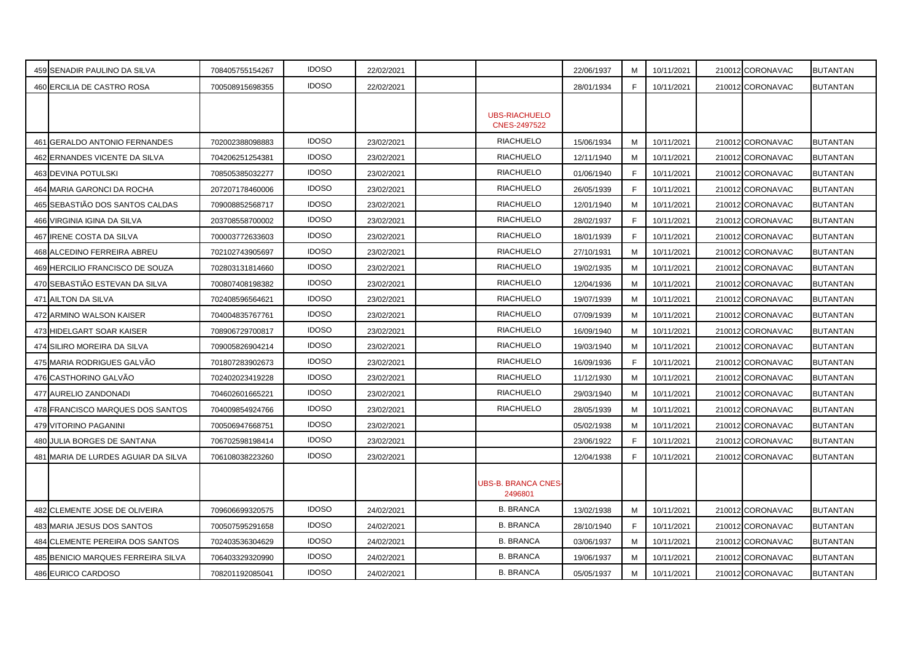| | | | | | | | | | | | | |
|---|---|---|---|---|---|---|---|---|---|---|---|---|
| 459 | SENADIR PAULINO DA SILVA | 708405755154267 | IDOSO | 22/02/2021 | | | 22/06/1937 | M | 10/11/2021 | 210012 | CORONAVAC | BUTANTAN |
| 460 | ERCILIA DE CASTRO ROSA | 700508915698355 | IDOSO | 22/02/2021 | | | 28/01/1934 | F | 10/11/2021 | 210012 | CORONAVAC | BUTANTAN |
| | | | | | | UBS-RIACHUELO CNES-2497522 | | | | | | |
| 461 | GERALDO ANTONIO FERNANDES | 702002388098883 | IDOSO | 23/02/2021 | | RIACHUELO | 15/06/1934 | M | 10/11/2021 | 210012 | CORONAVAC | BUTANTAN |
| 462 | ERNANDES VICENTE DA SILVA | 704206251254381 | IDOSO | 23/02/2021 | | RIACHUELO | 12/11/1940 | M | 10/11/2021 | 210012 | CORONAVAC | BUTANTAN |
| 463 | DEVINA POTULSKI | 708505385032277 | IDOSO | 23/02/2021 | | RIACHUELO | 01/06/1940 | F | 10/11/2021 | 210012 | CORONAVAC | BUTANTAN |
| 464 | MARIA GARONCI DA ROCHA | 207207178460006 | IDOSO | 23/02/2021 | | RIACHUELO | 26/05/1939 | F | 10/11/2021 | 210012 | CORONAVAC | BUTANTAN |
| 465 | SEBASTIÃO DOS SANTOS CALDAS | 709008852568717 | IDOSO | 23/02/2021 | | RIACHUELO | 12/01/1940 | M | 10/11/2021 | 210012 | CORONAVAC | BUTANTAN |
| 466 | VIRGINIA IGINA DA SILVA | 203708558700002 | IDOSO | 23/02/2021 | | RIACHUELO | 28/02/1937 | F | 10/11/2021 | 210012 | CORONAVAC | BUTANTAN |
| 467 | IRENE COSTA DA SILVA | 700003772633603 | IDOSO | 23/02/2021 | | RIACHUELO | 18/01/1939 | F | 10/11/2021 | 210012 | CORONAVAC | BUTANTAN |
| 468 | ALCEDINO FERREIRA ABREU | 702102743905697 | IDOSO | 23/02/2021 | | RIACHUELO | 27/10/1931 | M | 10/11/2021 | 210012 | CORONAVAC | BUTANTAN |
| 469 | HERCILIO FRANCISCO DE SOUZA | 702803131814660 | IDOSO | 23/02/2021 | | RIACHUELO | 19/02/1935 | M | 10/11/2021 | 210012 | CORONAVAC | BUTANTAN |
| 470 | SEBASTIÃO ESTEVAN DA SILVA | 700807408198382 | IDOSO | 23/02/2021 | | RIACHUELO | 12/04/1936 | M | 10/11/2021 | 210012 | CORONAVAC | BUTANTAN |
| 471 | AILTON DA SILVA | 702408596564621 | IDOSO | 23/02/2021 | | RIACHUELO | 19/07/1939 | M | 10/11/2021 | 210012 | CORONAVAC | BUTANTAN |
| 472 | ARMINO WALSON KAISER | 704004835767761 | IDOSO | 23/02/2021 | | RIACHUELO | 07/09/1939 | M | 10/11/2021 | 210012 | CORONAVAC | BUTANTAN |
| 473 | HIDELGART SOAR KAISER | 708906729700817 | IDOSO | 23/02/2021 | | RIACHUELO | 16/09/1940 | M | 10/11/2021 | 210012 | CORONAVAC | BUTANTAN |
| 474 | SILIRO MOREIRA DA SILVA | 709005826904214 | IDOSO | 23/02/2021 | | RIACHUELO | 19/03/1940 | M | 10/11/2021 | 210012 | CORONAVAC | BUTANTAN |
| 475 | MARIA RODRIGUES GALVÃO | 701807283902673 | IDOSO | 23/02/2021 | | RIACHUELO | 16/09/1936 | F | 10/11/2021 | 210012 | CORONAVAC | BUTANTAN |
| 476 | CASTHORINO GALVÃO | 702402023419228 | IDOSO | 23/02/2021 | | RIACHUELO | 11/12/1930 | M | 10/11/2021 | 210012 | CORONAVAC | BUTANTAN |
| 477 | AURELIO ZANDONADI | 704602601665221 | IDOSO | 23/02/2021 | | RIACHUELO | 29/03/1940 | M | 10/11/2021 | 210012 | CORONAVAC | BUTANTAN |
| 478 | FRANCISCO MARQUES DOS SANTOS | 704009854924766 | IDOSO | 23/02/2021 | | RIACHUELO | 28/05/1939 | M | 10/11/2021 | 210012 | CORONAVAC | BUTANTAN |
| 479 | VITORINO PAGANINI | 700506947668751 | IDOSO | 23/02/2021 | | | 05/02/1938 | M | 10/11/2021 | 210012 | CORONAVAC | BUTANTAN |
| 480 | JULIA BORGES DE SANTANA | 706702598198414 | IDOSO | 23/02/2021 | | | 23/06/1922 | F | 10/11/2021 | 210012 | CORONAVAC | BUTANTAN |
| 481 | MARIA DE LURDES AGUIAR DA SILVA | 706108038223260 | IDOSO | 23/02/2021 | | | 12/04/1938 | F | 10/11/2021 | 210012 | CORONAVAC | BUTANTAN |
| | | | | | | UBS-B. BRANCA CNES-2496801 | | | | | | |
| 482 | CLEMENTE JOSE DE OLIVEIRA | 709606699320575 | IDOSO | 24/02/2021 | | B. BRANCA | 13/02/1938 | M | 10/11/2021 | 210012 | CORONAVAC | BUTANTAN |
| 483 | MARIA JESUS DOS SANTOS | 700507595291658 | IDOSO | 24/02/2021 | | B. BRANCA | 28/10/1940 | F | 10/11/2021 | 210012 | CORONAVAC | BUTANTAN |
| 484 | CLEMENTE PEREIRA DOS SANTOS | 702403536304629 | IDOSO | 24/02/2021 | | B. BRANCA | 03/06/1937 | M | 10/11/2021 | 210012 | CORONAVAC | BUTANTAN |
| 485 | BENICIO MARQUES FERREIRA SILVA | 706403329320990 | IDOSO | 24/02/2021 | | B. BRANCA | 19/06/1937 | M | 10/11/2021 | 210012 | CORONAVAC | BUTANTAN |
| 486 | EURICO CARDOSO | 708201192085041 | IDOSO | 24/02/2021 | | B. BRANCA | 05/05/1937 | M | 10/11/2021 | 210012 | CORONAVAC | BUTANTAN |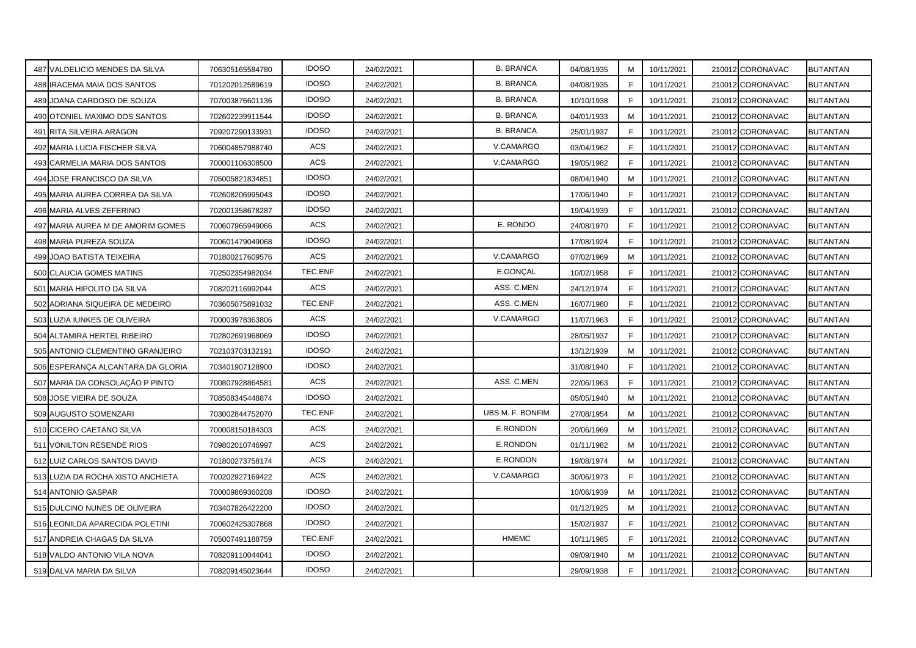| | | | | | | | | | | | |
|---|---|---|---|---|---|---|---|---|---|---|---|
| 487 | VALDELICIO MENDES DA SILVA | 706305165584780 | IDOSO | 24/02/2021 | | B. BRANCA | 04/08/1935 | M | 10/11/2021 | 210012 CORONAVAC | BUTANTAN |
| 488 | IRACEMA MAIA DOS SANTOS | 701202012589619 | IDOSO | 24/02/2021 | | B. BRANCA | 04/08/1935 | F | 10/11/2021 | 210012 CORONAVAC | BUTANTAN |
| 489 | JOANA CARDOSO DE SOUZA | 707003876601136 | IDOSO | 24/02/2021 | | B. BRANCA | 10/10/1938 | F | 10/11/2021 | 210012 CORONAVAC | BUTANTAN |
| 490 | OTONIEL MAXIMO DOS SANTOS | 702602239911544 | IDOSO | 24/02/2021 | | B. BRANCA | 04/01/1933 | M | 10/11/2021 | 210012 CORONAVAC | BUTANTAN |
| 491 | RITA SILVEIRA ARAGON | 709207290133931 | IDOSO | 24/02/2021 | | B. BRANCA | 25/01/1937 | F | 10/11/2021 | 210012 CORONAVAC | BUTANTAN |
| 492 | MARIA LUCIA FISCHER SILVA | 706004857988740 | ACS | 24/02/2021 | | V.CAMARGO | 03/04/1962 | F | 10/11/2021 | 210012 CORONAVAC | BUTANTAN |
| 493 | CARMELIA MARIA DOS SANTOS | 700001106308500 | ACS | 24/02/2021 | | V.CAMARGO | 19/05/1982 | F | 10/11/2021 | 210012 CORONAVAC | BUTANTAN |
| 494 | JOSE FRANCISCO DA SILVA | 705005821834851 | IDOSO | 24/02/2021 | | | 08/04/1940 | M | 10/11/2021 | 210012 CORONAVAC | BUTANTAN |
| 495 | MARIA AUREA CORREA DA SILVA | 702608206995043 | IDOSO | 24/02/2021 | | | 17/06/1940 | F | 10/11/2021 | 210012 CORONAVAC | BUTANTAN |
| 496 | MARIA ALVES ZEFERINO | 702001358678287 | IDOSO | 24/02/2021 | | | 19/04/1939 | F | 10/11/2021 | 210012 CORONAVAC | BUTANTAN |
| 497 | MARIA AUREA M DE AMORIM GOMES | 700607965949066 | ACS | 24/02/2021 | | E. RONDO | 24/08/1970 | F | 10/11/2021 | 210012 CORONAVAC | BUTANTAN |
| 498 | MARIA PUREZA SOUZA | 700601479049068 | IDOSO | 24/02/2021 | | | 17/08/1924 | F | 10/11/2021 | 210012 CORONAVAC | BUTANTAN |
| 499 | JOAO BATISTA TEIXEIRA | 701800217609576 | ACS | 24/02/2021 | | V.CAMARGO | 07/02/1969 | M | 10/11/2021 | 210012 CORONAVAC | BUTANTAN |
| 500 | CLAUCIA GOMES MATINS | 702502354982034 | TEC.ENF | 24/02/2021 | | E.GONÇAL | 10/02/1958 | F | 10/11/2021 | 210012 CORONAVAC | BUTANTAN |
| 501 | MARIA HIPOLITO DA SILVA | 708202116992044 | ACS | 24/02/2021 | | ASS. C.MEN | 24/12/1974 | F | 10/11/2021 | 210012 CORONAVAC | BUTANTAN |
| 502 | ADRIANA SIQUEIRA DE MEDEIRO | 703605075891032 | TEC.ENF | 24/02/2021 | | ASS. C.MEN | 16/07/1980 | F | 10/11/2021 | 210012 CORONAVAC | BUTANTAN |
| 503 | LUZIA IUNKES DE OLIVEIRA | 700003978363806 | ACS | 24/02/2021 | | V.CAMARGO | 11/07/1963 | F | 10/11/2021 | 210012 CORONAVAC | BUTANTAN |
| 504 | ALTAMIRA HERTEL RIBEIRO | 702802691968069 | IDOSO | 24/02/2021 | | | 28/05/1937 | F | 10/11/2021 | 210012 CORONAVAC | BUTANTAN |
| 505 | ANTONIO CLEMENTINO GRANJEIRO | 702103703132191 | IDOSO | 24/02/2021 | | | 13/12/1939 | M | 10/11/2021 | 210012 CORONAVAC | BUTANTAN |
| 506 | ESPERANÇA ALCANTARA DA GLORIA | 703401907128900 | IDOSO | 24/02/2021 | | | 31/08/1940 | F | 10/11/2021 | 210012 CORONAVAC | BUTANTAN |
| 507 | MARIA DA CONSOLAÇÃO P PINTO | 700807928864581 | ACS | 24/02/2021 | | ASS. C.MEN | 22/06/1963 | F | 10/11/2021 | 210012 CORONAVAC | BUTANTAN |
| 508 | JOSE VIEIRA DE SOUZA | 708508345448874 | IDOSO | 24/02/2021 | | | 05/05/1940 | M | 10/11/2021 | 210012 CORONAVAC | BUTANTAN |
| 509 | AUGUSTO SOMENZARI | 703002844752070 | TEC.ENF | 24/02/2021 | | UBS M. F. BONFIM | 27/08/1954 | M | 10/11/2021 | 210012 CORONAVAC | BUTANTAN |
| 510 | CICERO CAETANO SILVA | 700008150184303 | ACS | 24/02/2021 | | E.RONDON | 20/06/1969 | M | 10/11/2021 | 210012 CORONAVAC | BUTANTAN |
| 511 | VONILTON RESENDE RIOS | 709802010746997 | ACS | 24/02/2021 | | E.RONDON | 01/11/1982 | M | 10/11/2021 | 210012 CORONAVAC | BUTANTAN |
| 512 | LUIZ CARLOS SANTOS DAVID | 701800273758174 | ACS | 24/02/2021 | | E.RONDON | 19/08/1974 | M | 10/11/2021 | 210012 CORONAVAC | BUTANTAN |
| 513 | LUZIA DA ROCHA XISTO ANCHIETA | 700202927169422 | ACS | 24/02/2021 | | V.CAMARGO | 30/06/1973 | F | 10/11/2021 | 210012 CORONAVAC | BUTANTAN |
| 514 | ANTONIO GASPAR | 700009869360208 | IDOSO | 24/02/2021 | | | 10/06/1939 | M | 10/11/2021 | 210012 CORONAVAC | BUTANTAN |
| 515 | DULCINO NUNES DE OLIVEIRA | 703407826422200 | IDOSO | 24/02/2021 | | | 01/12/1925 | M | 10/11/2021 | 210012 CORONAVAC | BUTANTAN |
| 516 | LEONILDA APARECIDA POLETINI | 700602425307868 | IDOSO | 24/02/2021 | | | 15/02/1937 | F | 10/11/2021 | 210012 CORONAVAC | BUTANTAN |
| 517 | ANDREIA CHAGAS DA SILVA | 705007491188759 | TEC.ENF | 24/02/2021 | | HMEMC | 10/11/1985 | F | 10/11/2021 | 210012 CORONAVAC | BUTANTAN |
| 518 | VALDO ANTONIO VILA NOVA | 708209110044041 | IDOSO | 24/02/2021 | | | 09/09/1940 | M | 10/11/2021 | 210012 CORONAVAC | BUTANTAN |
| 519 | DALVA MARIA DA SILVA | 708209145023644 | IDOSO | 24/02/2021 | | | 29/09/1938 | F | 10/11/2021 | 210012 CORONAVAC | BUTANTAN |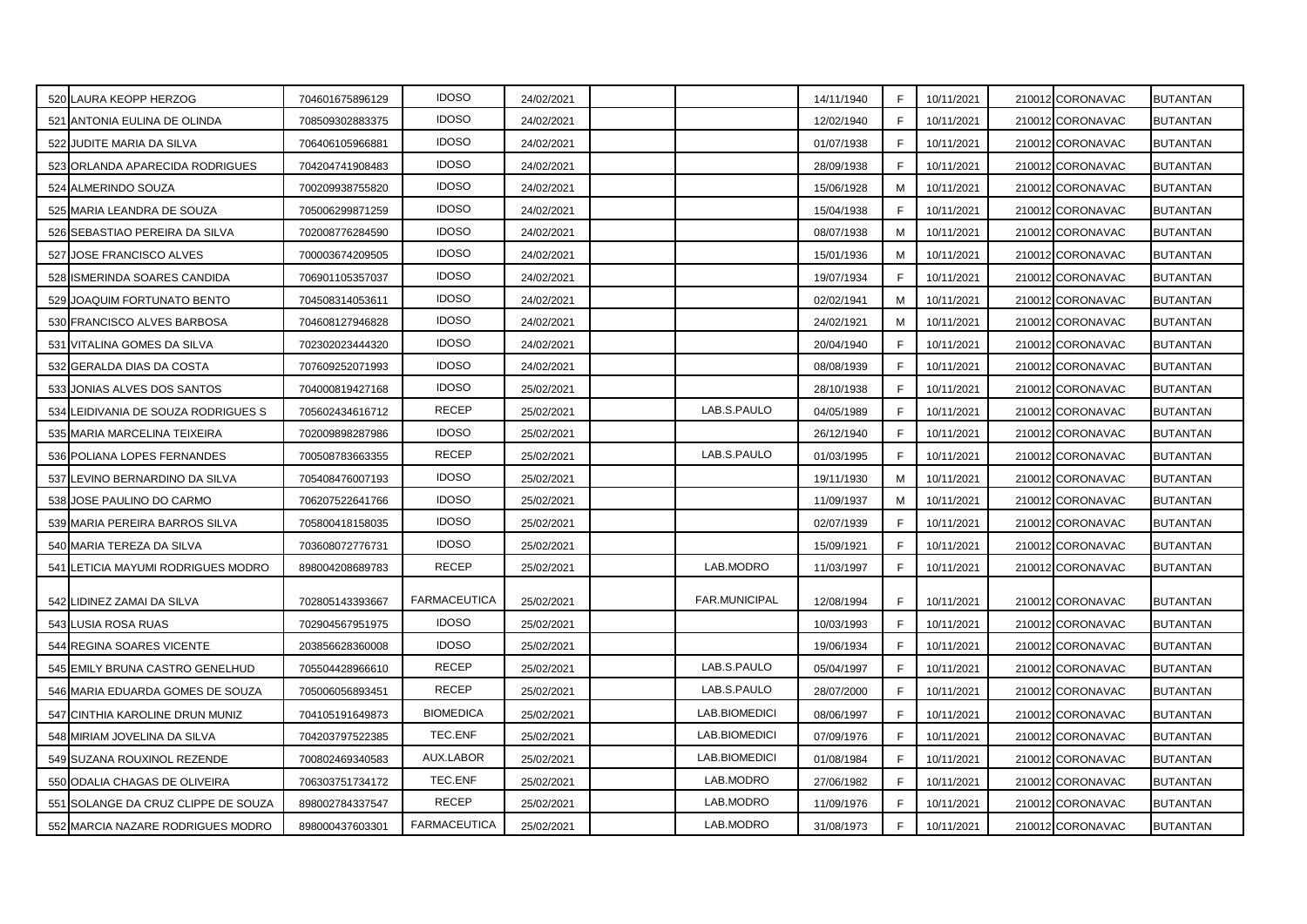| | | | | | | | | | | | |
|---|---|---|---|---|---|---|---|---|---|---|---|
| 520 | LAURA KEOPP HERZOG | 704601675896129 | IDOSO | 24/02/2021 | | | 14/11/1940 | F | 10/11/2021 | 210012 CORONAVAC | BUTANTAN |
| 521 | ANTONIA EULINA DE OLINDA | 708509302883375 | IDOSO | 24/02/2021 | | | 12/02/1940 | F | 10/11/2021 | 210012 CORONAVAC | BUTANTAN |
| 522 | JUDITE MARIA DA SILVA | 706406105966881 | IDOSO | 24/02/2021 | | | 01/07/1938 | F | 10/11/2021 | 210012 CORONAVAC | BUTANTAN |
| 523 | ORLANDA APARECIDA RODRIGUES | 704204741908483 | IDOSO | 24/02/2021 | | | 28/09/1938 | F | 10/11/2021 | 210012 CORONAVAC | BUTANTAN |
| 524 | ALMERINDO SOUZA | 700209938755820 | IDOSO | 24/02/2021 | | | 15/06/1928 | M | 10/11/2021 | 210012 CORONAVAC | BUTANTAN |
| 525 | MARIA LEANDRA DE SOUZA | 705006299871259 | IDOSO | 24/02/2021 | | | 15/04/1938 | F | 10/11/2021 | 210012 CORONAVAC | BUTANTAN |
| 526 | SEBASTIAO PEREIRA DA SILVA | 702008776284590 | IDOSO | 24/02/2021 | | | 08/07/1938 | M | 10/11/2021 | 210012 CORONAVAC | BUTANTAN |
| 527 | JOSE FRANCISCO ALVES | 700003674209505 | IDOSO | 24/02/2021 | | | 15/01/1936 | M | 10/11/2021 | 210012 CORONAVAC | BUTANTAN |
| 528 | ISMERINDA SOARES CANDIDA | 706901105357037 | IDOSO | 24/02/2021 | | | 19/07/1934 | F | 10/11/2021 | 210012 CORONAVAC | BUTANTAN |
| 529 | JOAQUIM FORTUNATO BENTO | 704508314053611 | IDOSO | 24/02/2021 | | | 02/02/1941 | M | 10/11/2021 | 210012 CORONAVAC | BUTANTAN |
| 530 | FRANCISCO ALVES BARBOSA | 704608127946828 | IDOSO | 24/02/2021 | | | 24/02/1921 | M | 10/11/2021 | 210012 CORONAVAC | BUTANTAN |
| 531 | VITALINA GOMES DA SILVA | 702302023444320 | IDOSO | 24/02/2021 | | | 20/04/1940 | F | 10/11/2021 | 210012 CORONAVAC | BUTANTAN |
| 532 | GERALDA DIAS DA COSTA | 707609252071993 | IDOSO | 24/02/2021 | | | 08/08/1939 | F | 10/11/2021 | 210012 CORONAVAC | BUTANTAN |
| 533 | JONIAS ALVES DOS SANTOS | 704000819427168 | IDOSO | 25/02/2021 | | | 28/10/1938 | F | 10/11/2021 | 210012 CORONAVAC | BUTANTAN |
| 534 | LEIDIVANIA DE SOUZA RODRIGUES S | 705602434616712 | RECEP | 25/02/2021 | | LAB.S.PAULO | 04/05/1989 | F | 10/11/2021 | 210012 CORONAVAC | BUTANTAN |
| 535 | MARIA MARCELINA TEIXEIRA | 702009898287986 | IDOSO | 25/02/2021 | | | 26/12/1940 | F | 10/11/2021 | 210012 CORONAVAC | BUTANTAN |
| 536 | POLIANA LOPES FERNANDES | 700508783663355 | RECEP | 25/02/2021 | | LAB.S.PAULO | 01/03/1995 | F | 10/11/2021 | 210012 CORONAVAC | BUTANTAN |
| 537 | LEVINO BERNARDINO DA SILVA | 705408476007193 | IDOSO | 25/02/2021 | | | 19/11/1930 | M | 10/11/2021 | 210012 CORONAVAC | BUTANTAN |
| 538 | JOSE PAULINO DO CARMO | 706207522641766 | IDOSO | 25/02/2021 | | | 11/09/1937 | M | 10/11/2021 | 210012 CORONAVAC | BUTANTAN |
| 539 | MARIA PEREIRA BARROS SILVA | 705800418158035 | IDOSO | 25/02/2021 | | | 02/07/1939 | F | 10/11/2021 | 210012 CORONAVAC | BUTANTAN |
| 540 | MARIA TEREZA DA SILVA | 703608072776731 | IDOSO | 25/02/2021 | | | 15/09/1921 | F | 10/11/2021 | 210012 CORONAVAC | BUTANTAN |
| 541 | LETICIA MAYUMI RODRIGUES MODRO | 898004208689783 | RECEP | 25/02/2021 | | LAB.MODRO | 11/03/1997 | F | 10/11/2021 | 210012 CORONAVAC | BUTANTAN |
| 542 | LIDINEZ ZAMAI DA SILVA | 702805143393667 | FARMACEUTICA | 25/02/2021 | | FAR.MUNICIPAL | 12/08/1994 | F | 10/11/2021 | 210012 CORONAVAC | BUTANTAN |
| 543 | LUSIA ROSA RUAS | 702904567951975 | IDOSO | 25/02/2021 | | | 10/03/1993 | F | 10/11/2021 | 210012 CORONAVAC | BUTANTAN |
| 544 | REGINA SOARES VICENTE | 203856628360008 | IDOSO | 25/02/2021 | | | 19/06/1934 | F | 10/11/2021 | 210012 CORONAVAC | BUTANTAN |
| 545 | EMILY BRUNA CASTRO GENELHUD | 705504428966610 | RECEP | 25/02/2021 | | LAB.S.PAULO | 05/04/1997 | F | 10/11/2021 | 210012 CORONAVAC | BUTANTAN |
| 546 | MARIA EDUARDA GOMES DE SOUZA | 705006056893451 | RECEP | 25/02/2021 | | LAB.S.PAULO | 28/07/2000 | F | 10/11/2021 | 210012 CORONAVAC | BUTANTAN |
| 547 | CINTHIA KAROLINE DRUN MUNIZ | 704105191649873 | BIOMEDICA | 25/02/2021 | | LAB.BIOMEDICI | 08/06/1997 | F | 10/11/2021 | 210012 CORONAVAC | BUTANTAN |
| 548 | MIRIAM JOVELINA DA SILVA | 704203797522385 | TEC.ENF | 25/02/2021 | | LAB.BIOMEDICI | 07/09/1976 | F | 10/11/2021 | 210012 CORONAVAC | BUTANTAN |
| 549 | SUZANA ROUXINOL REZENDE | 700802469340583 | AUX.LABOR | 25/02/2021 | | LAB.BIOMEDICI | 01/08/1984 | F | 10/11/2021 | 210012 CORONAVAC | BUTANTAN |
| 550 | ODALIA CHAGAS DE OLIVEIRA | 706303751734172 | TEC.ENF | 25/02/2021 | | LAB.MODRO | 27/06/1982 | F | 10/11/2021 | 210012 CORONAVAC | BUTANTAN |
| 551 | SOLANGE DA CRUZ CLIPPE DE SOUZA | 898002784337547 | RECEP | 25/02/2021 | | LAB.MODRO | 11/09/1976 | F | 10/11/2021 | 210012 CORONAVAC | BUTANTAN |
| 552 | MARCIA NAZARE RODRIGUES MODRO | 898000437603301 | FARMACEUTICA | 25/02/2021 | | LAB.MODRO | 31/08/1973 | F | 10/11/2021 | 210012 CORONAVAC | BUTANTAN |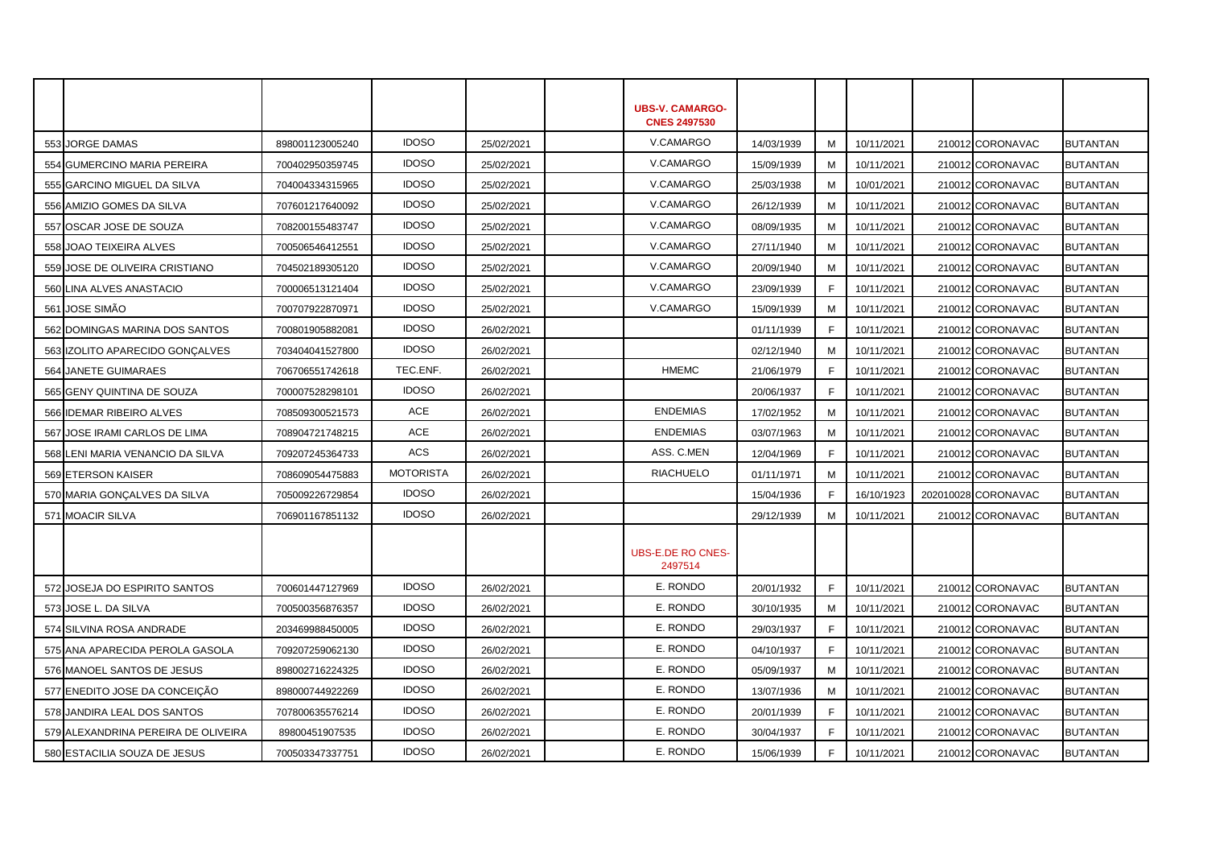| | | | | | | | | | | | |
|---|---|---|---|---|---|---|---|---|---|---|---|
| | | | | | UBS-V. CAMARGO- CNES 2497530 | | | | | | |
| 553 | JORGE DAMAS | 898001123005240 | IDOSO | 25/02/2021 | V.CAMARGO | 14/03/1939 | M | 10/11/2021 | 210012 | CORONAVAC | BUTANTAN |
| 554 | GUMERCINO MARIA PEREIRA | 700402950359745 | IDOSO | 25/02/2021 | V.CAMARGO | 15/09/1939 | M | 10/11/2021 | 210012 | CORONAVAC | BUTANTAN |
| 555 | GARCINO MIGUEL DA SILVA | 704004334315965 | IDOSO | 25/02/2021 | V.CAMARGO | 25/03/1938 | M | 10/01/2021 | 210012 | CORONAVAC | BUTANTAN |
| 556 | AMIZIO GOMES DA SILVA | 707601217640092 | IDOSO | 25/02/2021 | V.CAMARGO | 26/12/1939 | M | 10/11/2021 | 210012 | CORONAVAC | BUTANTAN |
| 557 | OSCAR JOSE DE SOUZA | 708200155483747 | IDOSO | 25/02/2021 | V.CAMARGO | 08/09/1935 | M | 10/11/2021 | 210012 | CORONAVAC | BUTANTAN |
| 558 | JOAO TEIXEIRA ALVES | 700506546412551 | IDOSO | 25/02/2021 | V.CAMARGO | 27/11/1940 | M | 10/11/2021 | 210012 | CORONAVAC | BUTANTAN |
| 559 | JOSE DE OLIVEIRA CRISTIANO | 704502189305120 | IDOSO | 25/02/2021 | V.CAMARGO | 20/09/1940 | M | 10/11/2021 | 210012 | CORONAVAC | BUTANTAN |
| 560 | LINA ALVES ANASTACIO | 700006513121404 | IDOSO | 25/02/2021 | V.CAMARGO | 23/09/1939 | F | 10/11/2021 | 210012 | CORONAVAC | BUTANTAN |
| 561 | JOSE SIMÃO | 700707922870971 | IDOSO | 25/02/2021 | V.CAMARGO | 15/09/1939 | M | 10/11/2021 | 210012 | CORONAVAC | BUTANTAN |
| 562 | DOMINGAS MARINA DOS SANTOS | 700801905882081 | IDOSO | 26/02/2021 | | 01/11/1939 | F | 10/11/2021 | 210012 | CORONAVAC | BUTANTAN |
| 563 | IZOLITO APARECIDO GONÇALVES | 703404041527800 | IDOSO | 26/02/2021 | | 02/12/1940 | M | 10/11/2021 | 210012 | CORONAVAC | BUTANTAN |
| 564 | JANETE GUIMARAES | 706706551742618 | TEC.ENF. | 26/02/2021 | HMEMC | 21/06/1979 | F | 10/11/2021 | 210012 | CORONAVAC | BUTANTAN |
| 565 | GENY QUINTINA DE SOUZA | 700007528298101 | IDOSO | 26/02/2021 | | 20/06/1937 | F | 10/11/2021 | 210012 | CORONAVAC | BUTANTAN |
| 566 | IDEMAR RIBEIRO ALVES | 708509300521573 | ACE | 26/02/2021 | ENDEMIAS | 17/02/1952 | M | 10/11/2021 | 210012 | CORONAVAC | BUTANTAN |
| 567 | JOSE IRAMI CARLOS DE LIMA | 708904721748215 | ACE | 26/02/2021 | ENDEMIAS | 03/07/1963 | M | 10/11/2021 | 210012 | CORONAVAC | BUTANTAN |
| 568 | LENI MARIA VENANCIO DA SILVA | 709207245364733 | ACS | 26/02/2021 | ASS. C.MEN | 12/04/1969 | F | 10/11/2021 | 210012 | CORONAVAC | BUTANTAN |
| 569 | ETERSON KAISER | 708609054475883 | MOTORISTA | 26/02/2021 | RIACHUELO | 01/11/1971 | M | 10/11/2021 | 210012 | CORONAVAC | BUTANTAN |
| 570 | MARIA GONÇALVES DA SILVA | 705009226729854 | IDOSO | 26/02/2021 | | 15/04/1936 | F | 16/10/1923 | 202010028 | CORONAVAC | BUTANTAN |
| 571 | MOACIR SILVA | 706901167851132 | IDOSO | 26/02/2021 | | 29/12/1939 | M | 10/11/2021 | 210012 | CORONAVAC | BUTANTAN |
| | | | | | UBS-E.DE RO CNES-2497514 | | | | | | |
| 572 | JOSEJA DO ESPIRITO SANTOS | 700601447127969 | IDOSO | 26/02/2021 | E. RONDO | 20/01/1932 | F | 10/11/2021 | 210012 | CORONAVAC | BUTANTAN |
| 573 | JOSE L. DA SILVA | 700500356876357 | IDOSO | 26/02/2021 | E. RONDO | 30/10/1935 | M | 10/11/2021 | 210012 | CORONAVAC | BUTANTAN |
| 574 | SILVINA ROSA ANDRADE | 203469988450005 | IDOSO | 26/02/2021 | E. RONDO | 29/03/1937 | F | 10/11/2021 | 210012 | CORONAVAC | BUTANTAN |
| 575 | ANA APARECIDA PEROLA GASOLA | 709207259062130 | IDOSO | 26/02/2021 | E. RONDO | 04/10/1937 | F | 10/11/2021 | 210012 | CORONAVAC | BUTANTAN |
| 576 | MANOEL SANTOS DE JESUS | 898002716224325 | IDOSO | 26/02/2021 | E. RONDO | 05/09/1937 | M | 10/11/2021 | 210012 | CORONAVAC | BUTANTAN |
| 577 | ENEDITO JOSE DA CONCEIÇÃO | 898000744922269 | IDOSO | 26/02/2021 | E. RONDO | 13/07/1936 | M | 10/11/2021 | 210012 | CORONAVAC | BUTANTAN |
| 578 | JANDIRA LEAL DOS SANTOS | 707800635576214 | IDOSO | 26/02/2021 | E. RONDO | 20/01/1939 | F | 10/11/2021 | 210012 | CORONAVAC | BUTANTAN |
| 579 | ALEXANDRINA PEREIRA DE OLIVEIRA | 89800451907535 | IDOSO | 26/02/2021 | E. RONDO | 30/04/1937 | F | 10/11/2021 | 210012 | CORONAVAC | BUTANTAN |
| 580 | ESTACILIA SOUZA DE JESUS | 700503347337751 | IDOSO | 26/02/2021 | E. RONDO | 15/06/1939 | F | 10/11/2021 | 210012 | CORONAVAC | BUTANTAN |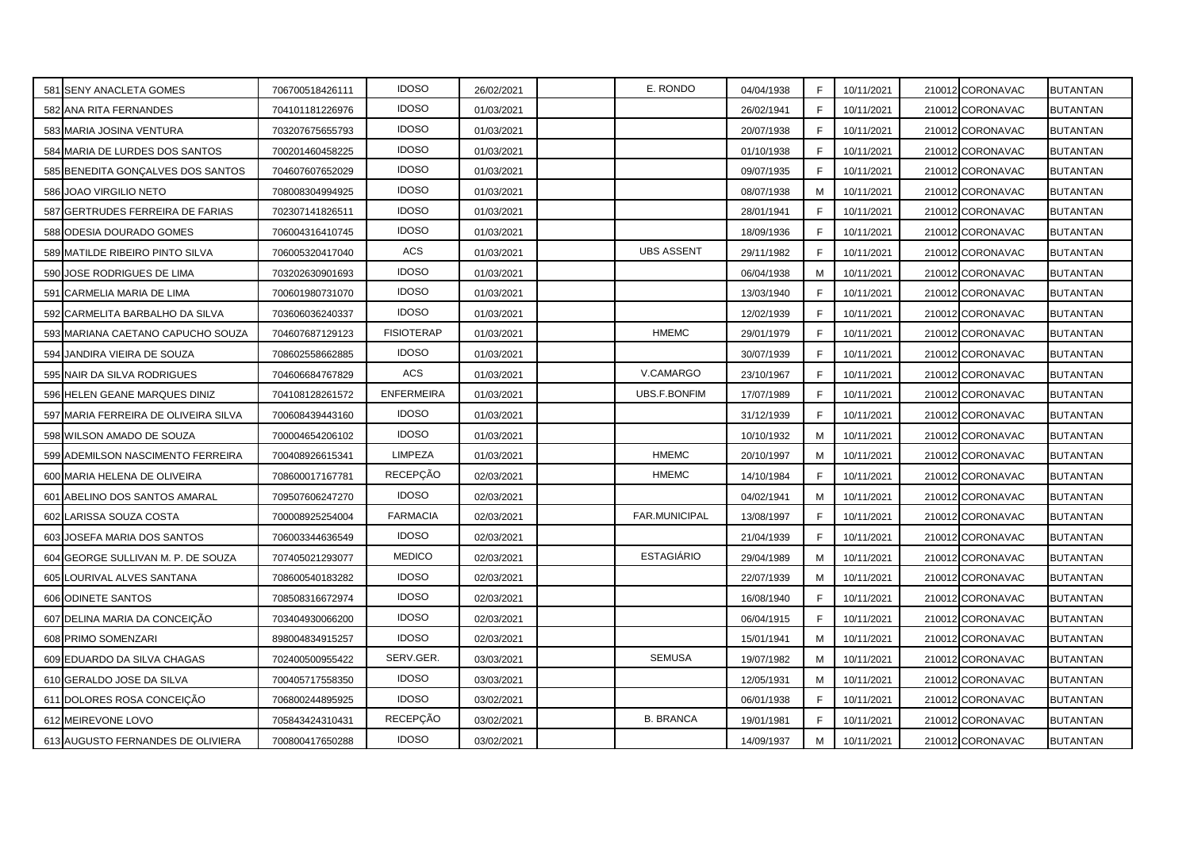| 581 | SENY ANACLETA GOMES | 706700518426111 | IDOSO | 26/02/2021 | | E. RONDO | 04/04/1938 | F | 10/11/2021 | 210012 | CORONAVAC | BUTANTAN |
|---|---|---|---|---|---|---|---|---|---|---|---|---|
| 582 | ANA RITA FERNANDES | 704101181226976 | IDOSO | 01/03/2021 | | | 26/02/1941 | F | 10/11/2021 | 210012 | CORONAVAC | BUTANTAN |
| 583 | MARIA JOSINA VENTURA | 703207675655793 | IDOSO | 01/03/2021 | | | 20/07/1938 | F | 10/11/2021 | 210012 | CORONAVAC | BUTANTAN |
| 584 | MARIA DE LURDES DOS SANTOS | 700201460458225 | IDOSO | 01/03/2021 | | | 01/10/1938 | F | 10/11/2021 | 210012 | CORONAVAC | BUTANTAN |
| 585 | BENEDITA GONÇALVES DOS SANTOS | 704607607652029 | IDOSO | 01/03/2021 | | | 09/07/1935 | F | 10/11/2021 | 210012 | CORONAVAC | BUTANTAN |
| 586 | JOAO VIRGILIO NETO | 708008304994925 | IDOSO | 01/03/2021 | | | 08/07/1938 | M | 10/11/2021 | 210012 | CORONAVAC | BUTANTAN |
| 587 | GERTRUDES FERREIRA DE FARIAS | 702307141826511 | IDOSO | 01/03/2021 | | | 28/01/1941 | F | 10/11/2021 | 210012 | CORONAVAC | BUTANTAN |
| 588 | ODESIA DOURADO GOMES | 706004316410745 | IDOSO | 01/03/2021 | | | 18/09/1936 | F | 10/11/2021 | 210012 | CORONAVAC | BUTANTAN |
| 589 | MATILDE RIBEIRO PINTO SILVA | 706005320417040 | ACS | 01/03/2021 | | UBS ASSENT | 29/11/1982 | F | 10/11/2021 | 210012 | CORONAVAC | BUTANTAN |
| 590 | JOSE RODRIGUES DE LIMA | 703202630901693 | IDOSO | 01/03/2021 | | | 06/04/1938 | M | 10/11/2021 | 210012 | CORONAVAC | BUTANTAN |
| 591 | CARMELIA MARIA DE LIMA | 700601980731070 | IDOSO | 01/03/2021 | | | 13/03/1940 | F | 10/11/2021 | 210012 | CORONAVAC | BUTANTAN |
| 592 | CARMELITA BARBALHO DA SILVA | 703606036240337 | IDOSO | 01/03/2021 | | | 12/02/1939 | F | 10/11/2021 | 210012 | CORONAVAC | BUTANTAN |
| 593 | MARIANA CAETANO CAPUCHO SOUZA | 704607687129123 | FISIOTERAP | 01/03/2021 | | HMEMC | 29/01/1979 | F | 10/11/2021 | 210012 | CORONAVAC | BUTANTAN |
| 594 | JANDIRA VIEIRA DE SOUZA | 708602558662885 | IDOSO | 01/03/2021 | | | 30/07/1939 | F | 10/11/2021 | 210012 | CORONAVAC | BUTANTAN |
| 595 | NAIR DA SILVA RODRIGUES | 704606684767829 | ACS | 01/03/2021 | | V.CAMARGO | 23/10/1967 | F | 10/11/2021 | 210012 | CORONAVAC | BUTANTAN |
| 596 | HELEN GEANE MARQUES DINIZ | 704108128261572 | ENFERMEIRA | 01/03/2021 | | UBS.F.BONFIM | 17/07/1989 | F | 10/11/2021 | 210012 | CORONAVAC | BUTANTAN |
| 597 | MARIA FERREIRA DE OLIVEIRA SILVA | 700608439443160 | IDOSO | 01/03/2021 | | | 31/12/1939 | F | 10/11/2021 | 210012 | CORONAVAC | BUTANTAN |
| 598 | WILSON AMADO DE SOUZA | 700004654206102 | IDOSO | 01/03/2021 | | | 10/10/1932 | M | 10/11/2021 | 210012 | CORONAVAC | BUTANTAN |
| 599 | ADEMILSON NASCIMENTO FERREIRA | 700408926615341 | LIMPEZA | 01/03/2021 | | HMEMC | 20/10/1997 | M | 10/11/2021 | 210012 | CORONAVAC | BUTANTAN |
| 600 | MARIA HELENA DE OLIVEIRA | 708600017167781 | RECEPÇÃO | 02/03/2021 | | HMEMC | 14/10/1984 | F | 10/11/2021 | 210012 | CORONAVAC | BUTANTAN |
| 601 | ABELINO DOS SANTOS AMARAL | 709507606247270 | IDOSO | 02/03/2021 | | | 04/02/1941 | M | 10/11/2021 | 210012 | CORONAVAC | BUTANTAN |
| 602 | LARISSA SOUZA COSTA | 700008925254004 | FARMACIA | 02/03/2021 | | FAR.MUNICIPAL | 13/08/1997 | F | 10/11/2021 | 210012 | CORONAVAC | BUTANTAN |
| 603 | JOSEFA MARIA DOS SANTOS | 706003344636549 | IDOSO | 02/03/2021 | | | 21/04/1939 | F | 10/11/2021 | 210012 | CORONAVAC | BUTANTAN |
| 604 | GEORGE SULLIVAN M. P. DE SOUZA | 707405021293077 | MEDICO | 02/03/2021 | | ESTAGIÁRIO | 29/04/1989 | M | 10/11/2021 | 210012 | CORONAVAC | BUTANTAN |
| 605 | LOURIVAL ALVES SANTANA | 708600540183282 | IDOSO | 02/03/2021 | | | 22/07/1939 | M | 10/11/2021 | 210012 | CORONAVAC | BUTANTAN |
| 606 | ODINETE SANTOS | 708508316672974 | IDOSO | 02/03/2021 | | | 16/08/1940 | F | 10/11/2021 | 210012 | CORONAVAC | BUTANTAN |
| 607 | DELINA MARIA DA CONCEIÇÃO | 703404930066200 | IDOSO | 02/03/2021 | | | 06/04/1915 | F | 10/11/2021 | 210012 | CORONAVAC | BUTANTAN |
| 608 | PRIMO SOMENZARI | 898004834915257 | IDOSO | 02/03/2021 | | | 15/01/1941 | M | 10/11/2021 | 210012 | CORONAVAC | BUTANTAN |
| 609 | EDUARDO DA SILVA CHAGAS | 702400500955422 | SERV.GER. | 03/03/2021 | | SEMUSA | 19/07/1982 | M | 10/11/2021 | 210012 | CORONAVAC | BUTANTAN |
| 610 | GERALDO JOSE DA SILVA | 700405717558350 | IDOSO | 03/03/2021 | | | 12/05/1931 | M | 10/11/2021 | 210012 | CORONAVAC | BUTANTAN |
| 611 | DOLORES ROSA CONCEIÇÃO | 706800244895925 | IDOSO | 03/02/2021 | | | 06/01/1938 | F | 10/11/2021 | 210012 | CORONAVAC | BUTANTAN |
| 612 | MEIREVONE LOVO | 705843424310431 | RECEPÇÃO | 03/02/2021 | | B. BRANCA | 19/01/1981 | F | 10/11/2021 | 210012 | CORONAVAC | BUTANTAN |
| 613 | AUGUSTO FERNANDES DE OLIVIERA | 700800417650288 | IDOSO | 03/02/2021 | | | 14/09/1937 | M | 10/11/2021 | 210012 | CORONAVAC | BUTANTAN |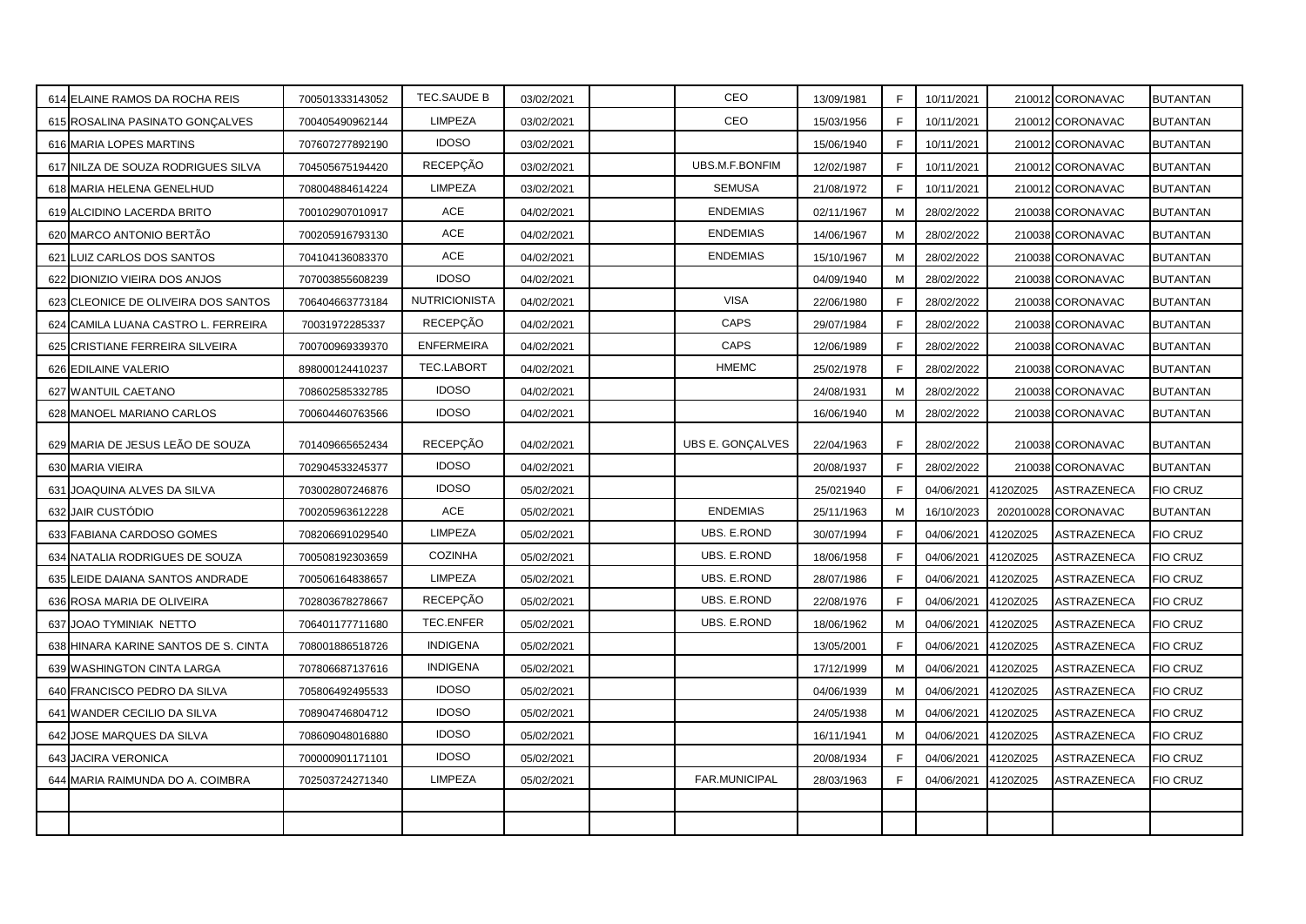| | | | | | | | | | | | | |
|---|---|---|---|---|---|---|---|---|---|---|---|---|
| 614 | ELAINE RAMOS DA ROCHA REIS | 700501333143052 | TEC.SAUDE B | 03/02/2021 | | CEO | 13/09/1981 | F | 10/11/2021 | 210012 | CORONAVAC | BUTANTAN |
| 615 | ROSALINA PASINATO GONÇALVES | 700405490962144 | LIMPEZA | 03/02/2021 | | CEO | 15/03/1956 | F | 10/11/2021 | 210012 | CORONAVAC | BUTANTAN |
| 616 | MARIA LOPES MARTINS | 707607277892190 | IDOSO | 03/02/2021 | | | 15/06/1940 | F | 10/11/2021 | 210012 | CORONAVAC | BUTANTAN |
| 617 | NILZA DE SOUZA RODRIGUES SILVA | 704505675194420 | RECEPÇÃO | 03/02/2021 | | UBS.M.F.BONFIM | 12/02/1987 | F | 10/11/2021 | 210012 | CORONAVAC | BUTANTAN |
| 618 | MARIA HELENA GENELHUD | 708004884614224 | LIMPEZA | 03/02/2021 | | SEMUSA | 21/08/1972 | F | 10/11/2021 | 210012 | CORONAVAC | BUTANTAN |
| 619 | ALCIDINO LACERDA BRITO | 700102907010917 | ACE | 04/02/2021 | | ENDEMIAS | 02/11/1967 | M | 28/02/2022 | 210038 | CORONAVAC | BUTANTAN |
| 620 | MARCO ANTONIO BERTÃO | 700205916793130 | ACE | 04/02/2021 | | ENDEMIAS | 14/06/1967 | M | 28/02/2022 | 210038 | CORONAVAC | BUTANTAN |
| 621 | LUIZ CARLOS DOS SANTOS | 704104136083370 | ACE | 04/02/2021 | | ENDEMIAS | 15/10/1967 | M | 28/02/2022 | 210038 | CORONAVAC | BUTANTAN |
| 622 | DIONIZIO VIEIRA DOS ANJOS | 707003855608239 | IDOSO | 04/02/2021 | | | 04/09/1940 | M | 28/02/2022 | 210038 | CORONAVAC | BUTANTAN |
| 623 | CLEONICE DE OLIVEIRA DOS SANTOS | 706404663773184 | NUTRICIONISTA | 04/02/2021 | | VISA | 22/06/1980 | F | 28/02/2022 | 210038 | CORONAVAC | BUTANTAN |
| 624 | CAMILA LUANA CASTRO L. FERREIRA | 70031972285337 | RECEPÇÃO | 04/02/2021 | | CAPS | 29/07/1984 | F | 28/02/2022 | 210038 | CORONAVAC | BUTANTAN |
| 625 | CRISTIANE FERREIRA SILVEIRA | 700700969339370 | ENFERMEIRA | 04/02/2021 | | CAPS | 12/06/1989 | F | 28/02/2022 | 210038 | CORONAVAC | BUTANTAN |
| 626 | EDILAINE VALERIO | 898000124410237 | TEC.LABORT | 04/02/2021 | | HMEMC | 25/02/1978 | F | 28/02/2022 | 210038 | CORONAVAC | BUTANTAN |
| 627 | WANTUIL CAETANO | 708602585332785 | IDOSO | 04/02/2021 | | | 24/08/1931 | M | 28/02/2022 | 210038 | CORONAVAC | BUTANTAN |
| 628 | MANOEL MARIANO CARLOS | 700604460763566 | IDOSO | 04/02/2021 | | | 16/06/1940 | M | 28/02/2022 | 210038 | CORONAVAC | BUTANTAN |
| 629 | MARIA DE JESUS LEÃO DE SOUZA | 701409665652434 | RECEPÇÃO | 04/02/2021 | | UBS E. GONÇALVES | 22/04/1963 | F | 28/02/2022 | 210038 | CORONAVAC | BUTANTAN |
| 630 | MARIA VIEIRA | 702904533245377 | IDOSO | 04/02/2021 | | | 20/08/1937 | F | 28/02/2022 | 210038 | CORONAVAC | BUTANTAN |
| 631 | JOAQUINA ALVES DA SILVA | 703002807246876 | IDOSO | 05/02/2021 | | | 25/021940 | F | 04/06/2021 | 4120Z025 | ASTRAZENECA | FIO CRUZ |
| 632 | JAIR CUSTÓDIO | 700205963612228 | ACE | 05/02/2021 | | ENDEMIAS | 25/11/1963 | M | 16/10/2023 | 202010028 | CORONAVAC | BUTANTAN |
| 633 | FABIANA CARDOSO GOMES | 708206691029540 | LIMPEZA | 05/02/2021 | | UBS. E.ROND | 30/07/1994 | F | 04/06/2021 | 4120Z025 | ASTRAZENECA | FIO CRUZ |
| 634 | NATALIA RODRIGUES DE SOUZA | 700508192303659 | COZINHA | 05/02/2021 | | UBS. E.ROND | 18/06/1958 | F | 04/06/2021 | 4120Z025 | ASTRAZENECA | FIO CRUZ |
| 635 | LEIDE DAIANA SANTOS ANDRADE | 700506164838657 | LIMPEZA | 05/02/2021 | | UBS. E.ROND | 28/07/1986 | F | 04/06/2021 | 4120Z025 | ASTRAZENECA | FIO CRUZ |
| 636 | ROSA MARIA DE OLIVEIRA | 702803678278667 | RECEPÇÃO | 05/02/2021 | | UBS. E.ROND | 22/08/1976 | F | 04/06/2021 | 4120Z025 | ASTRAZENECA | FIO CRUZ |
| 637 | JOAO TYMINIAK NETTO | 706401177711680 | TEC.ENFER | 05/02/2021 | | UBS. E.ROND | 18/06/1962 | M | 04/06/2021 | 4120Z025 | ASTRAZENECA | FIO CRUZ |
| 638 | HINARA KARINE SANTOS DE S. CINTA | 708001886518726 | INDIGENA | 05/02/2021 | | | 13/05/2001 | F | 04/06/2021 | 4120Z025 | ASTRAZENECA | FIO CRUZ |
| 639 | WASHINGTON CINTA LARGA | 707806687137616 | INDIGENA | 05/02/2021 | | | 17/12/1999 | M | 04/06/2021 | 4120Z025 | ASTRAZENECA | FIO CRUZ |
| 640 | FRANCISCO PEDRO DA SILVA | 705806492495533 | IDOSO | 05/02/2021 | | | 04/06/1939 | M | 04/06/2021 | 4120Z025 | ASTRAZENECA | FIO CRUZ |
| 641 | WANDER CECILIO DA SILVA | 708904746804712 | IDOSO | 05/02/2021 | | | 24/05/1938 | M | 04/06/2021 | 4120Z025 | ASTRAZENECA | FIO CRUZ |
| 642 | JOSE MARQUES DA SILVA | 708609048016880 | IDOSO | 05/02/2021 | | | 16/11/1941 | M | 04/06/2021 | 4120Z025 | ASTRAZENECA | FIO CRUZ |
| 643 | JACIRA VERONICA | 700000901171101 | IDOSO | 05/02/2021 | | | 20/08/1934 | F | 04/06/2021 | 4120Z025 | ASTRAZENECA | FIO CRUZ |
| 644 | MARIA RAIMUNDA DO A. COIMBRA | 702503724271340 | LIMPEZA | 05/02/2021 | | FAR.MUNICIPAL | 28/03/1963 | F | 04/06/2021 | 4120Z025 | ASTRAZENECA | FIO CRUZ |
| | | | | | | | | | | | | |
| | | | | | | | | | | | | |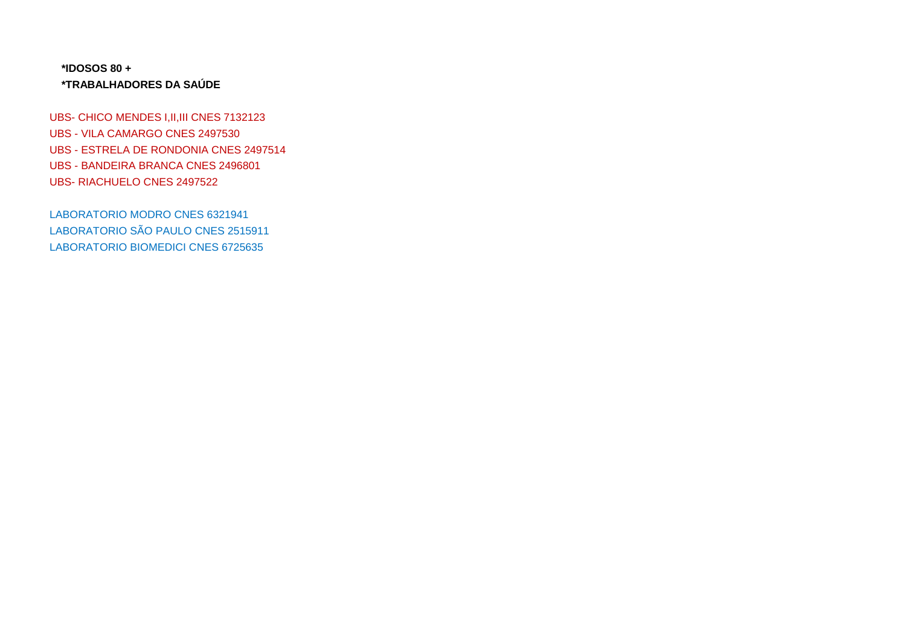**\*IDOSOS 80 +**
**\*TRABALHADORES DA SAÚDE**

UBS- CHICO MENDES I,II,III CNES 7132123
UBS - VILA CAMARGO CNES 2497530
UBS - ESTRELA DE RONDONIA CNES 2497514
UBS - BANDEIRA BRANCA CNES 2496801
UBS- RIACHUELO CNES 2497522

LABORATORIO MODRO CNES 6321941
LABORATORIO SÃO PAULO CNES 2515911
LABORATORIO BIOMEDICI CNES 6725635